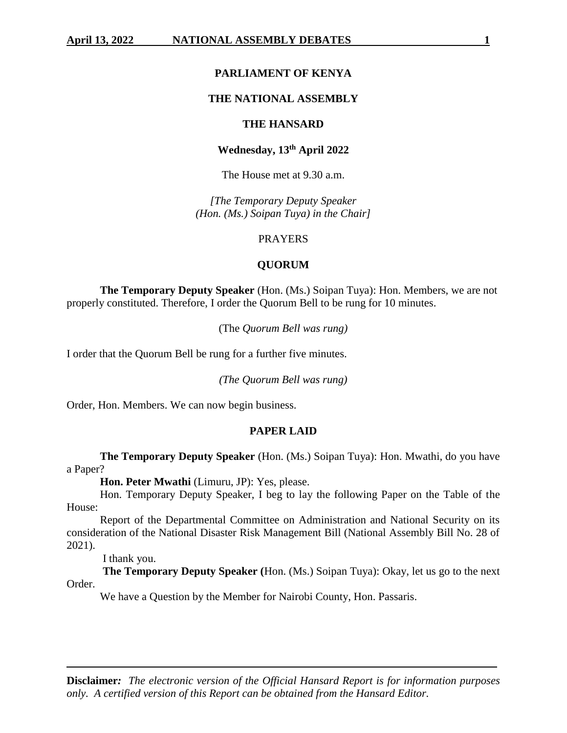# PARLIAMENT OF KENYA

## THE NATIONAL ASSEMBLY

## THE HANSARD

**Wednesday, 13th April 2022**

The House met at 9.30 a.m.

*[The Temporary Deputy Speaker (Hon. (Ms.) Soipan Tuya) in the Chair]*

PRAYERS

**QUORUM**

**The Temporary Deputy Speaker** (Hon. (Ms.) Soipan Tuya): Hon. Members, we are not properly constituted. Therefore, I order the Quorum Bell to be rung for 10 minutes.

(The *Quorum Bell was rung)*

I order that the Quorum Bell be rung for a further five minutes.

*(The Quorum Bell was rung)*

Order, Hon. Members. We can now begin business.

**PAPER LAID**

**The Temporary Deputy Speaker** (Hon. (Ms.) Soipan Tuya): Hon. Mwathi, do you have a Paper?

**Hon. Peter Mwathi** (Limuru, JP): Yes, please.

Hon. Temporary Deputy Speaker, I beg to lay the following Paper on the Table of the House:

Report of the Departmental Committee on Administration and National Security on its consideration of the National Disaster Risk Management Bill (National Assembly Bill No. 28 of 2021).

I thank you.

**The Temporary Deputy Speaker (**Hon. (Ms.) Soipan Tuya): Okay, let us go to the next Order.

We have a Question by the Member for Nairobi County, Hon. Passaris.

**Disclaimer***:* *The electronic version of the Official Hansard Report is for information purposes only. A certified version of this Report can be obtained from the Hansard Editor.*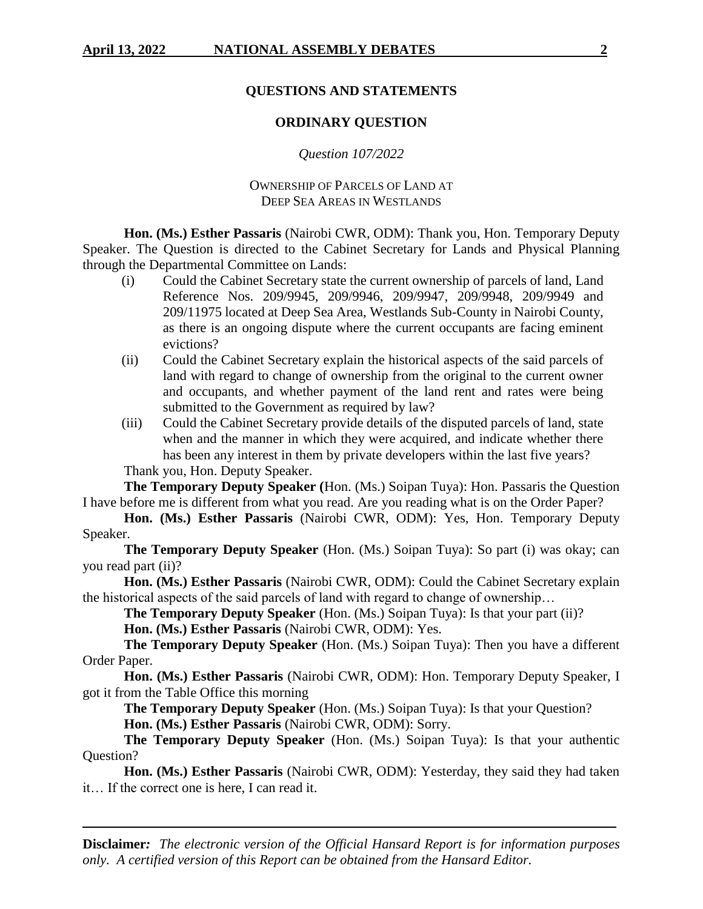## QUESTIONS AND STATEMENTS

### ORDINARY QUESTION

*Question 107/2022*

OWNERSHIP OF PARCELS OF LAND AT DEEP SEA AREAS IN WESTLANDS

**Hon. (Ms.) Esther Passaris** (Nairobi CWR, ODM): Thank you, Hon. Temporary Deputy Speaker. The Question is directed to the Cabinet Secretary for Lands and Physical Planning through the Departmental Committee on Lands:

(i) Could the Cabinet Secretary state the current ownership of parcels of land, Land Reference Nos. 209/9945, 209/9946, 209/9947, 209/9948, 209/9949 and 209/11975 located at Deep Sea Area, Westlands Sub-County in Nairobi County, as there is an ongoing dispute where the current occupants are facing eminent evictions?

(ii) Could the Cabinet Secretary explain the historical aspects of the said parcels of land with regard to change of ownership from the original to the current owner and occupants, and whether payment of the land rent and rates were being submitted to the Government as required by law?

(iii) Could the Cabinet Secretary provide details of the disputed parcels of land, state when and the manner in which they were acquired, and indicate whether there has been any interest in them by private developers within the last five years?

Thank you, Hon. Deputy Speaker.

**The Temporary Deputy Speaker (**Hon. (Ms.) Soipan Tuya): Hon. Passaris the Question I have before me is different from what you read. Are you reading what is on the Order Paper?

**Hon. (Ms.) Esther Passaris** (Nairobi CWR, ODM): Yes, Hon. Temporary Deputy Speaker.

**The Temporary Deputy Speaker** (Hon. (Ms.) Soipan Tuya): So part (i) was okay; can you read part (ii)?

**Hon. (Ms.) Esther Passaris** (Nairobi CWR, ODM): Could the Cabinet Secretary explain the historical aspects of the said parcels of land with regard to change of ownership…

**The Temporary Deputy Speaker** (Hon. (Ms.) Soipan Tuya): Is that your part (ii)?

**Hon. (Ms.) Esther Passaris** (Nairobi CWR, ODM): Yes.

**The Temporary Deputy Speaker** (Hon. (Ms.) Soipan Tuya): Then you have a different Order Paper.

**Hon. (Ms.) Esther Passaris** (Nairobi CWR, ODM): Hon. Temporary Deputy Speaker, I got it from the Table Office this morning

**The Temporary Deputy Speaker** (Hon. (Ms.) Soipan Tuya): Is that your Question?

**Hon. (Ms.) Esther Passaris** (Nairobi CWR, ODM): Sorry.

**The Temporary Deputy Speaker** (Hon. (Ms.) Soipan Tuya): Is that your authentic Question?

**Hon. (Ms.) Esther Passaris** (Nairobi CWR, ODM): Yesterday, they said they had taken it… If the correct one is here, I can read it.

**Disclaimer***:* *The electronic version of the Official Hansard Report is for information purposes only. A certified version of this Report can be obtained from the Hansard Editor.*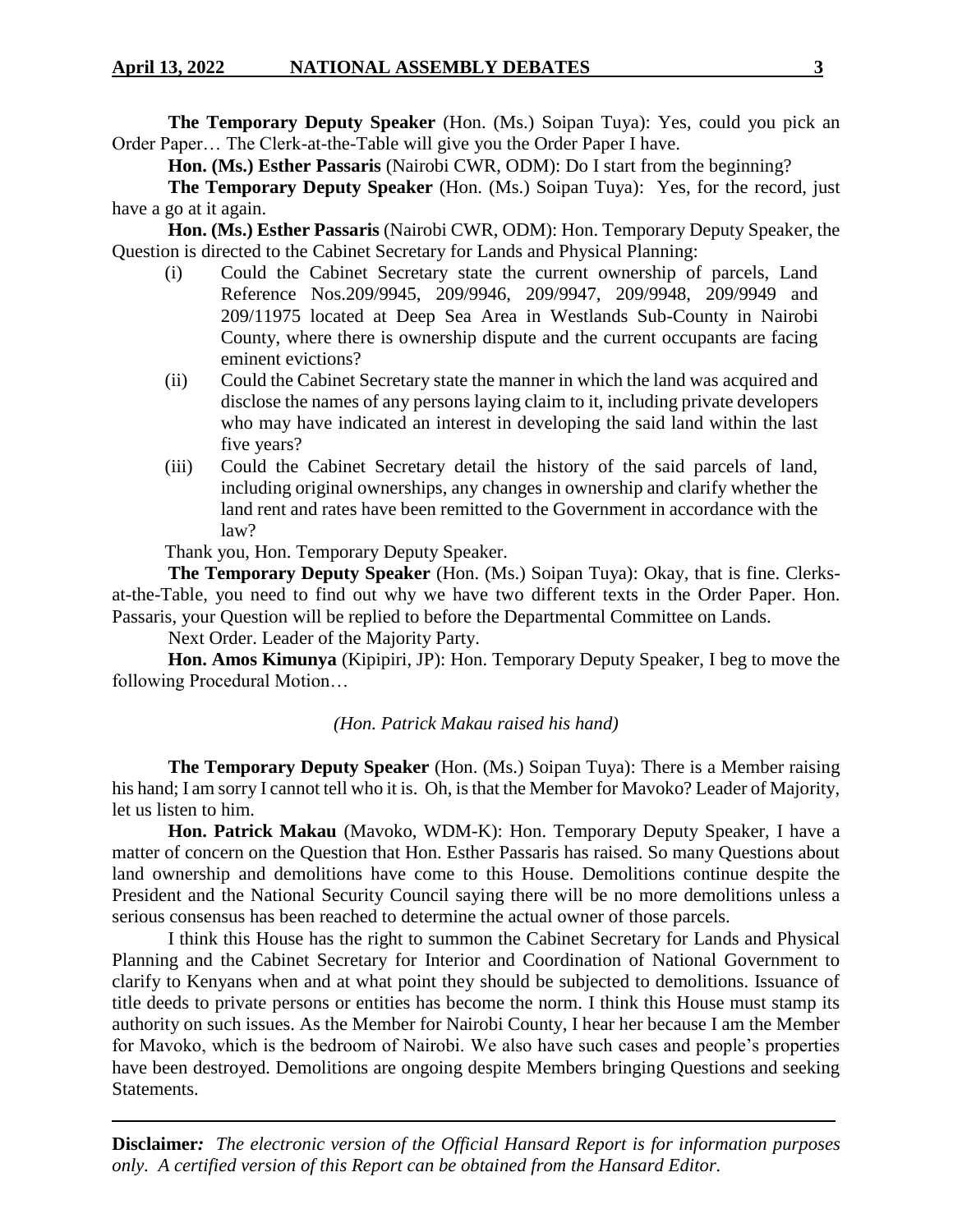**The Temporary Deputy Speaker** (Hon. (Ms.) Soipan Tuya): Yes, could you pick an Order Paper… The Clerk-at-the-Table will give you the Order Paper I have.

**Hon. (Ms.) Esther Passaris** (Nairobi CWR, ODM): Do I start from the beginning?

**The Temporary Deputy Speaker** (Hon. (Ms.) Soipan Tuya): Yes, for the record, just have a go at it again.

**Hon. (Ms.) Esther Passaris** (Nairobi CWR, ODM): Hon. Temporary Deputy Speaker, the Question is directed to the Cabinet Secretary for Lands and Physical Planning:

(i) Could the Cabinet Secretary state the current ownership of parcels, Land Reference Nos.209/9945, 209/9946, 209/9947, 209/9948, 209/9949 and 209/11975 located at Deep Sea Area in Westlands Sub-County in Nairobi County, where there is ownership dispute and the current occupants are facing eminent evictions?

(ii) Could the Cabinet Secretary state the manner in which the land was acquired and disclose the names of any persons laying claim to it, including private developers who may have indicated an interest in developing the said land within the last five years?

(iii) Could the Cabinet Secretary detail the history of the said parcels of land, including original ownerships, any changes in ownership and clarify whether the land rent and rates have been remitted to the Government in accordance with the law?

Thank you, Hon. Temporary Deputy Speaker.

**The Temporary Deputy Speaker** (Hon. (Ms.) Soipan Tuya): Okay, that is fine. Clerks-at-the-Table, you need to find out why we have two different texts in the Order Paper. Hon. Passaris, your Question will be replied to before the Departmental Committee on Lands.

Next Order. Leader of the Majority Party.

**Hon. Amos Kimunya** (Kipipiri, JP): Hon. Temporary Deputy Speaker, I beg to move the following Procedural Motion…

*(Hon. Patrick Makau raised his hand)*

**The Temporary Deputy Speaker** (Hon. (Ms.) Soipan Tuya): There is a Member raising his hand; I am sorry I cannot tell who it is. Oh, is that the Member for Mavoko? Leader of Majority, let us listen to him.

**Hon. Patrick Makau** (Mavoko, WDM-K): Hon. Temporary Deputy Speaker, I have a matter of concern on the Question that Hon. Esther Passaris has raised. So many Questions about land ownership and demolitions have come to this House. Demolitions continue despite the President and the National Security Council saying there will be no more demolitions unless a serious consensus has been reached to determine the actual owner of those parcels.

I think this House has the right to summon the Cabinet Secretary for Lands and Physical Planning and the Cabinet Secretary for Interior and Coordination of National Government to clarify to Kenyans when and at what point they should be subjected to demolitions. Issuance of title deeds to private persons or entities has become the norm. I think this House must stamp its authority on such issues. As the Member for Nairobi County, I hear her because I am the Member for Mavoko, which is the bedroom of Nairobi. We also have such cases and people's properties have been destroyed. Demolitions are ongoing despite Members bringing Questions and seeking Statements.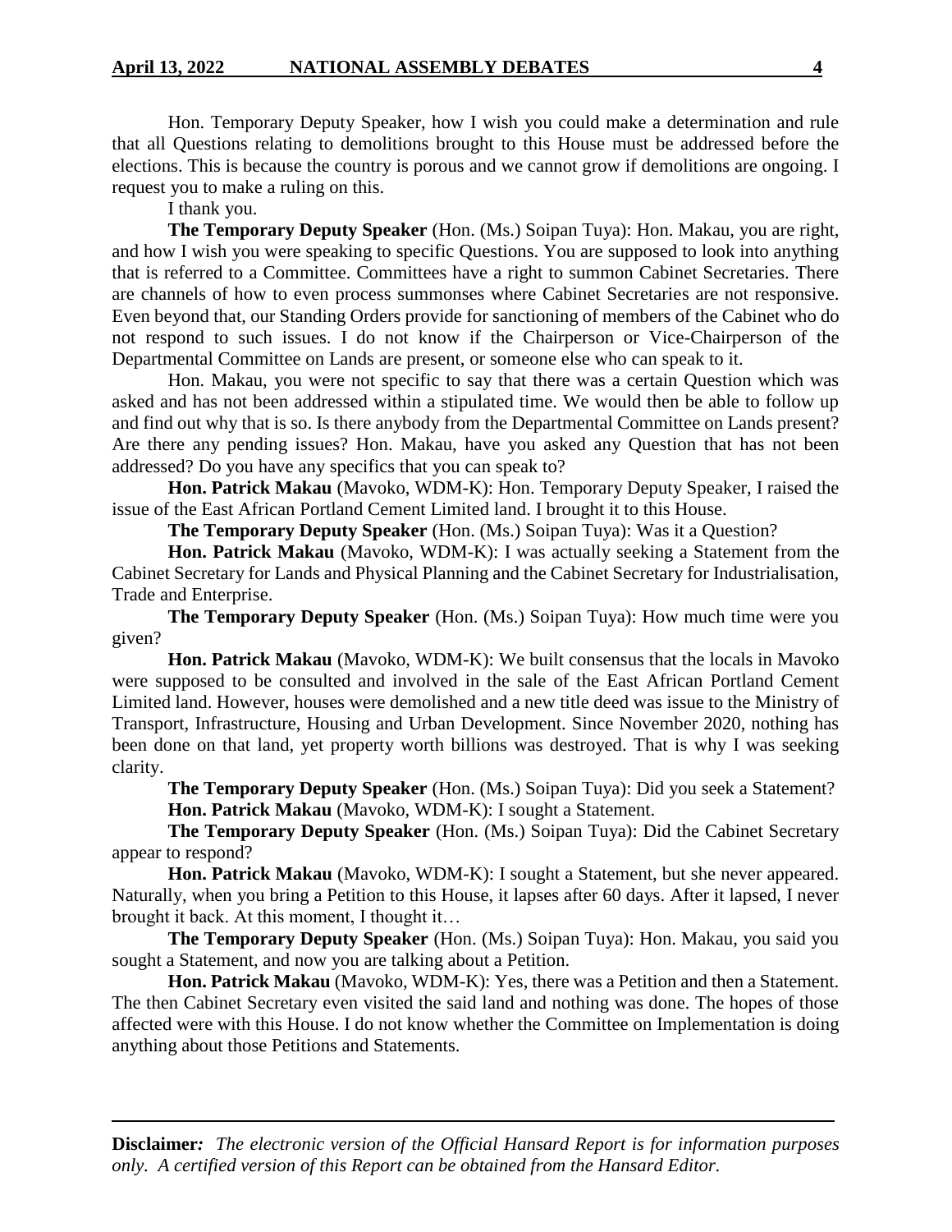Hon. Temporary Deputy Speaker, how I wish you could make a determination and rule that all Questions relating to demolitions brought to this House must be addressed before the elections. This is because the country is porous and we cannot grow if demolitions are ongoing. I request you to make a ruling on this.

I thank you.

**The Temporary Deputy Speaker** (Hon. (Ms.) Soipan Tuya): Hon. Makau, you are right, and how I wish you were speaking to specific Questions. You are supposed to look into anything that is referred to a Committee. Committees have a right to summon Cabinet Secretaries. There are channels of how to even process summonses where Cabinet Secretaries are not responsive. Even beyond that, our Standing Orders provide for sanctioning of members of the Cabinet who do not respond to such issues. I do not know if the Chairperson or Vice-Chairperson of the Departmental Committee on Lands are present, or someone else who can speak to it.

Hon. Makau, you were not specific to say that there was a certain Question which was asked and has not been addressed within a stipulated time. We would then be able to follow up and find out why that is so. Is there anybody from the Departmental Committee on Lands present? Are there any pending issues? Hon. Makau, have you asked any Question that has not been addressed? Do you have any specifics that you can speak to?

**Hon. Patrick Makau** (Mavoko, WDM-K): Hon. Temporary Deputy Speaker, I raised the issue of the East African Portland Cement Limited land. I brought it to this House.

**The Temporary Deputy Speaker** (Hon. (Ms.) Soipan Tuya): Was it a Question?

**Hon. Patrick Makau** (Mavoko, WDM-K): I was actually seeking a Statement from the Cabinet Secretary for Lands and Physical Planning and the Cabinet Secretary for Industrialisation, Trade and Enterprise.

**The Temporary Deputy Speaker** (Hon. (Ms.) Soipan Tuya): How much time were you given?

**Hon. Patrick Makau** (Mavoko, WDM-K): We built consensus that the locals in Mavoko were supposed to be consulted and involved in the sale of the East African Portland Cement Limited land. However, houses were demolished and a new title deed was issue to the Ministry of Transport, Infrastructure, Housing and Urban Development. Since November 2020, nothing has been done on that land, yet property worth billions was destroyed. That is why I was seeking clarity.

**The Temporary Deputy Speaker** (Hon. (Ms.) Soipan Tuya): Did you seek a Statement?

**Hon. Patrick Makau** (Mavoko, WDM-K): I sought a Statement.

**The Temporary Deputy Speaker** (Hon. (Ms.) Soipan Tuya): Did the Cabinet Secretary appear to respond?

**Hon. Patrick Makau** (Mavoko, WDM-K): I sought a Statement, but she never appeared. Naturally, when you bring a Petition to this House, it lapses after 60 days. After it lapsed, I never brought it back. At this moment, I thought it…

**The Temporary Deputy Speaker** (Hon. (Ms.) Soipan Tuya): Hon. Makau, you said you sought a Statement, and now you are talking about a Petition.

**Hon. Patrick Makau** (Mavoko, WDM-K): Yes, there was a Petition and then a Statement. The then Cabinet Secretary even visited the said land and nothing was done. The hopes of those affected were with this House. I do not know whether the Committee on Implementation is doing anything about those Petitions and Statements.

**Disclaimer***:* *The electronic version of the Official Hansard Report is for information purposes only. A certified version of this Report can be obtained from the Hansard Editor.*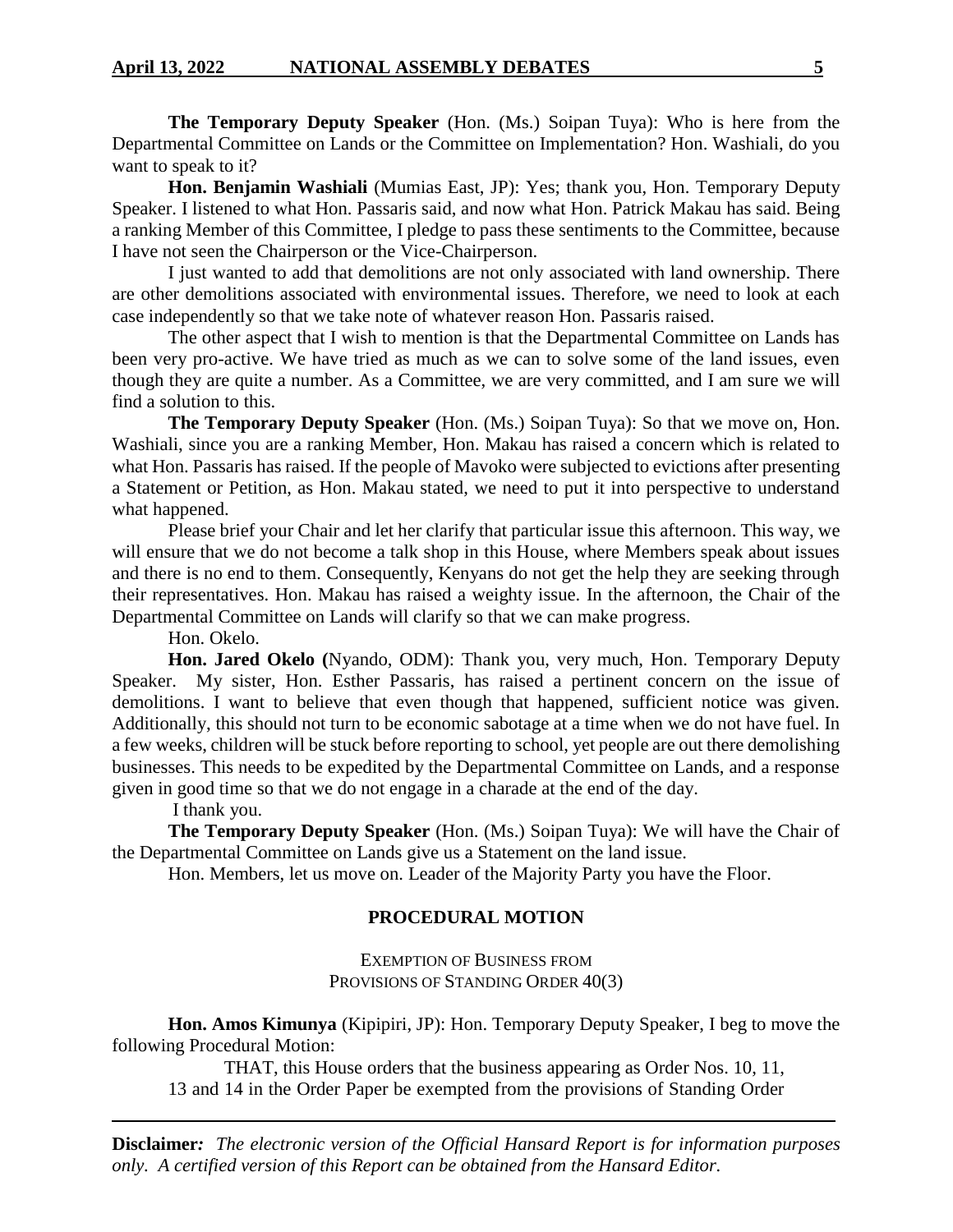**The Temporary Deputy Speaker** (Hon. (Ms.) Soipan Tuya): Who is here from the Departmental Committee on Lands or the Committee on Implementation? Hon. Washiali, do you want to speak to it?

**Hon. Benjamin Washiali** (Mumias East, JP): Yes; thank you, Hon. Temporary Deputy Speaker. I listened to what Hon. Passaris said, and now what Hon. Patrick Makau has said. Being a ranking Member of this Committee, I pledge to pass these sentiments to the Committee, because I have not seen the Chairperson or the Vice-Chairperson.

I just wanted to add that demolitions are not only associated with land ownership. There are other demolitions associated with environmental issues. Therefore, we need to look at each case independently so that we take note of whatever reason Hon. Passaris raised.

The other aspect that I wish to mention is that the Departmental Committee on Lands has been very pro-active. We have tried as much as we can to solve some of the land issues, even though they are quite a number. As a Committee, we are very committed, and I am sure we will find a solution to this.

**The Temporary Deputy Speaker** (Hon. (Ms.) Soipan Tuya): So that we move on, Hon. Washiali, since you are a ranking Member, Hon. Makau has raised a concern which is related to what Hon. Passaris has raised. If the people of Mavoko were subjected to evictions after presenting a Statement or Petition, as Hon. Makau stated, we need to put it into perspective to understand what happened.

Please brief your Chair and let her clarify that particular issue this afternoon. This way, we will ensure that we do not become a talk shop in this House, where Members speak about issues and there is no end to them. Consequently, Kenyans do not get the help they are seeking through their representatives. Hon. Makau has raised a weighty issue. In the afternoon, the Chair of the Departmental Committee on Lands will clarify so that we can make progress.

Hon. Okelo.

**Hon. Jared Okelo (**Nyando, ODM): Thank you, very much, Hon. Temporary Deputy Speaker. My sister, Hon. Esther Passaris, has raised a pertinent concern on the issue of demolitions. I want to believe that even though that happened, sufficient notice was given. Additionally, this should not turn to be economic sabotage at a time when we do not have fuel. In a few weeks, children will be stuck before reporting to school, yet people are out there demolishing businesses. This needs to be expedited by the Departmental Committee on Lands, and a response given in good time so that we do not engage in a charade at the end of the day.

I thank you.

**The Temporary Deputy Speaker** (Hon. (Ms.) Soipan Tuya): We will have the Chair of the Departmental Committee on Lands give us a Statement on the land issue.

Hon. Members, let us move on. Leader of the Majority Party you have the Floor.

## PROCEDURAL MOTION

### EXEMPTION OF BUSINESS FROM PROVISIONS OF STANDING ORDER 40(3)

**Hon. Amos Kimunya** (Kipipiri, JP): Hon. Temporary Deputy Speaker, I beg to move the following Procedural Motion:

> THAT, this House orders that the business appearing as Order Nos. 10, 11, 13 and 14 in the Order Paper be exempted from the provisions of Standing Order

**Disclaimer***:* *The electronic version of the Official Hansard Report is for information purposes only. A certified version of this Report can be obtained from the Hansard Editor.*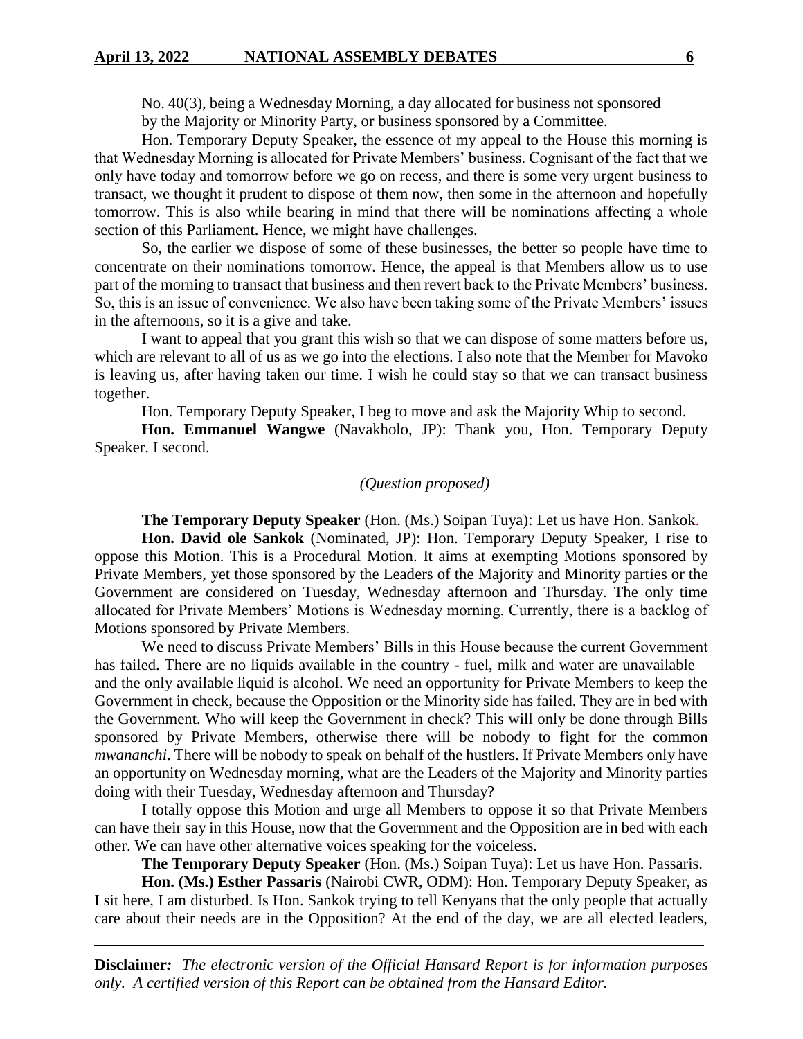No. 40(3), being a Wednesday Morning, a day allocated for business not sponsored by the Majority or Minority Party, or business sponsored by a Committee.

Hon. Temporary Deputy Speaker, the essence of my appeal to the House this morning is that Wednesday Morning is allocated for Private Members' business. Cognisant of the fact that we only have today and tomorrow before we go on recess, and there is some very urgent business to transact, we thought it prudent to dispose of them now, then some in the afternoon and hopefully tomorrow. This is also while bearing in mind that there will be nominations affecting a whole section of this Parliament. Hence, we might have challenges.

So, the earlier we dispose of some of these businesses, the better so people have time to concentrate on their nominations tomorrow. Hence, the appeal is that Members allow us to use part of the morning to transact that business and then revert back to the Private Members' business. So, this is an issue of convenience. We also have been taking some of the Private Members' issues in the afternoons, so it is a give and take.

I want to appeal that you grant this wish so that we can dispose of some matters before us, which are relevant to all of us as we go into the elections. I also note that the Member for Mavoko is leaving us, after having taken our time. I wish he could stay so that we can transact business together.

Hon. Temporary Deputy Speaker, I beg to move and ask the Majority Whip to second.

**Hon. Emmanuel Wangwe** (Navakholo, JP): Thank you, Hon. Temporary Deputy Speaker. I second.

*(Question proposed)*

**The Temporary Deputy Speaker** (Hon. (Ms.) Soipan Tuya): Let us have Hon. Sankok.

**Hon. David ole Sankok** (Nominated, JP): Hon. Temporary Deputy Speaker, I rise to oppose this Motion. This is a Procedural Motion. It aims at exempting Motions sponsored by Private Members, yet those sponsored by the Leaders of the Majority and Minority parties or the Government are considered on Tuesday, Wednesday afternoon and Thursday. The only time allocated for Private Members' Motions is Wednesday morning. Currently, there is a backlog of Motions sponsored by Private Members.

We need to discuss Private Members' Bills in this House because the current Government has failed. There are no liquids available in the country - fuel, milk and water are unavailable – and the only available liquid is alcohol. We need an opportunity for Private Members to keep the Government in check, because the Opposition or the Minority side has failed. They are in bed with the Government. Who will keep the Government in check? This will only be done through Bills sponsored by Private Members, otherwise there will be nobody to fight for the common *mwananchi*. There will be nobody to speak on behalf of the hustlers. If Private Members only have an opportunity on Wednesday morning, what are the Leaders of the Majority and Minority parties doing with their Tuesday, Wednesday afternoon and Thursday?

I totally oppose this Motion and urge all Members to oppose it so that Private Members can have their say in this House, now that the Government and the Opposition are in bed with each other. We can have other alternative voices speaking for the voiceless.

**The Temporary Deputy Speaker** (Hon. (Ms.) Soipan Tuya): Let us have Hon. Passaris.

**Hon. (Ms.) Esther Passaris** (Nairobi CWR, ODM): Hon. Temporary Deputy Speaker, as I sit here, I am disturbed. Is Hon. Sankok trying to tell Kenyans that the only people that actually care about their needs are in the Opposition? At the end of the day, we are all elected leaders,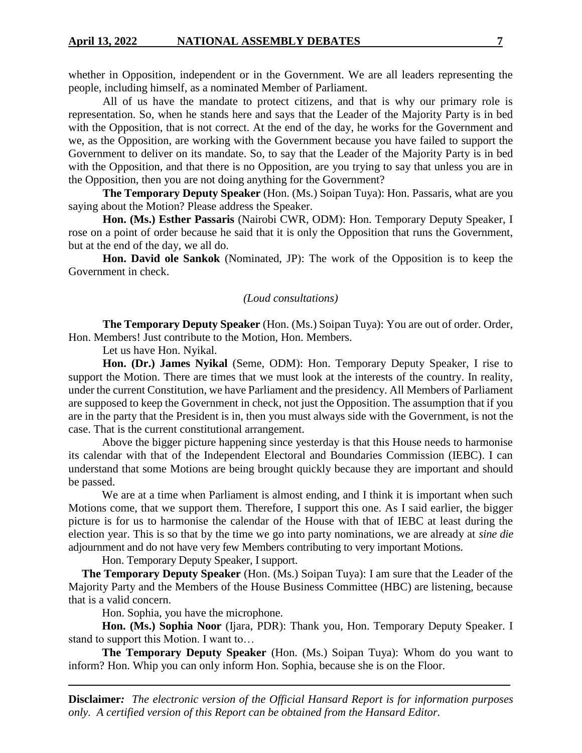whether in Opposition, independent or in the Government. We are all leaders representing the people, including himself, as a nominated Member of Parliament.

All of us have the mandate to protect citizens, and that is why our primary role is representation. So, when he stands here and says that the Leader of the Majority Party is in bed with the Opposition, that is not correct. At the end of the day, he works for the Government and we, as the Opposition, are working with the Government because you have failed to support the Government to deliver on its mandate. So, to say that the Leader of the Majority Party is in bed with the Opposition, and that there is no Opposition, are you trying to say that unless you are in the Opposition, then you are not doing anything for the Government?

**The Temporary Deputy Speaker** (Hon. (Ms.) Soipan Tuya): Hon. Passaris, what are you saying about the Motion? Please address the Speaker.

**Hon. (Ms.) Esther Passaris** (Nairobi CWR, ODM): Hon. Temporary Deputy Speaker, I rose on a point of order because he said that it is only the Opposition that runs the Government, but at the end of the day, we all do.

**Hon. David ole Sankok** (Nominated, JP): The work of the Opposition is to keep the Government in check.

*(Loud consultations)*

**The Temporary Deputy Speaker** (Hon. (Ms.) Soipan Tuya): You are out of order. Order, Hon. Members! Just contribute to the Motion, Hon. Members.

Let us have Hon. Nyikal.

**Hon. (Dr.) James Nyikal** (Seme, ODM): Hon. Temporary Deputy Speaker, I rise to support the Motion. There are times that we must look at the interests of the country. In reality, under the current Constitution, we have Parliament and the presidency. All Members of Parliament are supposed to keep the Government in check, not just the Opposition. The assumption that if you are in the party that the President is in, then you must always side with the Government, is not the case. That is the current constitutional arrangement.

Above the bigger picture happening since yesterday is that this House needs to harmonise its calendar with that of the Independent Electoral and Boundaries Commission (IEBC). I can understand that some Motions are being brought quickly because they are important and should be passed.

We are at a time when Parliament is almost ending, and I think it is important when such Motions come, that we support them. Therefore, I support this one. As I said earlier, the bigger picture is for us to harmonise the calendar of the House with that of IEBC at least during the election year. This is so that by the time we go into party nominations, we are already at *sine die* adjournment and do not have very few Members contributing to very important Motions.

Hon. Temporary Deputy Speaker, I support.

**The Temporary Deputy Speaker** (Hon. (Ms.) Soipan Tuya): I am sure that the Leader of the Majority Party and the Members of the House Business Committee (HBC) are listening, because that is a valid concern.

Hon. Sophia, you have the microphone.

**Hon. (Ms.) Sophia Noor** (Ijara, PDR): Thank you, Hon. Temporary Deputy Speaker. I stand to support this Motion. I want to…

**The Temporary Deputy Speaker** (Hon. (Ms.) Soipan Tuya): Whom do you want to inform? Hon. Whip you can only inform Hon. Sophia, because she is on the Floor.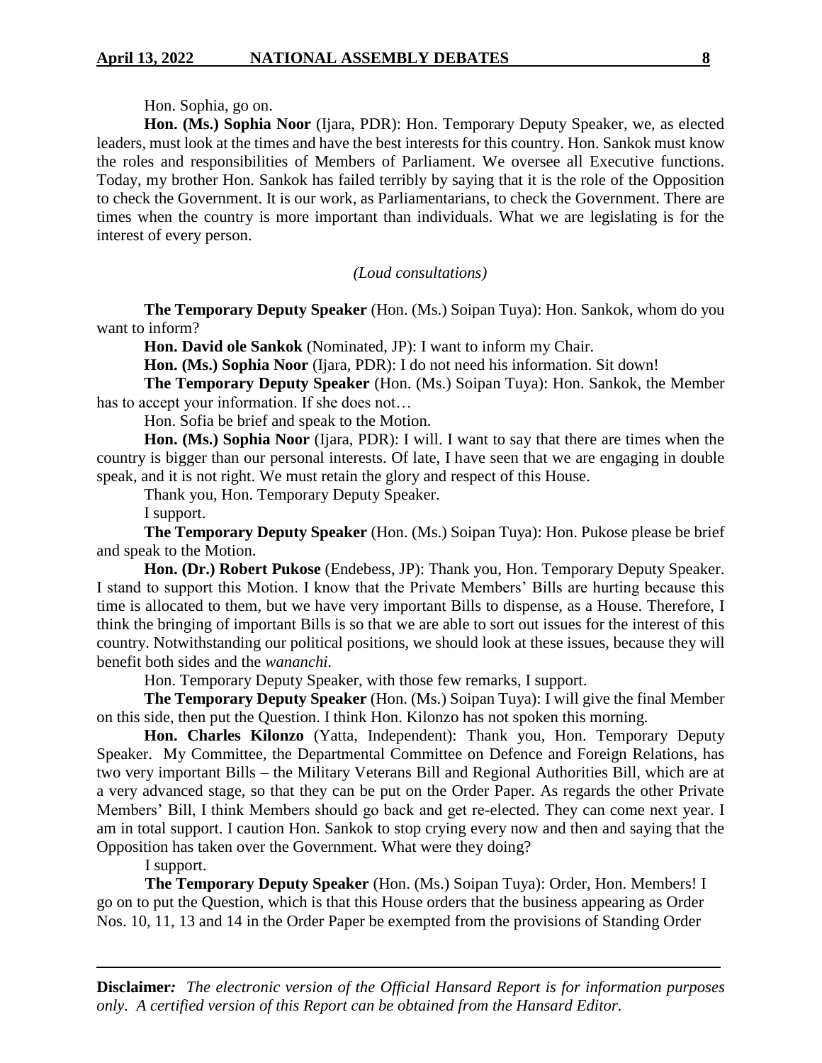Hon. Sophia, go on.

**Hon. (Ms.) Sophia Noor** (Ijara, PDR): Hon. Temporary Deputy Speaker, we, as elected leaders, must look at the times and have the best interests for this country. Hon. Sankok must know the roles and responsibilities of Members of Parliament. We oversee all Executive functions. Today, my brother Hon. Sankok has failed terribly by saying that it is the role of the Opposition to check the Government. It is our work, as Parliamentarians, to check the Government. There are times when the country is more important than individuals. What we are legislating is for the interest of every person.

*(Loud consultations)*

**The Temporary Deputy Speaker** (Hon. (Ms.) Soipan Tuya): Hon. Sankok, whom do you want to inform?

**Hon. David ole Sankok** (Nominated, JP): I want to inform my Chair.

**Hon. (Ms.) Sophia Noor** (Ijara, PDR): I do not need his information. Sit down!

**The Temporary Deputy Speaker** (Hon. (Ms.) Soipan Tuya): Hon. Sankok, the Member has to accept your information. If she does not…

Hon. Sofia be brief and speak to the Motion.

**Hon. (Ms.) Sophia Noor** (Ijara, PDR): I will. I want to say that there are times when the country is bigger than our personal interests. Of late, I have seen that we are engaging in double speak, and it is not right. We must retain the glory and respect of this House.

Thank you, Hon. Temporary Deputy Speaker.

I support.

**The Temporary Deputy Speaker** (Hon. (Ms.) Soipan Tuya): Hon. Pukose please be brief and speak to the Motion.

**Hon. (Dr.) Robert Pukose** (Endebess, JP): Thank you, Hon. Temporary Deputy Speaker. I stand to support this Motion. I know that the Private Members' Bills are hurting because this time is allocated to them, but we have very important Bills to dispense, as a House. Therefore, I think the bringing of important Bills is so that we are able to sort out issues for the interest of this country. Notwithstanding our political positions, we should look at these issues, because they will benefit both sides and the *wananchi.*

Hon. Temporary Deputy Speaker, with those few remarks, I support.

**The Temporary Deputy Speaker** (Hon. (Ms.) Soipan Tuya): I will give the final Member on this side, then put the Question. I think Hon. Kilonzo has not spoken this morning.

**Hon. Charles Kilonzo** (Yatta, Independent): Thank you, Hon. Temporary Deputy Speaker. My Committee, the Departmental Committee on Defence and Foreign Relations, has two very important Bills – the Military Veterans Bill and Regional Authorities Bill, which are at a very advanced stage, so that they can be put on the Order Paper. As regards the other Private Members' Bill, I think Members should go back and get re-elected. They can come next year. I am in total support. I caution Hon. Sankok to stop crying every now and then and saying that the Opposition has taken over the Government. What were they doing?

I support.

**The Temporary Deputy Speaker** (Hon. (Ms.) Soipan Tuya): Order, Hon. Members! I go on to put the Question, which is that this House orders that the business appearing as Order Nos. 10, 11, 13 and 14 in the Order Paper be exempted from the provisions of Standing Order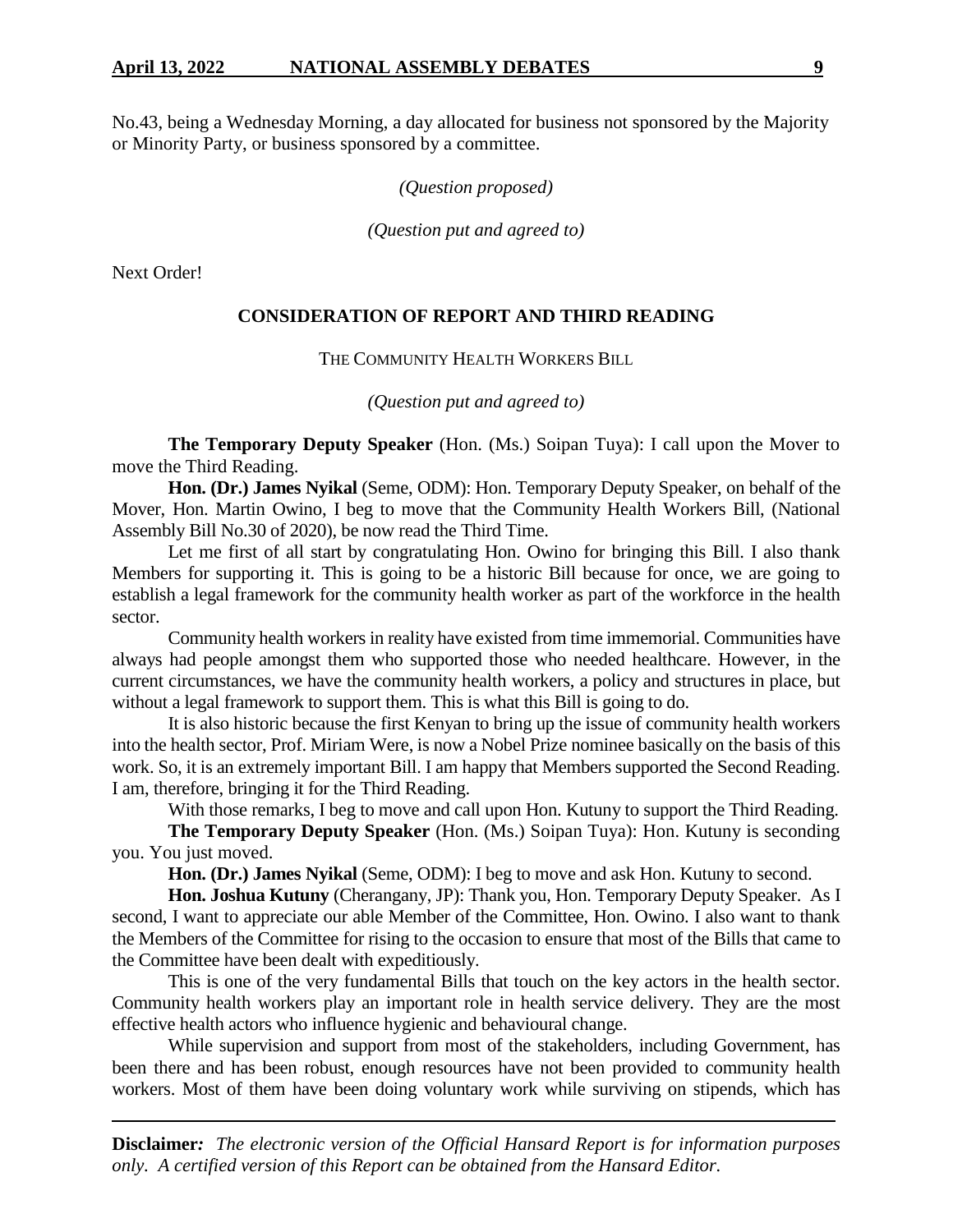No.43, being a Wednesday Morning, a day allocated for business not sponsored by the Majority or Minority Party, or business sponsored by a committee.

*(Question proposed)*

*(Question put and agreed to)*

Next Order!

## CONSIDERATION OF REPORT AND THIRD READING

THE COMMUNITY HEALTH WORKERS BILL

*(Question put and agreed to)*

**The Temporary Deputy Speaker** (Hon. (Ms.) Soipan Tuya): I call upon the Mover to move the Third Reading.

**Hon. (Dr.) James Nyikal** (Seme, ODM): Hon. Temporary Deputy Speaker, on behalf of the Mover, Hon. Martin Owino, I beg to move that the Community Health Workers Bill, (National Assembly Bill No.30 of 2020), be now read the Third Time.

Let me first of all start by congratulating Hon. Owino for bringing this Bill. I also thank Members for supporting it. This is going to be a historic Bill because for once, we are going to establish a legal framework for the community health worker as part of the workforce in the health sector.

Community health workers in reality have existed from time immemorial. Communities have always had people amongst them who supported those who needed healthcare. However, in the current circumstances, we have the community health workers, a policy and structures in place, but without a legal framework to support them. This is what this Bill is going to do.

It is also historic because the first Kenyan to bring up the issue of community health workers into the health sector, Prof. Miriam Were, is now a Nobel Prize nominee basically on the basis of this work. So, it is an extremely important Bill. I am happy that Members supported the Second Reading. I am, therefore, bringing it for the Third Reading.

With those remarks, I beg to move and call upon Hon. Kutuny to support the Third Reading.

**The Temporary Deputy Speaker** (Hon. (Ms.) Soipan Tuya): Hon. Kutuny is seconding you. You just moved.

**Hon. (Dr.) James Nyikal** (Seme, ODM): I beg to move and ask Hon. Kutuny to second.

**Hon. Joshua Kutuny** (Cherangany, JP): Thank you, Hon. Temporary Deputy Speaker. As I second, I want to appreciate our able Member of the Committee, Hon. Owino. I also want to thank the Members of the Committee for rising to the occasion to ensure that most of the Bills that came to the Committee have been dealt with expeditiously.

This is one of the very fundamental Bills that touch on the key actors in the health sector. Community health workers play an important role in health service delivery. They are the most effective health actors who influence hygienic and behavioural change.

While supervision and support from most of the stakeholders, including Government, has been there and has been robust, enough resources have not been provided to community health workers. Most of them have been doing voluntary work while surviving on stipends, which has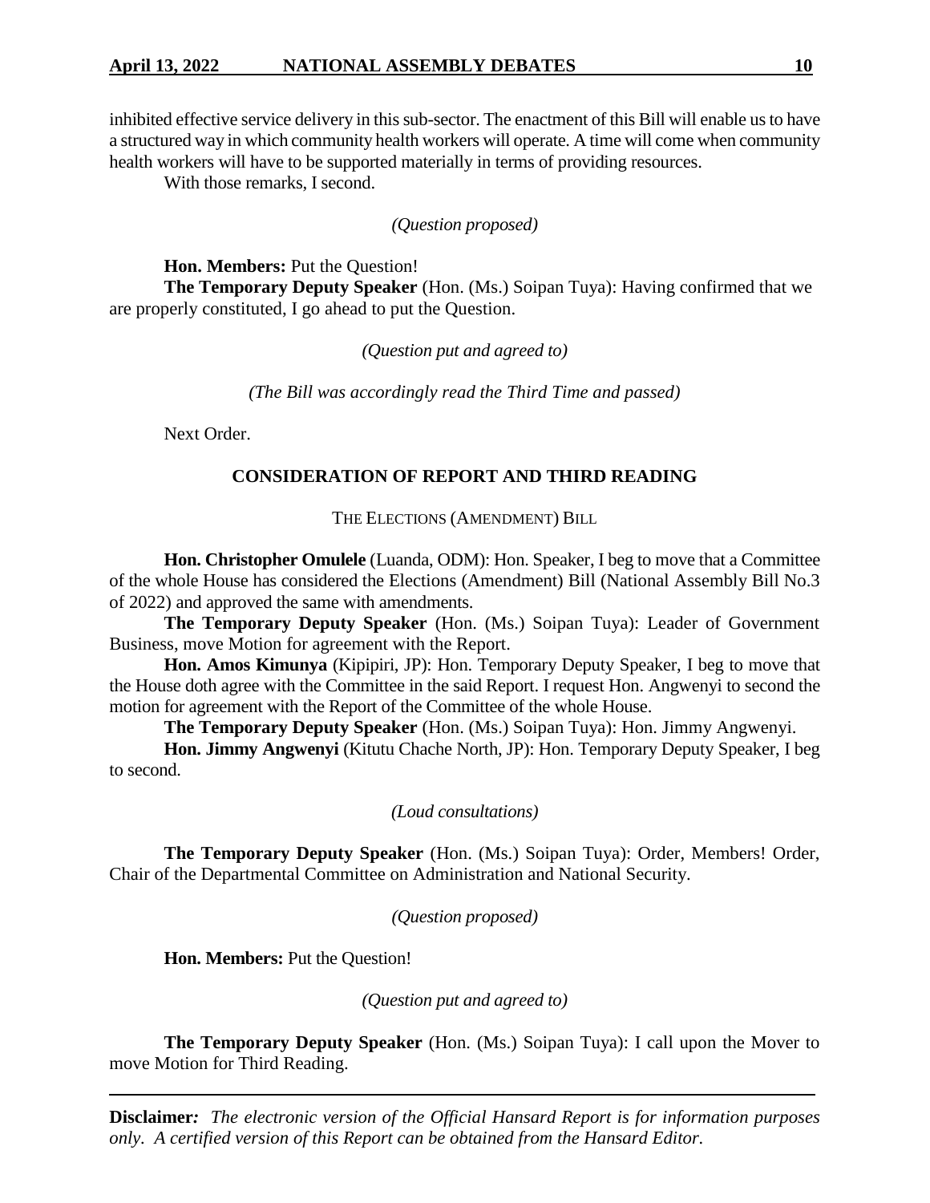inhibited effective service delivery in this sub-sector. The enactment of this Bill will enable us to have a structured way in which community health workers will operate. A time will come when community health workers will have to be supported materially in terms of providing resources.

With those remarks, I second.

*(Question proposed)*

**Hon. Members:** Put the Question!

**The Temporary Deputy Speaker** (Hon. (Ms.) Soipan Tuya): Having confirmed that we are properly constituted, I go ahead to put the Question.

*(Question put and agreed to)*

*(The Bill was accordingly read the Third Time and passed)*

Next Order.

## CONSIDERATION OF REPORT AND THIRD READING

THE ELECTIONS (AMENDMENT) BILL

**Hon. Christopher Omulele** (Luanda, ODM): Hon. Speaker, I beg to move that a Committee of the whole House has considered the Elections (Amendment) Bill (National Assembly Bill No.3 of 2022) and approved the same with amendments.

**The Temporary Deputy Speaker** (Hon. (Ms.) Soipan Tuya): Leader of Government Business, move Motion for agreement with the Report.

**Hon. Amos Kimunya** (Kipipiri, JP): Hon. Temporary Deputy Speaker, I beg to move that the House doth agree with the Committee in the said Report. I request Hon. Angwenyi to second the motion for agreement with the Report of the Committee of the whole House.

**The Temporary Deputy Speaker** (Hon. (Ms.) Soipan Tuya): Hon. Jimmy Angwenyi.

**Hon. Jimmy Angwenyi** (Kitutu Chache North, JP): Hon. Temporary Deputy Speaker, I beg to second.

*(Loud consultations)*

**The Temporary Deputy Speaker** (Hon. (Ms.) Soipan Tuya): Order, Members! Order, Chair of the Departmental Committee on Administration and National Security.

*(Question proposed)*

**Hon. Members:** Put the Question!

*(Question put and agreed to)*

**The Temporary Deputy Speaker** (Hon. (Ms.) Soipan Tuya): I call upon the Mover to move Motion for Third Reading.

**Disclaimer***:* *The electronic version of the Official Hansard Report is for information purposes only. A certified version of this Report can be obtained from the Hansard Editor.*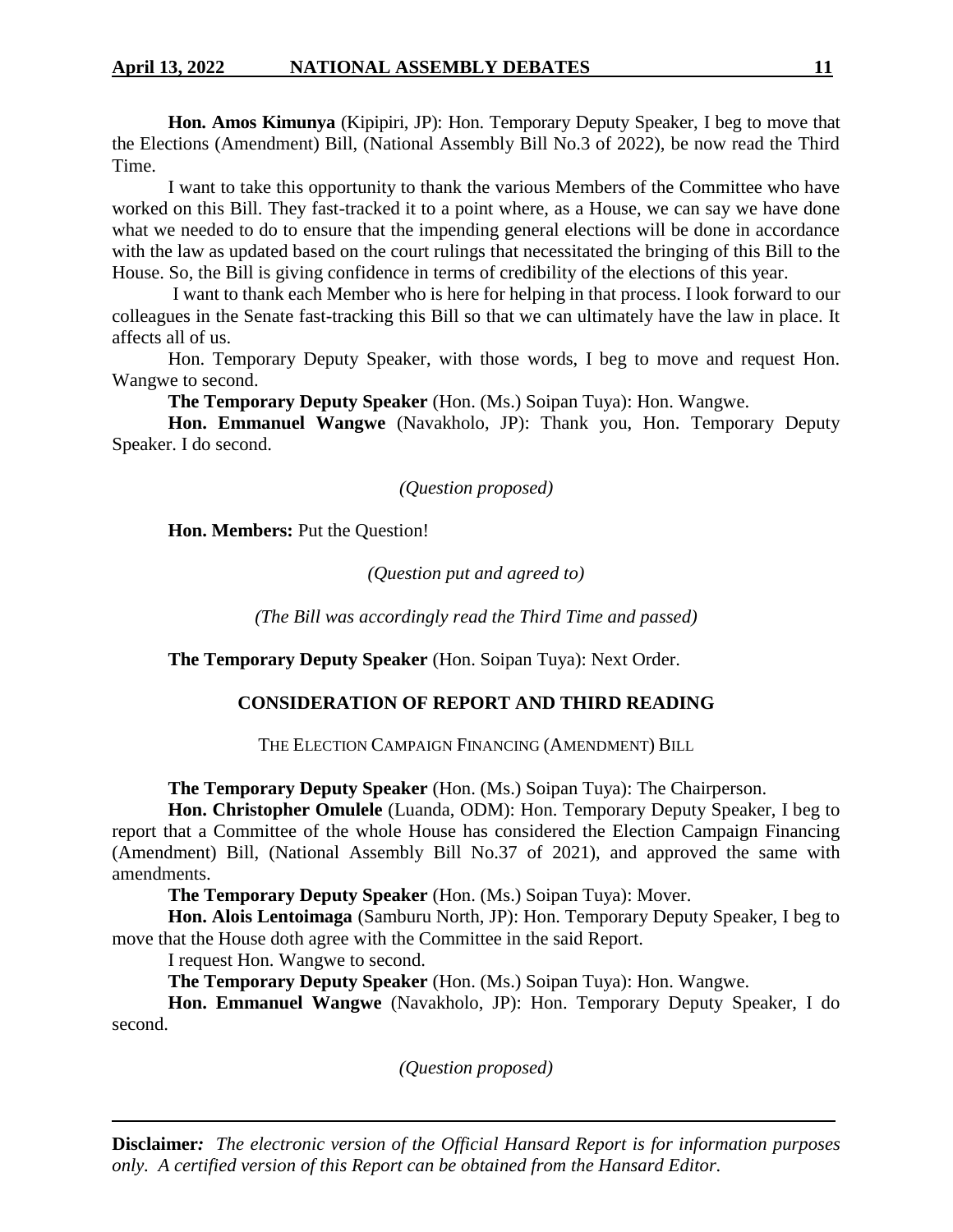**Hon. Amos Kimunya** (Kipipiri, JP): Hon. Temporary Deputy Speaker, I beg to move that the Elections (Amendment) Bill, (National Assembly Bill No.3 of 2022), be now read the Third Time.

I want to take this opportunity to thank the various Members of the Committee who have worked on this Bill. They fast-tracked it to a point where, as a House, we can say we have done what we needed to do to ensure that the impending general elections will be done in accordance with the law as updated based on the court rulings that necessitated the bringing of this Bill to the House. So, the Bill is giving confidence in terms of credibility of the elections of this year.

I want to thank each Member who is here for helping in that process. I look forward to our colleagues in the Senate fast-tracking this Bill so that we can ultimately have the law in place. It affects all of us.

Hon. Temporary Deputy Speaker, with those words, I beg to move and request Hon. Wangwe to second.

**The Temporary Deputy Speaker** (Hon. (Ms.) Soipan Tuya): Hon. Wangwe.

**Hon. Emmanuel Wangwe** (Navakholo, JP): Thank you, Hon. Temporary Deputy Speaker. I do second.

*(Question proposed)*

**Hon. Members:** Put the Question!

*(Question put and agreed to)*

*(The Bill was accordingly read the Third Time and passed)*

**The Temporary Deputy Speaker** (Hon. Soipan Tuya): Next Order.

## CONSIDERATION OF REPORT AND THIRD READING

THE ELECTION CAMPAIGN FINANCING (AMENDMENT) BILL

**The Temporary Deputy Speaker** (Hon. (Ms.) Soipan Tuya): The Chairperson.

**Hon. Christopher Omulele** (Luanda, ODM): Hon. Temporary Deputy Speaker, I beg to report that a Committee of the whole House has considered the Election Campaign Financing (Amendment) Bill, (National Assembly Bill No.37 of 2021), and approved the same with amendments.

**The Temporary Deputy Speaker** (Hon. (Ms.) Soipan Tuya): Mover.

**Hon. Alois Lentoimaga** (Samburu North, JP): Hon. Temporary Deputy Speaker, I beg to move that the House doth agree with the Committee in the said Report.

I request Hon. Wangwe to second.

**The Temporary Deputy Speaker** (Hon. (Ms.) Soipan Tuya): Hon. Wangwe.

**Hon. Emmanuel Wangwe** (Navakholo, JP): Hon. Temporary Deputy Speaker, I do second.

*(Question proposed)*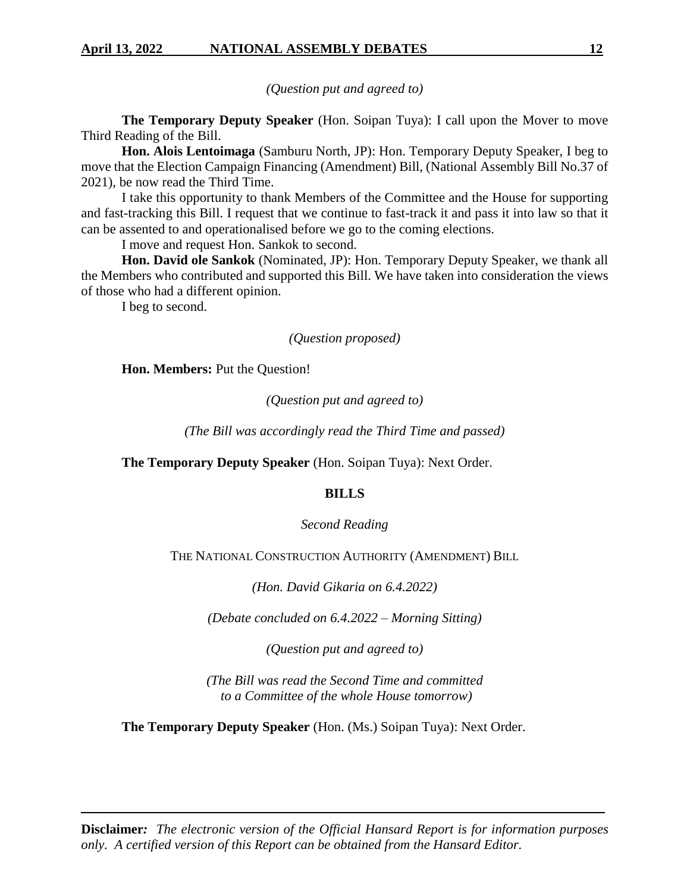*(Question put and agreed to)*

**The Temporary Deputy Speaker** (Hon. Soipan Tuya): I call upon the Mover to move Third Reading of the Bill.

**Hon. Alois Lentoimaga** (Samburu North, JP): Hon. Temporary Deputy Speaker, I beg to move that the Election Campaign Financing (Amendment) Bill, (National Assembly Bill No.37 of 2021), be now read the Third Time.

I take this opportunity to thank Members of the Committee and the House for supporting and fast-tracking this Bill. I request that we continue to fast-track it and pass it into law so that it can be assented to and operationalised before we go to the coming elections.

I move and request Hon. Sankok to second.

**Hon. David ole Sankok** (Nominated, JP): Hon. Temporary Deputy Speaker, we thank all the Members who contributed and supported this Bill. We have taken into consideration the views of those who had a different opinion.

I beg to second.

*(Question proposed)*

**Hon. Members:** Put the Question!

*(Question put and agreed to)*

*(The Bill was accordingly read the Third Time and passed)*

**The Temporary Deputy Speaker** (Hon. Soipan Tuya): Next Order.

## BILLS

*Second Reading*

THE NATIONAL CONSTRUCTION AUTHORITY (AMENDMENT) BILL

*(Hon. David Gikaria on 6.4.2022)*

*(Debate concluded on 6.4.2022 – Morning Sitting)*

*(Question put and agreed to)*

*(The Bill was read the Second Time and committed to a Committee of the whole House tomorrow)*

**The Temporary Deputy Speaker** (Hon. (Ms.) Soipan Tuya): Next Order.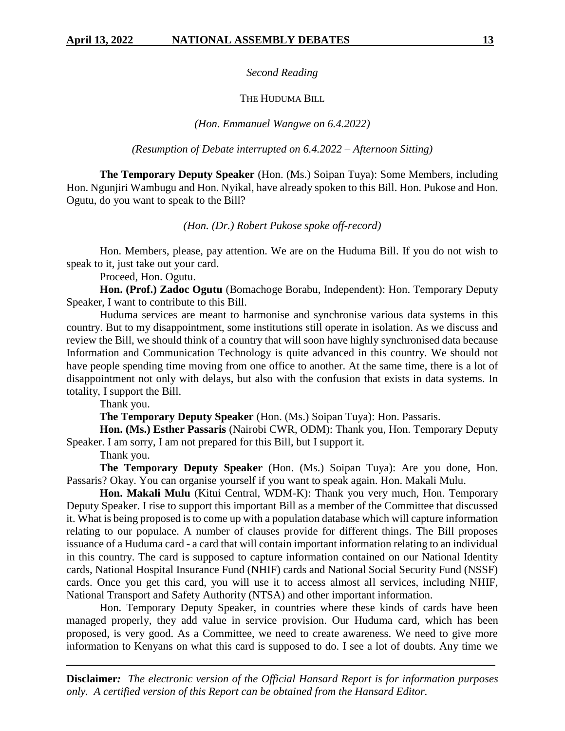*Second Reading*

THE HUDUMA BILL

*(Hon. Emmanuel Wangwe on 6.4.2022)*

*(Resumption of Debate interrupted on 6.4.2022 – Afternoon Sitting)*

**The Temporary Deputy Speaker** (Hon. (Ms.) Soipan Tuya): Some Members, including Hon. Ngunjiri Wambugu and Hon. Nyikal, have already spoken to this Bill. Hon. Pukose and Hon. Ogutu, do you want to speak to the Bill?

*(Hon. (Dr.) Robert Pukose spoke off-record)*

Hon. Members, please, pay attention. We are on the Huduma Bill. If you do not wish to speak to it, just take out your card.

Proceed, Hon. Ogutu.

**Hon. (Prof.) Zadoc Ogutu** (Bomachoge Borabu, Independent): Hon. Temporary Deputy Speaker, I want to contribute to this Bill.

Huduma services are meant to harmonise and synchronise various data systems in this country. But to my disappointment, some institutions still operate in isolation. As we discuss and review the Bill, we should think of a country that will soon have highly synchronised data because Information and Communication Technology is quite advanced in this country. We should not have people spending time moving from one office to another. At the same time, there is a lot of disappointment not only with delays, but also with the confusion that exists in data systems. In totality, I support the Bill.

Thank you.

**The Temporary Deputy Speaker** (Hon. (Ms.) Soipan Tuya): Hon. Passaris.

**Hon. (Ms.) Esther Passaris** (Nairobi CWR, ODM): Thank you, Hon. Temporary Deputy Speaker. I am sorry, I am not prepared for this Bill, but I support it.

Thank you.

**The Temporary Deputy Speaker** (Hon. (Ms.) Soipan Tuya): Are you done, Hon. Passaris? Okay. You can organise yourself if you want to speak again. Hon. Makali Mulu.

**Hon. Makali Mulu** (Kitui Central, WDM-K): Thank you very much, Hon. Temporary Deputy Speaker. I rise to support this important Bill as a member of the Committee that discussed it. What is being proposed is to come up with a population database which will capture information relating to our populace. A number of clauses provide for different things. The Bill proposes issuance of a Huduma card - a card that will contain important information relating to an individual in this country. The card is supposed to capture information contained on our National Identity cards, National Hospital Insurance Fund (NHIF) cards and National Social Security Fund (NSSF) cards. Once you get this card, you will use it to access almost all services, including NHIF, National Transport and Safety Authority (NTSA) and other important information.

Hon. Temporary Deputy Speaker, in countries where these kinds of cards have been managed properly, they add value in service provision. Our Huduma card, which has been proposed, is very good. As a Committee, we need to create awareness. We need to give more information to Kenyans on what this card is supposed to do. I see a lot of doubts. Any time we

**Disclaimer***:* *The electronic version of the Official Hansard Report is for information purposes only. A certified version of this Report can be obtained from the Hansard Editor.*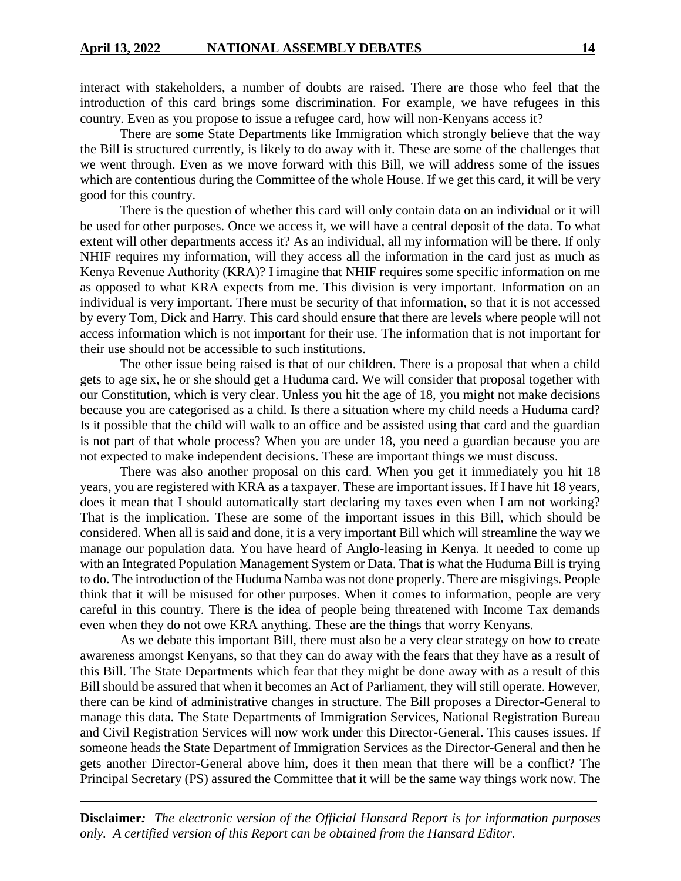interact with stakeholders, a number of doubts are raised. There are those who feel that the introduction of this card brings some discrimination. For example, we have refugees in this country. Even as you propose to issue a refugee card, how will non-Kenyans access it?

There are some State Departments like Immigration which strongly believe that the way the Bill is structured currently, is likely to do away with it. These are some of the challenges that we went through. Even as we move forward with this Bill, we will address some of the issues which are contentious during the Committee of the whole House. If we get this card, it will be very good for this country.

There is the question of whether this card will only contain data on an individual or it will be used for other purposes. Once we access it, we will have a central deposit of the data. To what extent will other departments access it? As an individual, all my information will be there. If only NHIF requires my information, will they access all the information in the card just as much as Kenya Revenue Authority (KRA)? I imagine that NHIF requires some specific information on me as opposed to what KRA expects from me. This division is very important. Information on an individual is very important. There must be security of that information, so that it is not accessed by every Tom, Dick and Harry. This card should ensure that there are levels where people will not access information which is not important for their use. The information that is not important for their use should not be accessible to such institutions.

The other issue being raised is that of our children. There is a proposal that when a child gets to age six, he or she should get a Huduma card. We will consider that proposal together with our Constitution, which is very clear. Unless you hit the age of 18, you might not make decisions because you are categorised as a child. Is there a situation where my child needs a Huduma card? Is it possible that the child will walk to an office and be assisted using that card and the guardian is not part of that whole process? When you are under 18, you need a guardian because you are not expected to make independent decisions. These are important things we must discuss.

There was also another proposal on this card. When you get it immediately you hit 18 years, you are registered with KRA as a taxpayer. These are important issues. If I have hit 18 years, does it mean that I should automatically start declaring my taxes even when I am not working? That is the implication. These are some of the important issues in this Bill, which should be considered. When all is said and done, it is a very important Bill which will streamline the way we manage our population data. You have heard of Anglo-leasing in Kenya. It needed to come up with an Integrated Population Management System or Data. That is what the Huduma Bill is trying to do. The introduction of the Huduma Namba was not done properly. There are misgivings. People think that it will be misused for other purposes. When it comes to information, people are very careful in this country. There is the idea of people being threatened with Income Tax demands even when they do not owe KRA anything. These are the things that worry Kenyans.

As we debate this important Bill, there must also be a very clear strategy on how to create awareness amongst Kenyans, so that they can do away with the fears that they have as a result of this Bill. The State Departments which fear that they might be done away with as a result of this Bill should be assured that when it becomes an Act of Parliament, they will still operate. However, there can be kind of administrative changes in structure. The Bill proposes a Director-General to manage this data. The State Departments of Immigration Services, National Registration Bureau and Civil Registration Services will now work under this Director-General. This causes issues. If someone heads the State Department of Immigration Services as the Director-General and then he gets another Director-General above him, does it then mean that there will be a conflict? The Principal Secretary (PS) assured the Committee that it will be the same way things work now. The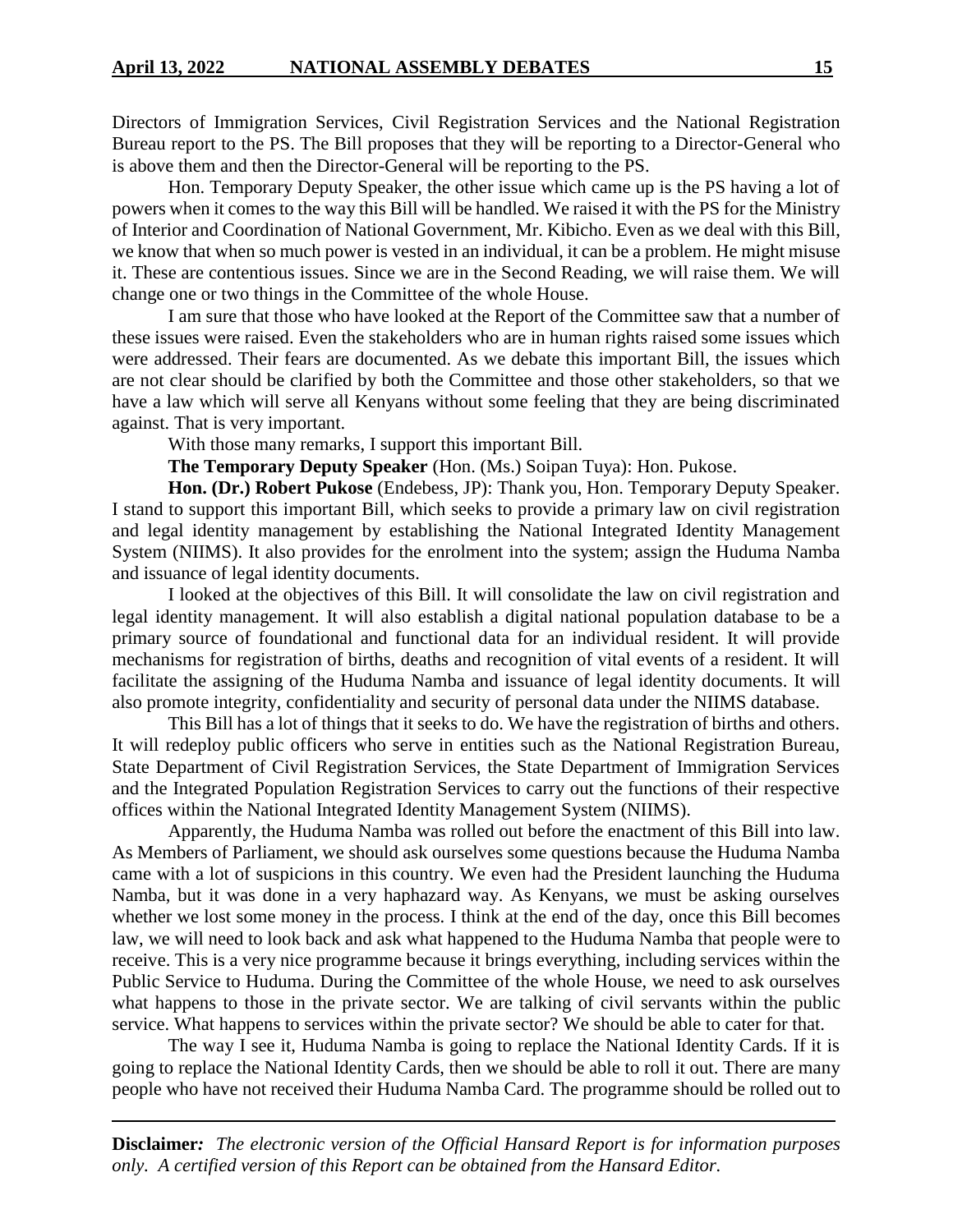Directors of Immigration Services, Civil Registration Services and the National Registration Bureau report to the PS. The Bill proposes that they will be reporting to a Director-General who is above them and then the Director-General will be reporting to the PS.

Hon. Temporary Deputy Speaker, the other issue which came up is the PS having a lot of powers when it comes to the way this Bill will be handled. We raised it with the PS for the Ministry of Interior and Coordination of National Government, Mr. Kibicho. Even as we deal with this Bill, we know that when so much power is vested in an individual, it can be a problem. He might misuse it. These are contentious issues. Since we are in the Second Reading, we will raise them. We will change one or two things in the Committee of the whole House.

I am sure that those who have looked at the Report of the Committee saw that a number of these issues were raised. Even the stakeholders who are in human rights raised some issues which were addressed. Their fears are documented. As we debate this important Bill, the issues which are not clear should be clarified by both the Committee and those other stakeholders, so that we have a law which will serve all Kenyans without some feeling that they are being discriminated against. That is very important.

With those many remarks, I support this important Bill.

**The Temporary Deputy Speaker** (Hon. (Ms.) Soipan Tuya): Hon. Pukose.

**Hon. (Dr.) Robert Pukose** (Endebess, JP): Thank you, Hon. Temporary Deputy Speaker. I stand to support this important Bill, which seeks to provide a primary law on civil registration and legal identity management by establishing the National Integrated Identity Management System (NIIMS). It also provides for the enrolment into the system; assign the Huduma Namba and issuance of legal identity documents.

I looked at the objectives of this Bill. It will consolidate the law on civil registration and legal identity management. It will also establish a digital national population database to be a primary source of foundational and functional data for an individual resident. It will provide mechanisms for registration of births, deaths and recognition of vital events of a resident. It will facilitate the assigning of the Huduma Namba and issuance of legal identity documents. It will also promote integrity, confidentiality and security of personal data under the NIIMS database.

This Bill has a lot of things that it seeks to do. We have the registration of births and others. It will redeploy public officers who serve in entities such as the National Registration Bureau, State Department of Civil Registration Services, the State Department of Immigration Services and the Integrated Population Registration Services to carry out the functions of their respective offices within the National Integrated Identity Management System (NIIMS).

Apparently, the Huduma Namba was rolled out before the enactment of this Bill into law. As Members of Parliament, we should ask ourselves some questions because the Huduma Namba came with a lot of suspicions in this country. We even had the President launching the Huduma Namba, but it was done in a very haphazard way. As Kenyans, we must be asking ourselves whether we lost some money in the process. I think at the end of the day, once this Bill becomes law, we will need to look back and ask what happened to the Huduma Namba that people were to receive. This is a very nice programme because it brings everything, including services within the Public Service to Huduma. During the Committee of the whole House, we need to ask ourselves what happens to those in the private sector. We are talking of civil servants within the public service. What happens to services within the private sector? We should be able to cater for that.

The way I see it, Huduma Namba is going to replace the National Identity Cards. If it is going to replace the National Identity Cards, then we should be able to roll it out. There are many people who have not received their Huduma Namba Card. The programme should be rolled out to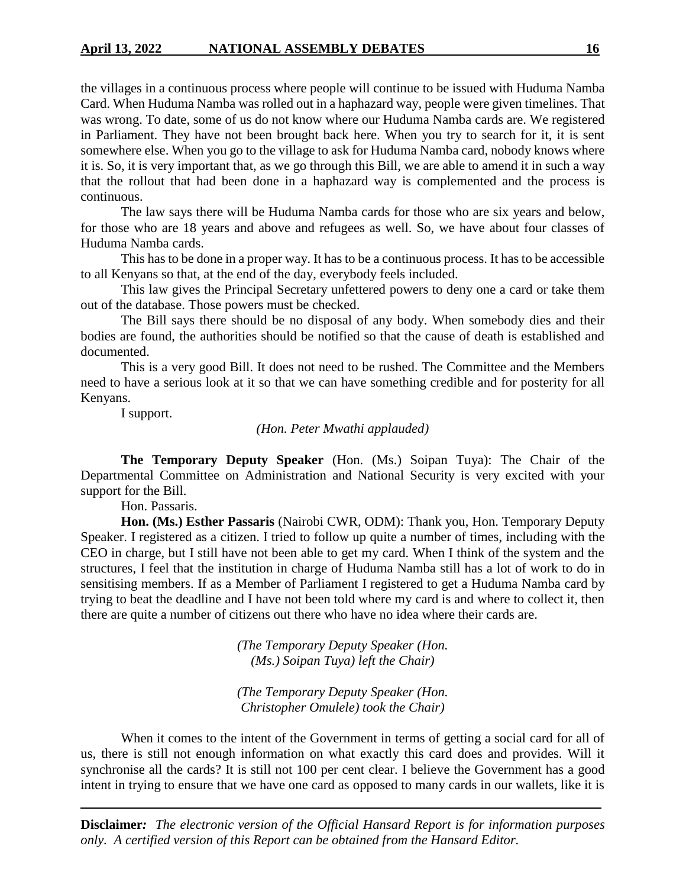the villages in a continuous process where people will continue to be issued with Huduma Namba Card. When Huduma Namba was rolled out in a haphazard way, people were given timelines. That was wrong. To date, some of us do not know where our Huduma Namba cards are. We registered in Parliament. They have not been brought back here. When you try to search for it, it is sent somewhere else. When you go to the village to ask for Huduma Namba card, nobody knows where it is. So, it is very important that, as we go through this Bill, we are able to amend it in such a way that the rollout that had been done in a haphazard way is complemented and the process is continuous.

The law says there will be Huduma Namba cards for those who are six years and below, for those who are 18 years and above and refugees as well. So, we have about four classes of Huduma Namba cards.

This has to be done in a proper way. It has to be a continuous process. It has to be accessible to all Kenyans so that, at the end of the day, everybody feels included.

This law gives the Principal Secretary unfettered powers to deny one a card or take them out of the database. Those powers must be checked.

The Bill says there should be no disposal of any body. When somebody dies and their bodies are found, the authorities should be notified so that the cause of death is established and documented.

This is a very good Bill. It does not need to be rushed. The Committee and the Members need to have a serious look at it so that we can have something credible and for posterity for all Kenyans.

I support.

*(Hon. Peter Mwathi applauded)*

**The Temporary Deputy Speaker** (Hon. (Ms.) Soipan Tuya): The Chair of the Departmental Committee on Administration and National Security is very excited with your support for the Bill.

Hon. Passaris.

**Hon. (Ms.) Esther Passaris** (Nairobi CWR, ODM): Thank you, Hon. Temporary Deputy Speaker. I registered as a citizen. I tried to follow up quite a number of times, including with the CEO in charge, but I still have not been able to get my card. When I think of the system and the structures, I feel that the institution in charge of Huduma Namba still has a lot of work to do in sensitising members. If as a Member of Parliament I registered to get a Huduma Namba card by trying to beat the deadline and I have not been told where my card is and where to collect it, then there are quite a number of citizens out there who have no idea where their cards are.

*(The Temporary Deputy Speaker (Hon. (Ms.) Soipan Tuya) left the Chair)*

*(The Temporary Deputy Speaker (Hon. Christopher Omulele) took the Chair)*

When it comes to the intent of the Government in terms of getting a social card for all of us, there is still not enough information on what exactly this card does and provides. Will it synchronise all the cards? It is still not 100 per cent clear. I believe the Government has a good intent in trying to ensure that we have one card as opposed to many cards in our wallets, like it is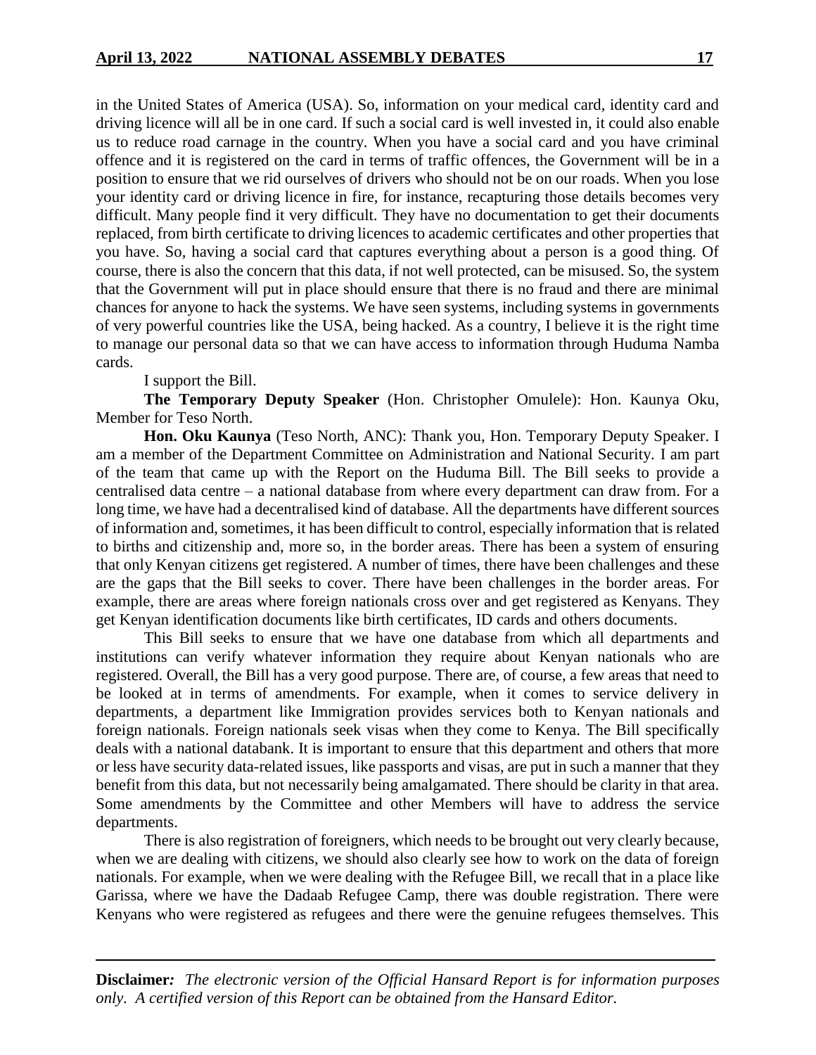in the United States of America (USA). So, information on your medical card, identity card and driving licence will all be in one card. If such a social card is well invested in, it could also enable us to reduce road carnage in the country. When you have a social card and you have criminal offence and it is registered on the card in terms of traffic offences, the Government will be in a position to ensure that we rid ourselves of drivers who should not be on our roads. When you lose your identity card or driving licence in fire, for instance, recapturing those details becomes very difficult. Many people find it very difficult. They have no documentation to get their documents replaced, from birth certificate to driving licences to academic certificates and other properties that you have. So, having a social card that captures everything about a person is a good thing. Of course, there is also the concern that this data, if not well protected, can be misused. So, the system that the Government will put in place should ensure that there is no fraud and there are minimal chances for anyone to hack the systems. We have seen systems, including systems in governments of very powerful countries like the USA, being hacked. As a country, I believe it is the right time to manage our personal data so that we can have access to information through Huduma Namba cards.

I support the Bill.

**The Temporary Deputy Speaker** (Hon. Christopher Omulele): Hon. Kaunya Oku, Member for Teso North.

**Hon. Oku Kaunya** (Teso North, ANC): Thank you, Hon. Temporary Deputy Speaker. I am a member of the Department Committee on Administration and National Security. I am part of the team that came up with the Report on the Huduma Bill. The Bill seeks to provide a centralised data centre – a national database from where every department can draw from. For a long time, we have had a decentralised kind of database. All the departments have different sources of information and, sometimes, it has been difficult to control, especially information that is related to births and citizenship and, more so, in the border areas. There has been a system of ensuring that only Kenyan citizens get registered. A number of times, there have been challenges and these are the gaps that the Bill seeks to cover. There have been challenges in the border areas. For example, there are areas where foreign nationals cross over and get registered as Kenyans. They get Kenyan identification documents like birth certificates, ID cards and others documents.

This Bill seeks to ensure that we have one database from which all departments and institutions can verify whatever information they require about Kenyan nationals who are registered. Overall, the Bill has a very good purpose. There are, of course, a few areas that need to be looked at in terms of amendments. For example, when it comes to service delivery in departments, a department like Immigration provides services both to Kenyan nationals and foreign nationals. Foreign nationals seek visas when they come to Kenya. The Bill specifically deals with a national databank. It is important to ensure that this department and others that more or less have security data-related issues, like passports and visas, are put in such a manner that they benefit from this data, but not necessarily being amalgamated. There should be clarity in that area. Some amendments by the Committee and other Members will have to address the service departments.

There is also registration of foreigners, which needs to be brought out very clearly because, when we are dealing with citizens, we should also clearly see how to work on the data of foreign nationals. For example, when we were dealing with the Refugee Bill, we recall that in a place like Garissa, where we have the Dadaab Refugee Camp, there was double registration. There were Kenyans who were registered as refugees and there were the genuine refugees themselves. This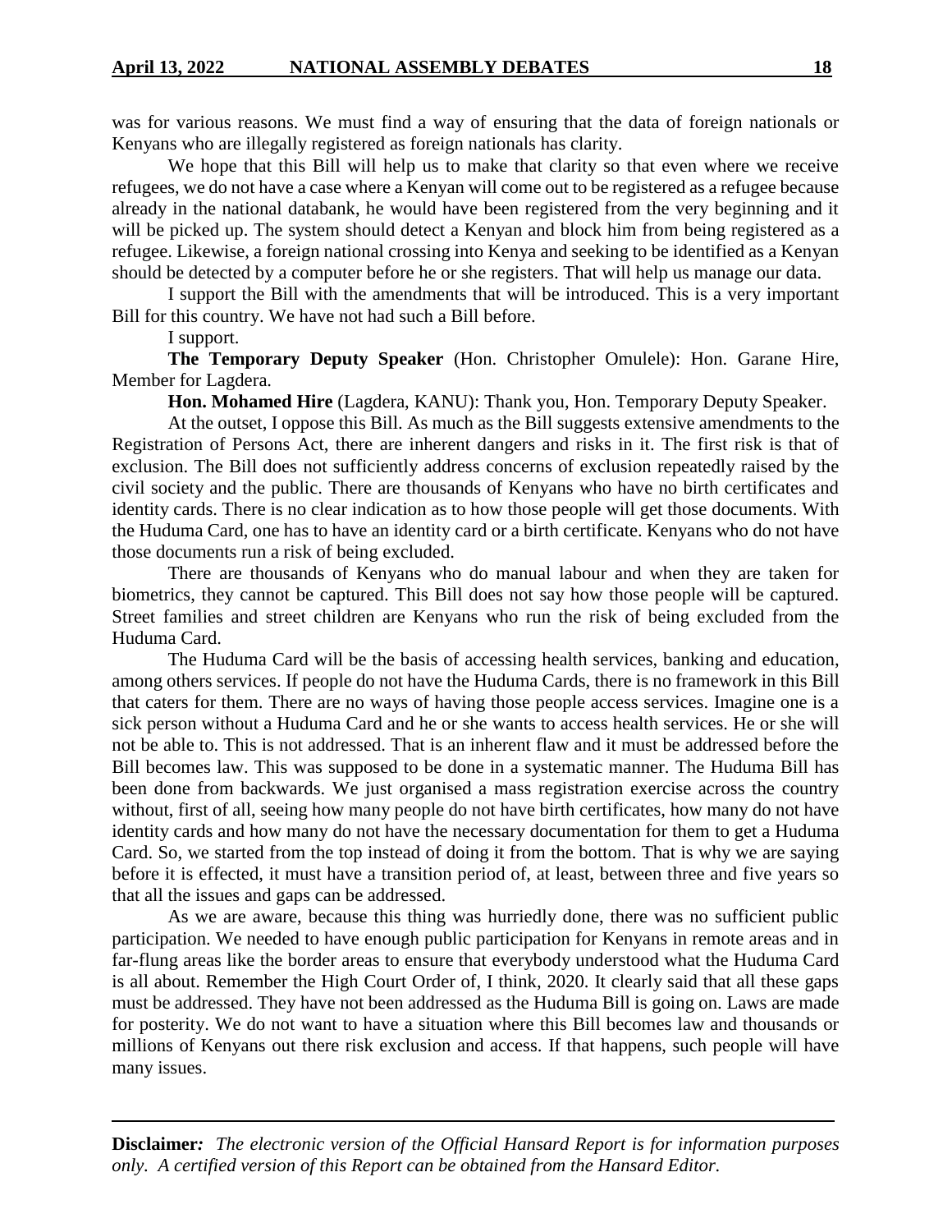was for various reasons. We must find a way of ensuring that the data of foreign nationals or Kenyans who are illegally registered as foreign nationals has clarity.

We hope that this Bill will help us to make that clarity so that even where we receive refugees, we do not have a case where a Kenyan will come out to be registered as a refugee because already in the national databank, he would have been registered from the very beginning and it will be picked up. The system should detect a Kenyan and block him from being registered as a refugee. Likewise, a foreign national crossing into Kenya and seeking to be identified as a Kenyan should be detected by a computer before he or she registers. That will help us manage our data.

I support the Bill with the amendments that will be introduced. This is a very important Bill for this country. We have not had such a Bill before.

I support.

**The Temporary Deputy Speaker** (Hon. Christopher Omulele): Hon. Garane Hire, Member for Lagdera.

**Hon. Mohamed Hire** (Lagdera, KANU): Thank you, Hon. Temporary Deputy Speaker.

At the outset, I oppose this Bill. As much as the Bill suggests extensive amendments to the Registration of Persons Act, there are inherent dangers and risks in it. The first risk is that of exclusion. The Bill does not sufficiently address concerns of exclusion repeatedly raised by the civil society and the public. There are thousands of Kenyans who have no birth certificates and identity cards. There is no clear indication as to how those people will get those documents. With the Huduma Card, one has to have an identity card or a birth certificate. Kenyans who do not have those documents run a risk of being excluded.

There are thousands of Kenyans who do manual labour and when they are taken for biometrics, they cannot be captured. This Bill does not say how those people will be captured. Street families and street children are Kenyans who run the risk of being excluded from the Huduma Card.

The Huduma Card will be the basis of accessing health services, banking and education, among others services. If people do not have the Huduma Cards, there is no framework in this Bill that caters for them. There are no ways of having those people access services. Imagine one is a sick person without a Huduma Card and he or she wants to access health services. He or she will not be able to. This is not addressed. That is an inherent flaw and it must be addressed before the Bill becomes law. This was supposed to be done in a systematic manner. The Huduma Bill has been done from backwards. We just organised a mass registration exercise across the country without, first of all, seeing how many people do not have birth certificates, how many do not have identity cards and how many do not have the necessary documentation for them to get a Huduma Card. So, we started from the top instead of doing it from the bottom. That is why we are saying before it is effected, it must have a transition period of, at least, between three and five years so that all the issues and gaps can be addressed.

As we are aware, because this thing was hurriedly done, there was no sufficient public participation. We needed to have enough public participation for Kenyans in remote areas and in far-flung areas like the border areas to ensure that everybody understood what the Huduma Card is all about. Remember the High Court Order of, I think, 2020. It clearly said that all these gaps must be addressed. They have not been addressed as the Huduma Bill is going on. Laws are made for posterity. We do not want to have a situation where this Bill becomes law and thousands or millions of Kenyans out there risk exclusion and access. If that happens, such people will have many issues.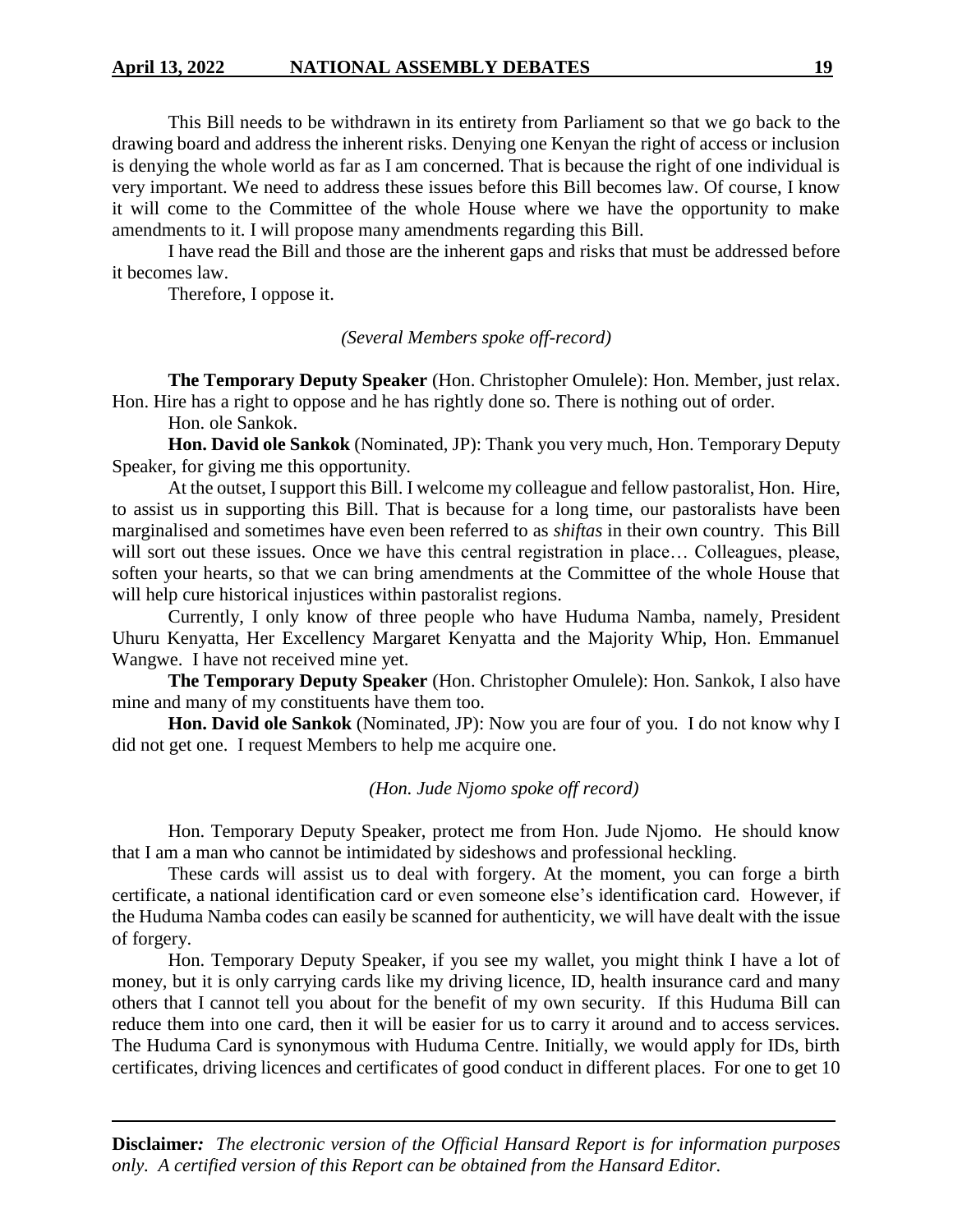This Bill needs to be withdrawn in its entirety from Parliament so that we go back to the drawing board and address the inherent risks. Denying one Kenyan the right of access or inclusion is denying the whole world as far as I am concerned. That is because the right of one individual is very important. We need to address these issues before this Bill becomes law. Of course, I know it will come to the Committee of the whole House where we have the opportunity to make amendments to it. I will propose many amendments regarding this Bill.

I have read the Bill and those are the inherent gaps and risks that must be addressed before it becomes law.

Therefore, I oppose it.

*(Several Members spoke off-record)*

**The Temporary Deputy Speaker** (Hon. Christopher Omulele): Hon. Member, just relax. Hon. Hire has a right to oppose and he has rightly done so. There is nothing out of order.

Hon. ole Sankok.

**Hon. David ole Sankok** (Nominated, JP): Thank you very much, Hon. Temporary Deputy Speaker, for giving me this opportunity.

At the outset, I support this Bill. I welcome my colleague and fellow pastoralist, Hon. Hire, to assist us in supporting this Bill. That is because for a long time, our pastoralists have been marginalised and sometimes have even been referred to as *shiftas* in their own country. This Bill will sort out these issues. Once we have this central registration in place… Colleagues, please, soften your hearts, so that we can bring amendments at the Committee of the whole House that will help cure historical injustices within pastoralist regions.

Currently, I only know of three people who have Huduma Namba, namely, President Uhuru Kenyatta, Her Excellency Margaret Kenyatta and the Majority Whip, Hon. Emmanuel Wangwe. I have not received mine yet.

**The Temporary Deputy Speaker** (Hon. Christopher Omulele): Hon. Sankok, I also have mine and many of my constituents have them too.

**Hon. David ole Sankok** (Nominated, JP): Now you are four of you. I do not know why I did not get one. I request Members to help me acquire one.

*(Hon. Jude Njomo spoke off record)*

Hon. Temporary Deputy Speaker, protect me from Hon. Jude Njomo. He should know that I am a man who cannot be intimidated by sideshows and professional heckling.

These cards will assist us to deal with forgery. At the moment, you can forge a birth certificate, a national identification card or even someone else's identification card. However, if the Huduma Namba codes can easily be scanned for authenticity, we will have dealt with the issue of forgery.

Hon. Temporary Deputy Speaker, if you see my wallet, you might think I have a lot of money, but it is only carrying cards like my driving licence, ID, health insurance card and many others that I cannot tell you about for the benefit of my own security. If this Huduma Bill can reduce them into one card, then it will be easier for us to carry it around and to access services. The Huduma Card is synonymous with Huduma Centre. Initially, we would apply for IDs, birth certificates, driving licences and certificates of good conduct in different places. For one to get 10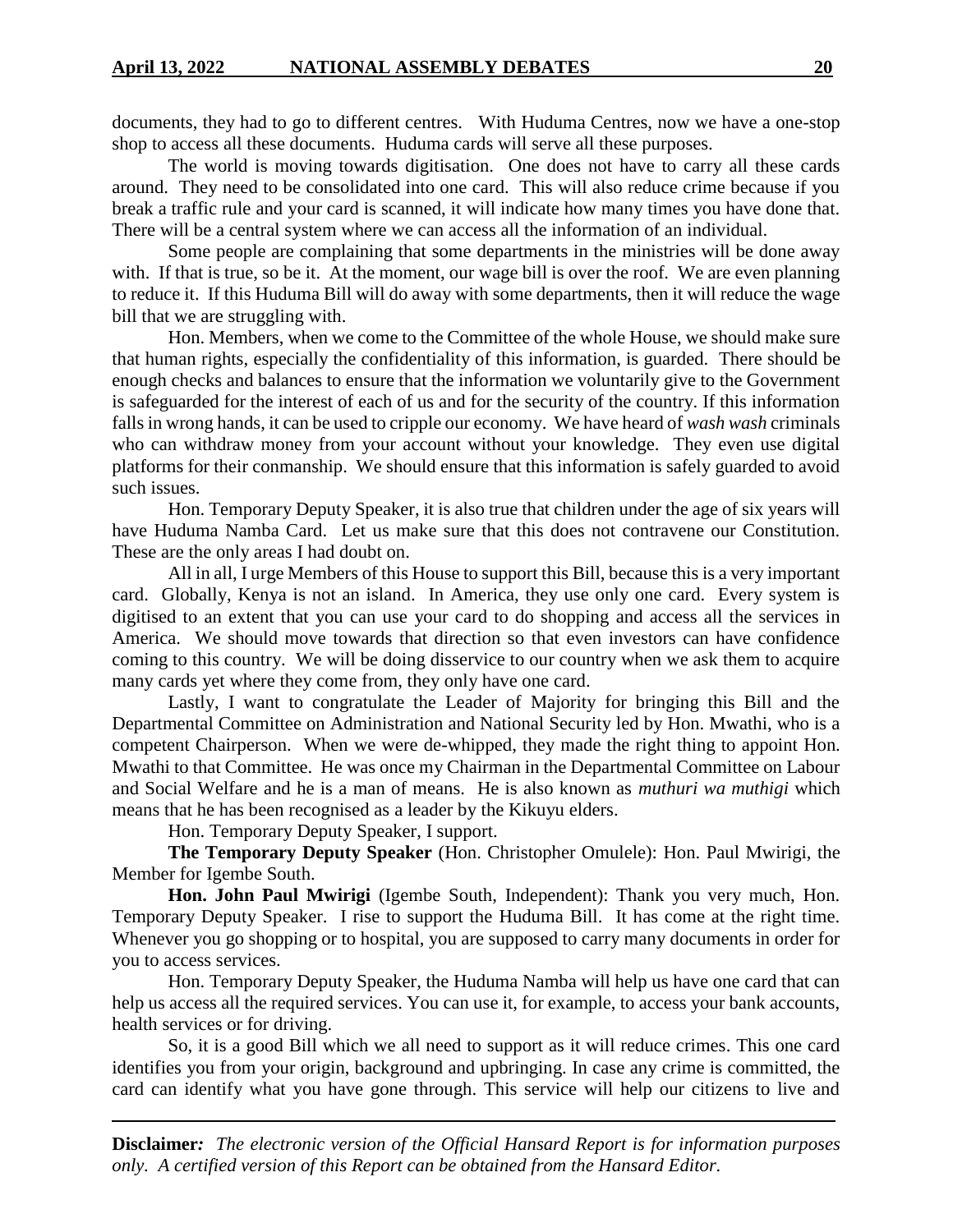documents, they had to go to different centres. With Huduma Centres, now we have a one-stop shop to access all these documents. Huduma cards will serve all these purposes.

The world is moving towards digitisation. One does not have to carry all these cards around. They need to be consolidated into one card. This will also reduce crime because if you break a traffic rule and your card is scanned, it will indicate how many times you have done that. There will be a central system where we can access all the information of an individual.

Some people are complaining that some departments in the ministries will be done away with. If that is true, so be it. At the moment, our wage bill is over the roof. We are even planning to reduce it. If this Huduma Bill will do away with some departments, then it will reduce the wage bill that we are struggling with.

Hon. Members, when we come to the Committee of the whole House, we should make sure that human rights, especially the confidentiality of this information, is guarded. There should be enough checks and balances to ensure that the information we voluntarily give to the Government is safeguarded for the interest of each of us and for the security of the country. If this information falls in wrong hands, it can be used to cripple our economy. We have heard of *wash wash* criminals who can withdraw money from your account without your knowledge. They even use digital platforms for their conmanship. We should ensure that this information is safely guarded to avoid such issues.

Hon. Temporary Deputy Speaker, it is also true that children under the age of six years will have Huduma Namba Card. Let us make sure that this does not contravene our Constitution. These are the only areas I had doubt on.

All in all, I urge Members of this House to support this Bill, because this is a very important card. Globally, Kenya is not an island. In America, they use only one card. Every system is digitised to an extent that you can use your card to do shopping and access all the services in America. We should move towards that direction so that even investors can have confidence coming to this country. We will be doing disservice to our country when we ask them to acquire many cards yet where they come from, they only have one card.

Lastly, I want to congratulate the Leader of Majority for bringing this Bill and the Departmental Committee on Administration and National Security led by Hon. Mwathi, who is a competent Chairperson. When we were de-whipped, they made the right thing to appoint Hon. Mwathi to that Committee. He was once my Chairman in the Departmental Committee on Labour and Social Welfare and he is a man of means. He is also known as *muthuri wa muthigi* which means that he has been recognised as a leader by the Kikuyu elders.

Hon. Temporary Deputy Speaker, I support.

**The Temporary Deputy Speaker** (Hon. Christopher Omulele): Hon. Paul Mwirigi, the Member for Igembe South.

**Hon. John Paul Mwirigi** (Igembe South, Independent): Thank you very much, Hon. Temporary Deputy Speaker. I rise to support the Huduma Bill. It has come at the right time. Whenever you go shopping or to hospital, you are supposed to carry many documents in order for you to access services.

Hon. Temporary Deputy Speaker, the Huduma Namba will help us have one card that can help us access all the required services. You can use it, for example, to access your bank accounts, health services or for driving.

So, it is a good Bill which we all need to support as it will reduce crimes. This one card identifies you from your origin, background and upbringing. In case any crime is committed, the card can identify what you have gone through. This service will help our citizens to live and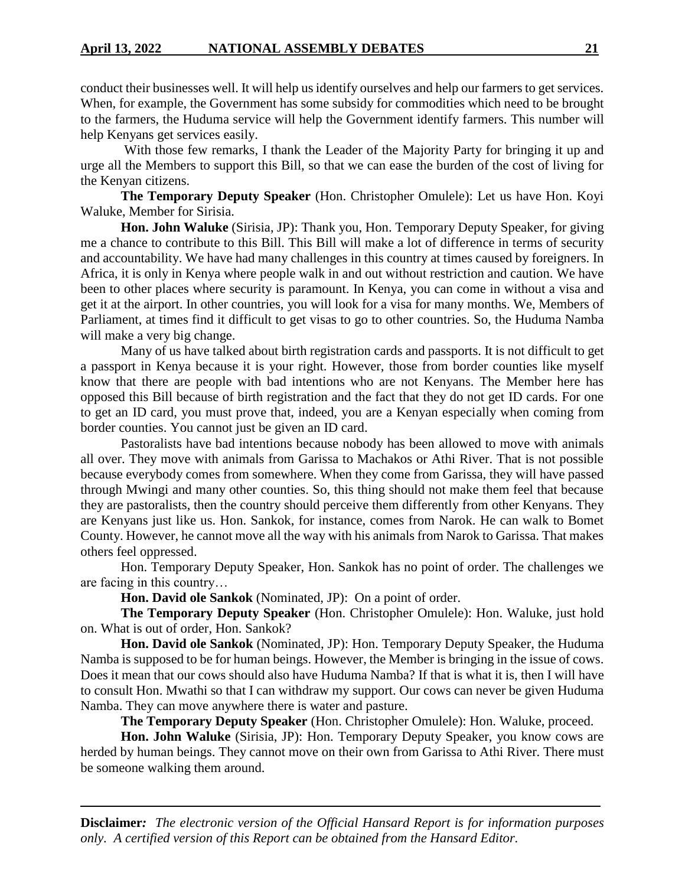conduct their businesses well. It will help us identify ourselves and help our farmers to get services. When, for example, the Government has some subsidy for commodities which need to be brought to the farmers, the Huduma service will help the Government identify farmers. This number will help Kenyans get services easily.

With those few remarks, I thank the Leader of the Majority Party for bringing it up and urge all the Members to support this Bill, so that we can ease the burden of the cost of living for the Kenyan citizens.

**The Temporary Deputy Speaker** (Hon. Christopher Omulele): Let us have Hon. Koyi Waluke, Member for Sirisia.

**Hon. John Waluke** (Sirisia, JP): Thank you, Hon. Temporary Deputy Speaker, for giving me a chance to contribute to this Bill. This Bill will make a lot of difference in terms of security and accountability. We have had many challenges in this country at times caused by foreigners. In Africa, it is only in Kenya where people walk in and out without restriction and caution. We have been to other places where security is paramount. In Kenya, you can come in without a visa and get it at the airport. In other countries, you will look for a visa for many months. We, Members of Parliament, at times find it difficult to get visas to go to other countries. So, the Huduma Namba will make a very big change.

Many of us have talked about birth registration cards and passports. It is not difficult to get a passport in Kenya because it is your right. However, those from border counties like myself know that there are people with bad intentions who are not Kenyans. The Member here has opposed this Bill because of birth registration and the fact that they do not get ID cards. For one to get an ID card, you must prove that, indeed, you are a Kenyan especially when coming from border counties. You cannot just be given an ID card.

Pastoralists have bad intentions because nobody has been allowed to move with animals all over. They move with animals from Garissa to Machakos or Athi River. That is not possible because everybody comes from somewhere. When they come from Garissa, they will have passed through Mwingi and many other counties. So, this thing should not make them feel that because they are pastoralists, then the country should perceive them differently from other Kenyans. They are Kenyans just like us. Hon. Sankok, for instance, comes from Narok. He can walk to Bomet County. However, he cannot move all the way with his animals from Narok to Garissa. That makes others feel oppressed.

Hon. Temporary Deputy Speaker, Hon. Sankok has no point of order. The challenges we are facing in this country…

**Hon. David ole Sankok** (Nominated, JP): On a point of order.

**The Temporary Deputy Speaker** (Hon. Christopher Omulele): Hon. Waluke, just hold on. What is out of order, Hon. Sankok?

**Hon. David ole Sankok** (Nominated, JP): Hon. Temporary Deputy Speaker, the Huduma Namba is supposed to be for human beings. However, the Member is bringing in the issue of cows. Does it mean that our cows should also have Huduma Namba? If that is what it is, then I will have to consult Hon. Mwathi so that I can withdraw my support. Our cows can never be given Huduma Namba. They can move anywhere there is water and pasture.

**The Temporary Deputy Speaker** (Hon. Christopher Omulele): Hon. Waluke, proceed.

**Hon. John Waluke** (Sirisia, JP): Hon. Temporary Deputy Speaker, you know cows are herded by human beings. They cannot move on their own from Garissa to Athi River. There must be someone walking them around.

**Disclaimer***: The electronic version of the Official Hansard Report is for information purposes only. A certified version of this Report can be obtained from the Hansard Editor.*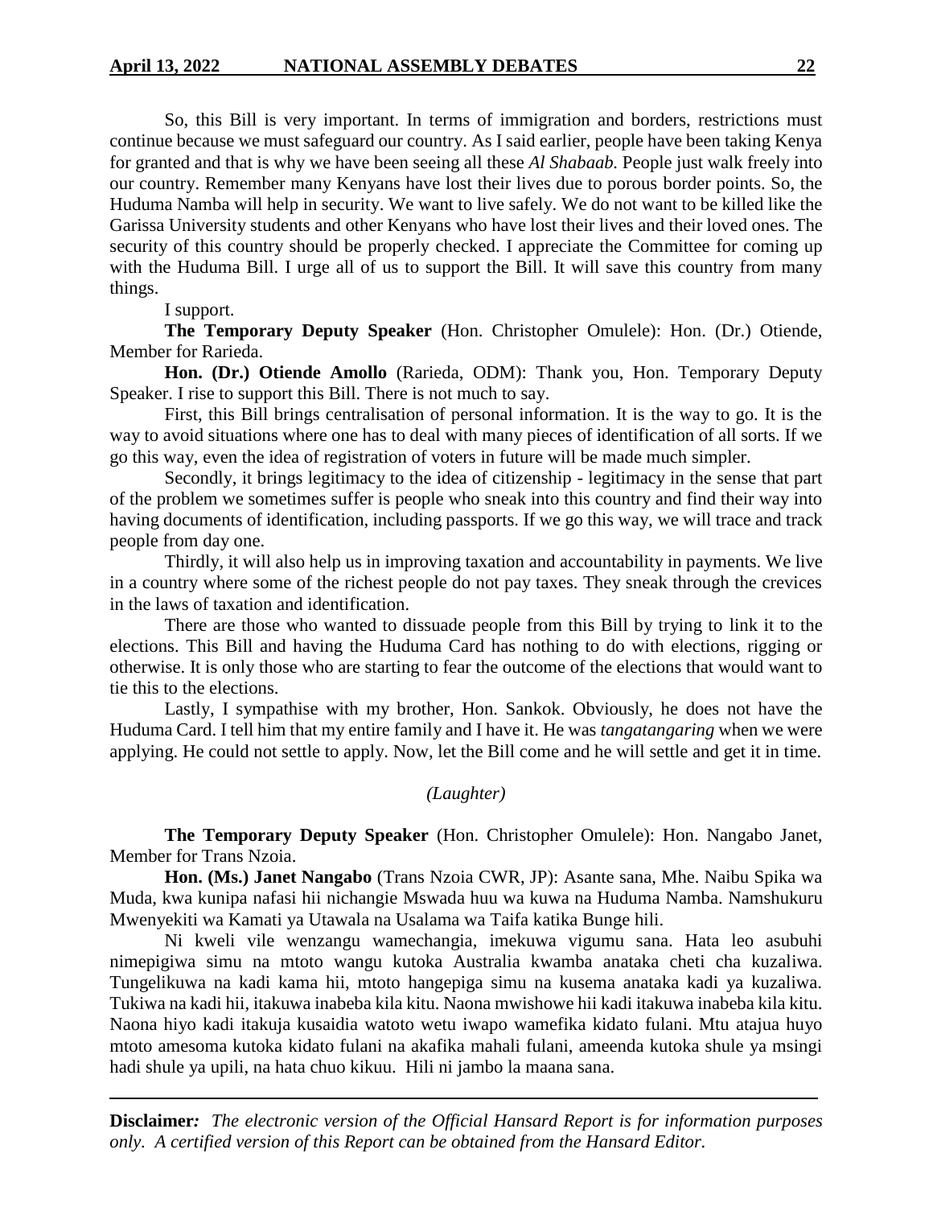So, this Bill is very important. In terms of immigration and borders, restrictions must continue because we must safeguard our country. As I said earlier, people have been taking Kenya for granted and that is why we have been seeing all these *Al Shabaab*. People just walk freely into our country. Remember many Kenyans have lost their lives due to porous border points. So, the Huduma Namba will help in security. We want to live safely. We do not want to be killed like the Garissa University students and other Kenyans who have lost their lives and their loved ones. The security of this country should be properly checked. I appreciate the Committee for coming up with the Huduma Bill. I urge all of us to support the Bill. It will save this country from many things.

I support.

**The Temporary Deputy Speaker** (Hon. Christopher Omulele): Hon. (Dr.) Otiende, Member for Rarieda.

**Hon. (Dr.) Otiende Amollo** (Rarieda, ODM): Thank you, Hon. Temporary Deputy Speaker. I rise to support this Bill. There is not much to say.

First, this Bill brings centralisation of personal information. It is the way to go. It is the way to avoid situations where one has to deal with many pieces of identification of all sorts. If we go this way, even the idea of registration of voters in future will be made much simpler.

Secondly, it brings legitimacy to the idea of citizenship - legitimacy in the sense that part of the problem we sometimes suffer is people who sneak into this country and find their way into having documents of identification, including passports. If we go this way, we will trace and track people from day one.

Thirdly, it will also help us in improving taxation and accountability in payments. We live in a country where some of the richest people do not pay taxes. They sneak through the crevices in the laws of taxation and identification.

There are those who wanted to dissuade people from this Bill by trying to link it to the elections. This Bill and having the Huduma Card has nothing to do with elections, rigging or otherwise. It is only those who are starting to fear the outcome of the elections that would want to tie this to the elections.

Lastly, I sympathise with my brother, Hon. Sankok. Obviously, he does not have the Huduma Card. I tell him that my entire family and I have it. He was *tangatangaring* when we were applying. He could not settle to apply. Now, let the Bill come and he will settle and get it in time.

*(Laughter)*

**The Temporary Deputy Speaker** (Hon. Christopher Omulele): Hon. Nangabo Janet, Member for Trans Nzoia.

**Hon. (Ms.) Janet Nangabo** (Trans Nzoia CWR, JP): Asante sana, Mhe. Naibu Spika wa Muda, kwa kunipa nafasi hii nichangie Mswada huu wa kuwa na Huduma Namba. Namshukuru Mwenyekiti wa Kamati ya Utawala na Usalama wa Taifa katika Bunge hili.

Ni kweli vile wenzangu wamechangia, imekuwa vigumu sana. Hata leo asubuhi nimepigiwa simu na mtoto wangu kutoka Australia kwamba anataka cheti cha kuzaliwa. Tungelikuwa na kadi kama hii, mtoto hangepiga simu na kusema anataka kadi ya kuzaliwa. Tukiwa na kadi hii, itakuwa inabeba kila kitu. Naona mwishowe hii kadi itakuwa inabeba kila kitu. Naona hiyo kadi itakuja kusaidia watoto wetu iwapo wamefika kidato fulani. Mtu atajua huyo mtoto amesoma kutoka kidato fulani na akafika mahali fulani, ameenda kutoka shule ya msingi hadi shule ya upili, na hata chuo kikuu. Hili ni jambo la maana sana.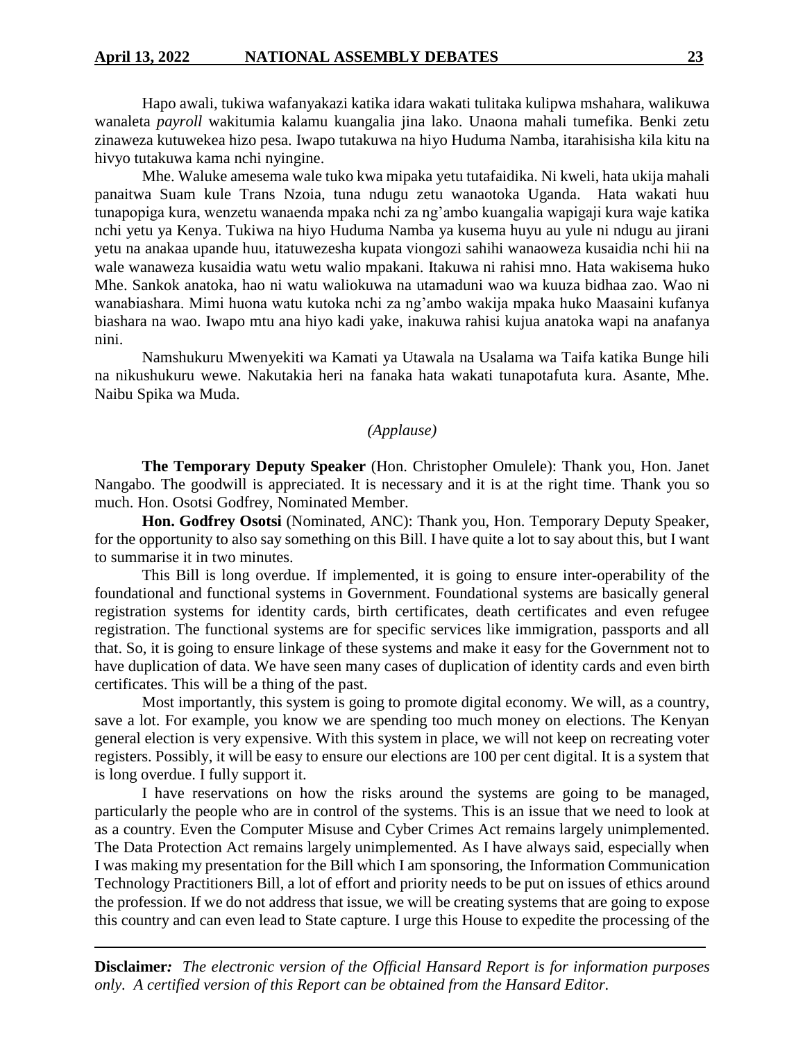Hapo awali, tukiwa wafanyakazi katika idara wakati tulitaka kulipwa mshahara, walikuwa wanaleta *payroll* wakitumia kalamu kuangalia jina lako. Unaona mahali tumefika. Benki zetu zinaweza kutuwekea hizo pesa. Iwapo tutakuwa na hiyo Huduma Namba, itarahisisha kila kitu na hivyo tutakuwa kama nchi nyingine.

Mhe. Waluke amesema wale tuko kwa mipaka yetu tutafaidika. Ni kweli, hata ukija mahali panaitwa Suam kule Trans Nzoia, tuna ndugu zetu wanaotoka Uganda. Hata wakati huu tunapopiga kura, wenzetu wanaenda mpaka nchi za ng'ambo kuangalia wapigaji kura waje katika nchi yetu ya Kenya. Tukiwa na hiyo Huduma Namba ya kusema huyu au yule ni ndugu au jirani yetu na anakaa upande huu, itatuwezesha kupata viongozi sahihi wanaoweza kusaidia nchi hii na wale wanaweza kusaidia watu wetu walio mpakani. Itakuwa ni rahisi mno. Hata wakisema huko Mhe. Sankok anatoka, hao ni watu waliokuwa na utamaduni wao wa kuuza bidhaa zao. Wao ni wanabiashara. Mimi huona watu kutoka nchi za ng'ambo wakija mpaka huko Maasaini kufanya biashara na wao. Iwapo mtu ana hiyo kadi yake, inakuwa rahisi kujua anatoka wapi na anafanya nini.

Namshukuru Mwenyekiti wa Kamati ya Utawala na Usalama wa Taifa katika Bunge hili na nikushukuru wewe. Nakutakia heri na fanaka hata wakati tunapotafuta kura. Asante, Mhe. Naibu Spika wa Muda.

*(Applause)*

**The Temporary Deputy Speaker** (Hon. Christopher Omulele): Thank you, Hon. Janet Nangabo. The goodwill is appreciated. It is necessary and it is at the right time. Thank you so much. Hon. Osotsi Godfrey, Nominated Member.

**Hon. Godfrey Osotsi** (Nominated, ANC): Thank you, Hon. Temporary Deputy Speaker, for the opportunity to also say something on this Bill. I have quite a lot to say about this, but I want to summarise it in two minutes.

This Bill is long overdue. If implemented, it is going to ensure inter-operability of the foundational and functional systems in Government. Foundational systems are basically general registration systems for identity cards, birth certificates, death certificates and even refugee registration. The functional systems are for specific services like immigration, passports and all that. So, it is going to ensure linkage of these systems and make it easy for the Government not to have duplication of data. We have seen many cases of duplication of identity cards and even birth certificates. This will be a thing of the past.

Most importantly, this system is going to promote digital economy. We will, as a country, save a lot. For example, you know we are spending too much money on elections. The Kenyan general election is very expensive. With this system in place, we will not keep on recreating voter registers. Possibly, it will be easy to ensure our elections are 100 per cent digital. It is a system that is long overdue. I fully support it.

I have reservations on how the risks around the systems are going to be managed, particularly the people who are in control of the systems. This is an issue that we need to look at as a country. Even the Computer Misuse and Cyber Crimes Act remains largely unimplemented. The Data Protection Act remains largely unimplemented. As I have always said, especially when I was making my presentation for the Bill which I am sponsoring, the Information Communication Technology Practitioners Bill, a lot of effort and priority needs to be put on issues of ethics around the profession. If we do not address that issue, we will be creating systems that are going to expose this country and can even lead to State capture. I urge this House to expedite the processing of the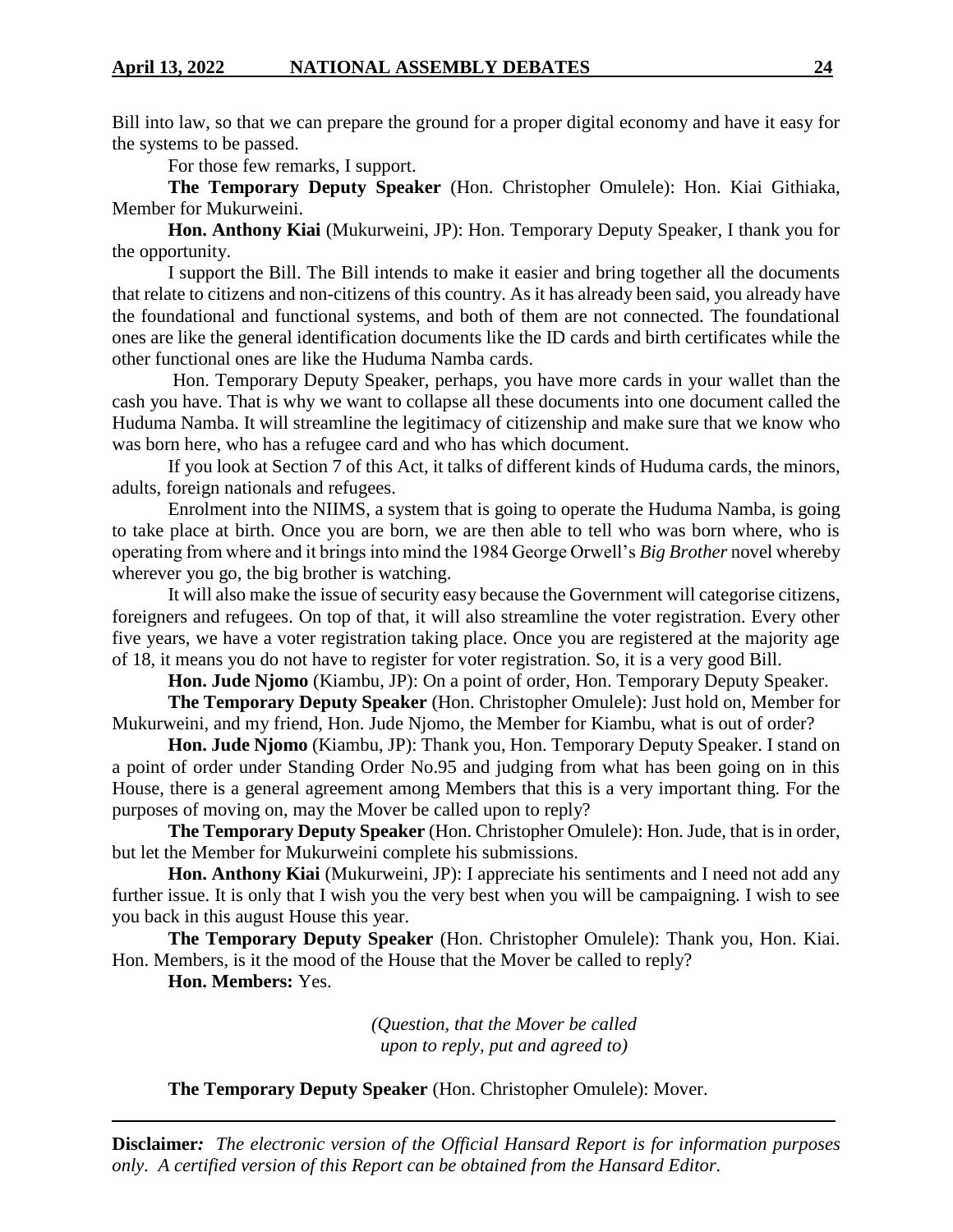Bill into law, so that we can prepare the ground for a proper digital economy and have it easy for the systems to be passed.

For those few remarks, I support.

**The Temporary Deputy Speaker** (Hon. Christopher Omulele): Hon. Kiai Githiaka, Member for Mukurweini.

**Hon. Anthony Kiai** (Mukurweini, JP): Hon. Temporary Deputy Speaker, I thank you for the opportunity.

I support the Bill. The Bill intends to make it easier and bring together all the documents that relate to citizens and non-citizens of this country. As it has already been said, you already have the foundational and functional systems, and both of them are not connected. The foundational ones are like the general identification documents like the ID cards and birth certificates while the other functional ones are like the Huduma Namba cards.

Hon. Temporary Deputy Speaker, perhaps, you have more cards in your wallet than the cash you have. That is why we want to collapse all these documents into one document called the Huduma Namba. It will streamline the legitimacy of citizenship and make sure that we know who was born here, who has a refugee card and who has which document.

If you look at Section 7 of this Act, it talks of different kinds of Huduma cards, the minors, adults, foreign nationals and refugees.

Enrolment into the NIIMS, a system that is going to operate the Huduma Namba, is going to take place at birth. Once you are born, we are then able to tell who was born where, who is operating from where and it brings into mind the 1984 George Orwell's *Big Brother* novel whereby wherever you go, the big brother is watching.

It will also make the issue of security easy because the Government will categorise citizens, foreigners and refugees. On top of that, it will also streamline the voter registration. Every other five years, we have a voter registration taking place. Once you are registered at the majority age of 18, it means you do not have to register for voter registration. So, it is a very good Bill.

**Hon. Jude Njomo** (Kiambu, JP): On a point of order, Hon. Temporary Deputy Speaker.

**The Temporary Deputy Speaker** (Hon. Christopher Omulele): Just hold on, Member for Mukurweini, and my friend, Hon. Jude Njomo, the Member for Kiambu, what is out of order?

**Hon. Jude Njomo** (Kiambu, JP): Thank you, Hon. Temporary Deputy Speaker. I stand on a point of order under Standing Order No.95 and judging from what has been going on in this House, there is a general agreement among Members that this is a very important thing. For the purposes of moving on, may the Mover be called upon to reply?

**The Temporary Deputy Speaker** (Hon. Christopher Omulele): Hon. Jude, that is in order, but let the Member for Mukurweini complete his submissions.

**Hon. Anthony Kiai** (Mukurweini, JP): I appreciate his sentiments and I need not add any further issue. It is only that I wish you the very best when you will be campaigning. I wish to see you back in this august House this year.

**The Temporary Deputy Speaker** (Hon. Christopher Omulele): Thank you, Hon. Kiai. Hon. Members, is it the mood of the House that the Mover be called to reply?

**Hon. Members:** Yes.

*(Question, that the Mover be called upon to reply, put and agreed to)*

**The Temporary Deputy Speaker** (Hon. Christopher Omulele): Mover.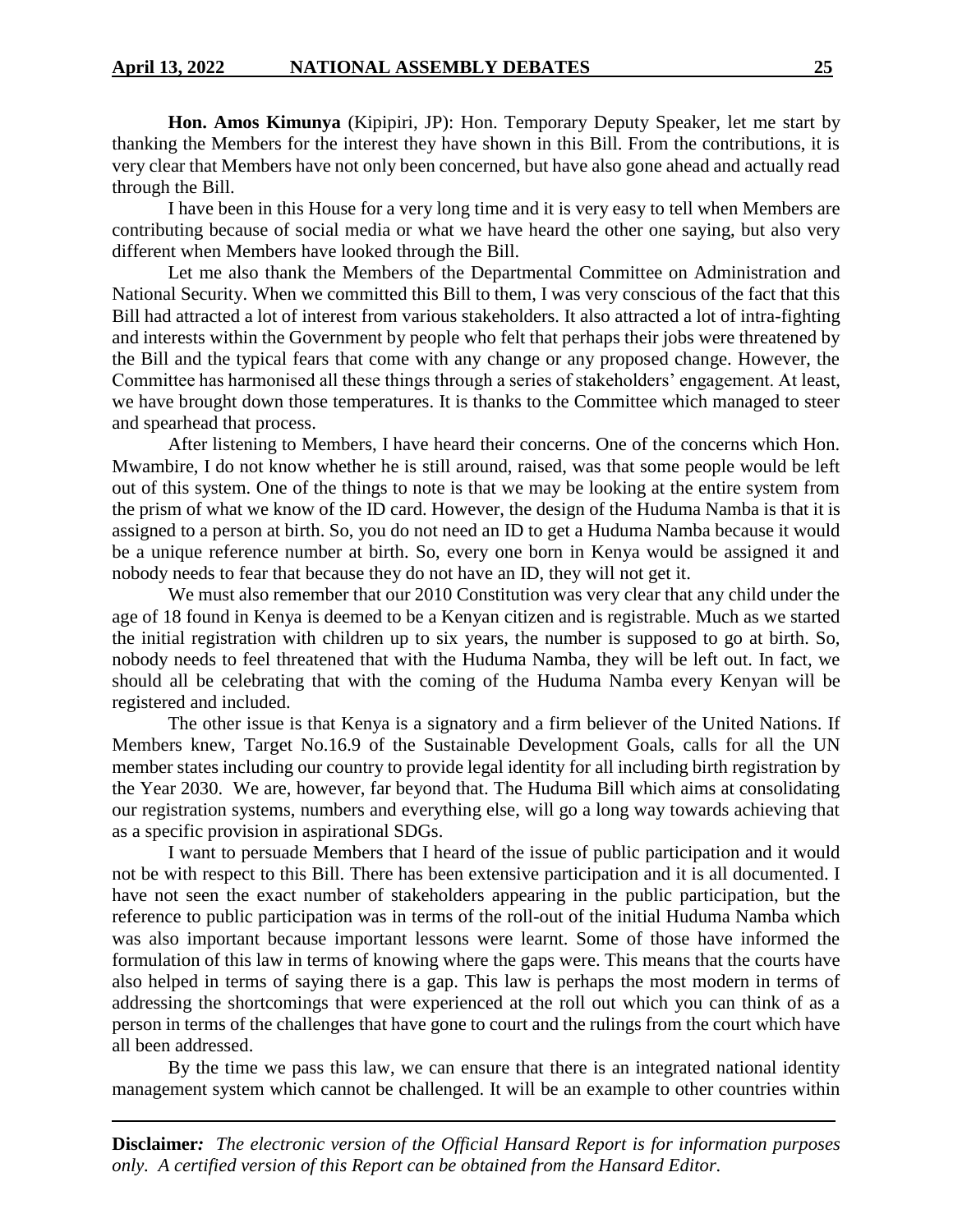**Hon. Amos Kimunya** (Kipipiri, JP): Hon. Temporary Deputy Speaker, let me start by thanking the Members for the interest they have shown in this Bill. From the contributions, it is very clear that Members have not only been concerned, but have also gone ahead and actually read through the Bill.

I have been in this House for a very long time and it is very easy to tell when Members are contributing because of social media or what we have heard the other one saying, but also very different when Members have looked through the Bill.

Let me also thank the Members of the Departmental Committee on Administration and National Security. When we committed this Bill to them, I was very conscious of the fact that this Bill had attracted a lot of interest from various stakeholders. It also attracted a lot of intra-fighting and interests within the Government by people who felt that perhaps their jobs were threatened by the Bill and the typical fears that come with any change or any proposed change. However, the Committee has harmonised all these things through a series of stakeholders' engagement. At least, we have brought down those temperatures. It is thanks to the Committee which managed to steer and spearhead that process.

After listening to Members, I have heard their concerns. One of the concerns which Hon. Mwambire, I do not know whether he is still around, raised, was that some people would be left out of this system. One of the things to note is that we may be looking at the entire system from the prism of what we know of the ID card. However, the design of the Huduma Namba is that it is assigned to a person at birth. So, you do not need an ID to get a Huduma Namba because it would be a unique reference number at birth. So, every one born in Kenya would be assigned it and nobody needs to fear that because they do not have an ID, they will not get it.

We must also remember that our 2010 Constitution was very clear that any child under the age of 18 found in Kenya is deemed to be a Kenyan citizen and is registrable. Much as we started the initial registration with children up to six years, the number is supposed to go at birth. So, nobody needs to feel threatened that with the Huduma Namba, they will be left out. In fact, we should all be celebrating that with the coming of the Huduma Namba every Kenyan will be registered and included.

The other issue is that Kenya is a signatory and a firm believer of the United Nations. If Members knew, Target No.16.9 of the Sustainable Development Goals, calls for all the UN member states including our country to provide legal identity for all including birth registration by the Year 2030. We are, however, far beyond that. The Huduma Bill which aims at consolidating our registration systems, numbers and everything else, will go a long way towards achieving that as a specific provision in aspirational SDGs.

I want to persuade Members that I heard of the issue of public participation and it would not be with respect to this Bill. There has been extensive participation and it is all documented. I have not seen the exact number of stakeholders appearing in the public participation, but the reference to public participation was in terms of the roll-out of the initial Huduma Namba which was also important because important lessons were learnt. Some of those have informed the formulation of this law in terms of knowing where the gaps were. This means that the courts have also helped in terms of saying there is a gap. This law is perhaps the most modern in terms of addressing the shortcomings that were experienced at the roll out which you can think of as a person in terms of the challenges that have gone to court and the rulings from the court which have all been addressed.

By the time we pass this law, we can ensure that there is an integrated national identity management system which cannot be challenged. It will be an example to other countries within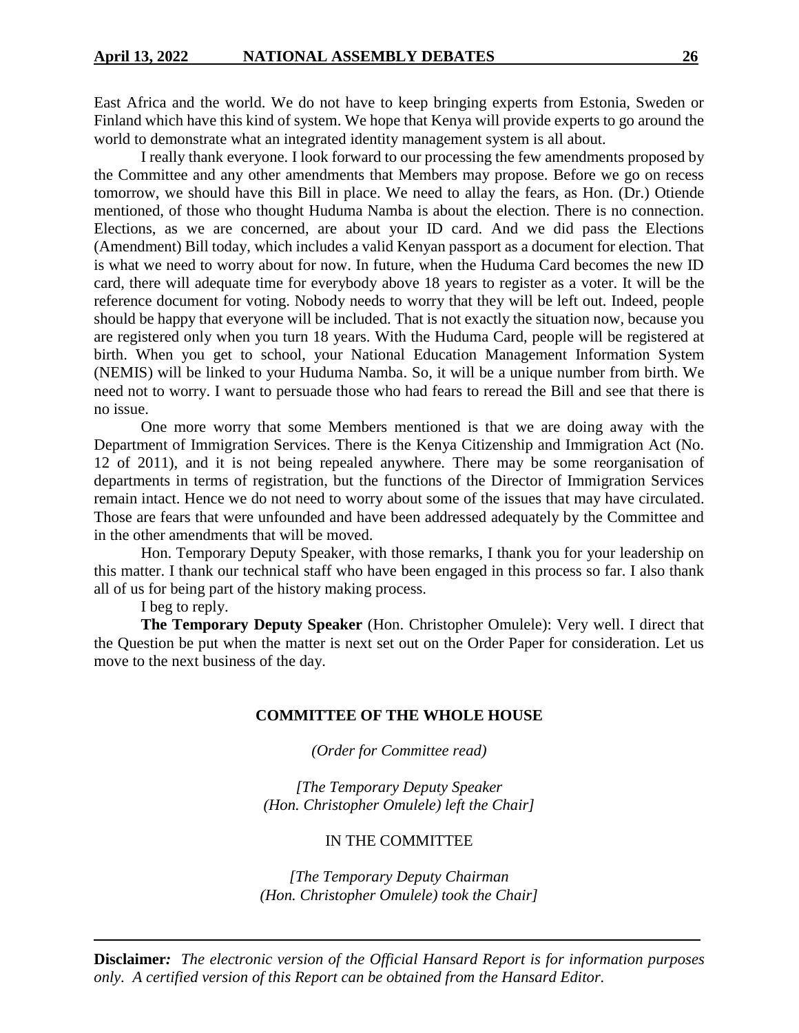East Africa and the world. We do not have to keep bringing experts from Estonia, Sweden or Finland which have this kind of system. We hope that Kenya will provide experts to go around the world to demonstrate what an integrated identity management system is all about.

I really thank everyone. I look forward to our processing the few amendments proposed by the Committee and any other amendments that Members may propose. Before we go on recess tomorrow, we should have this Bill in place. We need to allay the fears, as Hon. (Dr.) Otiende mentioned, of those who thought Huduma Namba is about the election. There is no connection. Elections, as we are concerned, are about your ID card. And we did pass the Elections (Amendment) Bill today, which includes a valid Kenyan passport as a document for election. That is what we need to worry about for now. In future, when the Huduma Card becomes the new ID card, there will adequate time for everybody above 18 years to register as a voter. It will be the reference document for voting. Nobody needs to worry that they will be left out. Indeed, people should be happy that everyone will be included. That is not exactly the situation now, because you are registered only when you turn 18 years. With the Huduma Card, people will be registered at birth. When you get to school, your National Education Management Information System (NEMIS) will be linked to your Huduma Namba. So, it will be a unique number from birth. We need not to worry. I want to persuade those who had fears to reread the Bill and see that there is no issue.

One more worry that some Members mentioned is that we are doing away with the Department of Immigration Services. There is the Kenya Citizenship and Immigration Act (No. 12 of 2011), and it is not being repealed anywhere. There may be some reorganisation of departments in terms of registration, but the functions of the Director of Immigration Services remain intact. Hence we do not need to worry about some of the issues that may have circulated. Those are fears that were unfounded and have been addressed adequately by the Committee and in the other amendments that will be moved.

Hon. Temporary Deputy Speaker, with those remarks, I thank you for your leadership on this matter. I thank our technical staff who have been engaged in this process so far. I also thank all of us for being part of the history making process.

I beg to reply.

**The Temporary Deputy Speaker** (Hon. Christopher Omulele): Very well. I direct that the Question be put when the matter is next set out on the Order Paper for consideration. Let us move to the next business of the day.

**COMMITTEE OF THE WHOLE HOUSE**

*(Order for Committee read)*

*[The Temporary Deputy Speaker (Hon. Christopher Omulele) left the Chair]*

IN THE COMMITTEE

*[The Temporary Deputy Chairman (Hon. Christopher Omulele) took the Chair]*

**Disclaimer**: *The electronic version of the Official Hansard Report is for information purposes only. A certified version of this Report can be obtained from the Hansard Editor.*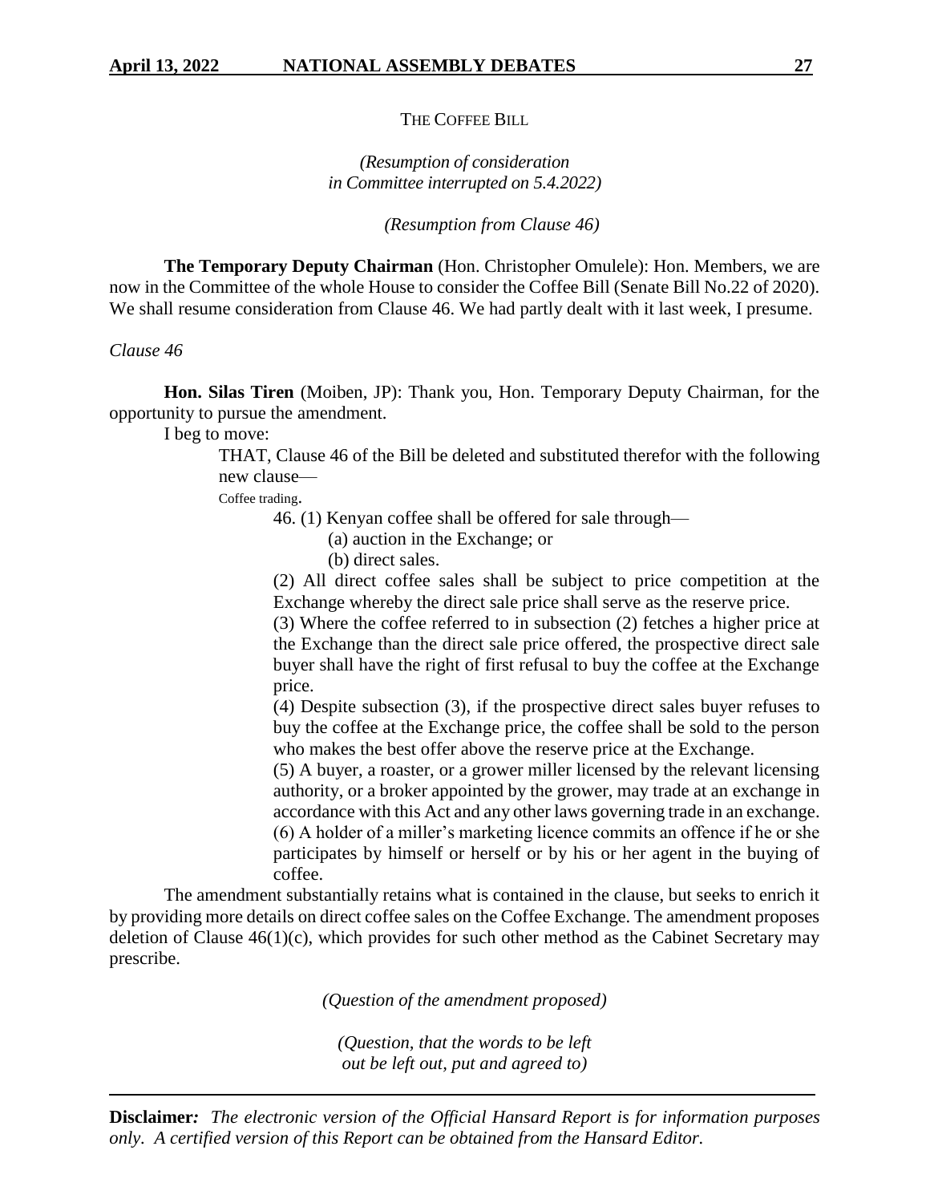THE COFFEE BILL

*(Resumption of consideration in Committee interrupted on 5.4.2022)*

*(Resumption from Clause 46)*

**The Temporary Deputy Chairman** (Hon. Christopher Omulele): Hon. Members, we are now in the Committee of the whole House to consider the Coffee Bill (Senate Bill No.22 of 2020). We shall resume consideration from Clause 46. We had partly dealt with it last week, I presume.

*Clause 46*

**Hon. Silas Tiren** (Moiben, JP): Thank you, Hon. Temporary Deputy Chairman, for the opportunity to pursue the amendment.

I beg to move:

> THAT, Clause 46 of the Bill be deleted and substituted therefor with the following new clause—
>
> Coffee trading.
>
> 46. (1) Kenyan coffee shall be offered for sale through—
>
> (a) auction in the Exchange; or
>
> (b) direct sales.
>
> (2) All direct coffee sales shall be subject to price competition at the Exchange whereby the direct sale price shall serve as the reserve price.
>
> (3) Where the coffee referred to in subsection (2) fetches a higher price at the Exchange than the direct sale price offered, the prospective direct sale buyer shall have the right of first refusal to buy the coffee at the Exchange price.
>
> (4) Despite subsection (3), if the prospective direct sales buyer refuses to buy the coffee at the Exchange price, the coffee shall be sold to the person who makes the best offer above the reserve price at the Exchange.
>
> (5) A buyer, a roaster, or a grower miller licensed by the relevant licensing authority, or a broker appointed by the grower, may trade at an exchange in accordance with this Act and any other laws governing trade in an exchange.
>
> (6) A holder of a miller's marketing licence commits an offence if he or she participates by himself or herself or by his or her agent in the buying of coffee.

The amendment substantially retains what is contained in the clause, but seeks to enrich it by providing more details on direct coffee sales on the Coffee Exchange. The amendment proposes deletion of Clause 46(1)(c), which provides for such other method as the Cabinet Secretary may prescribe.

*(Question of the amendment proposed)*

*(Question, that the words to be left out be left out, put and agreed to)*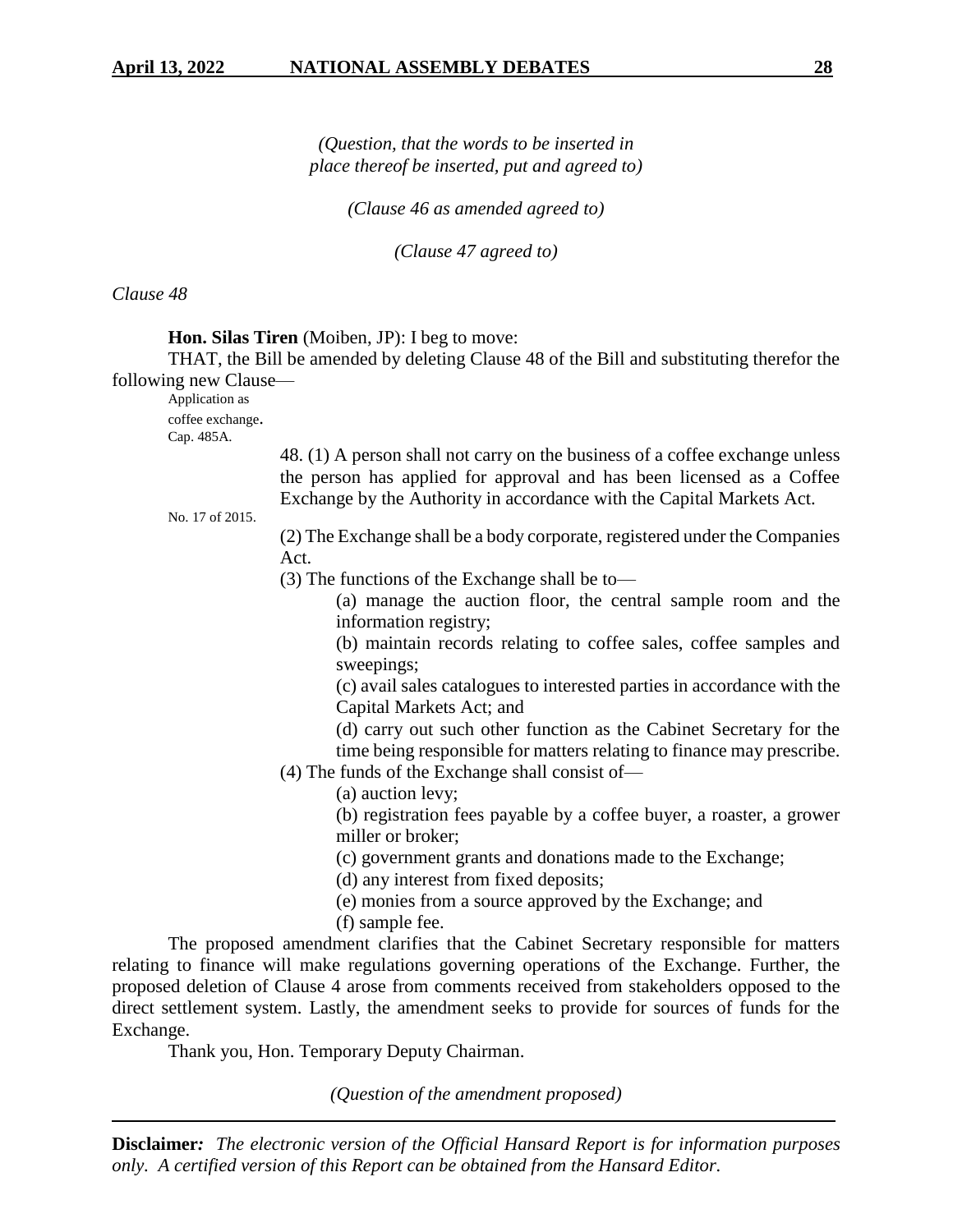*(Question, that the words to be inserted in place thereof be inserted, put and agreed to)*

*(Clause 46 as amended agreed to)*

*(Clause 47 agreed to)*

*Clause 48*

**Hon. Silas Tiren** (Moiben, JP): I beg to move:

THAT, the Bill be amended by deleting Clause 48 of the Bill and substituting therefor the following new Clause—

Application as coffee exchange. Cap. 485A.

48. (1) A person shall not carry on the business of a coffee exchange unless the person has applied for approval and has been licensed as a Coffee Exchange by the Authority in accordance with the Capital Markets Act.

No. 17 of 2015.

(2) The Exchange shall be a body corporate, registered under the Companies Act.

(3) The functions of the Exchange shall be to—

(a) manage the auction floor, the central sample room and the information registry;

(b) maintain records relating to coffee sales, coffee samples and sweepings;

(c) avail sales catalogues to interested parties in accordance with the Capital Markets Act; and

(d) carry out such other function as the Cabinet Secretary for the time being responsible for matters relating to finance may prescribe.

(4) The funds of the Exchange shall consist of—

(a) auction levy;

(b) registration fees payable by a coffee buyer, a roaster, a grower miller or broker;

(c) government grants and donations made to the Exchange;

(d) any interest from fixed deposits;

(e) monies from a source approved by the Exchange; and

(f) sample fee.

The proposed amendment clarifies that the Cabinet Secretary responsible for matters relating to finance will make regulations governing operations of the Exchange. Further, the proposed deletion of Clause 4 arose from comments received from stakeholders opposed to the direct settlement system. Lastly, the amendment seeks to provide for sources of funds for the Exchange.

Thank you, Hon. Temporary Deputy Chairman.

*(Question of the amendment proposed)*

**Disclaimer***:* *The electronic version of the Official Hansard Report is for information purposes only. A certified version of this Report can be obtained from the Hansard Editor.*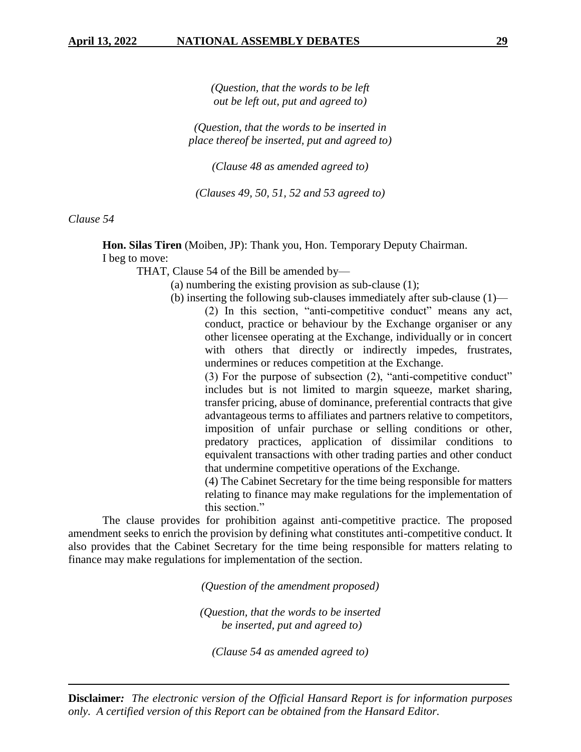*(Question, that the words to be left out be left out, put and agreed to)*

*(Question, that the words to be inserted in place thereof be inserted, put and agreed to)*

*(Clause 48 as amended agreed to)*

*(Clauses 49, 50, 51, 52 and 53 agreed to)*

*Clause 54*

**Hon. Silas Tiren** (Moiben, JP): Thank you, Hon. Temporary Deputy Chairman.

I beg to move:

THAT, Clause 54 of the Bill be amended by—

(a) numbering the existing provision as sub-clause (1);

(b) inserting the following sub-clauses immediately after sub-clause (1)—

(2) In this section, "anti-competitive conduct" means any act, conduct, practice or behaviour by the Exchange organiser or any other licensee operating at the Exchange, individually or in concert with others that directly or indirectly impedes, frustrates, undermines or reduces competition at the Exchange.

(3) For the purpose of subsection (2), "anti-competitive conduct" includes but is not limited to margin squeeze, market sharing, transfer pricing, abuse of dominance, preferential contracts that give advantageous terms to affiliates and partners relative to competitors, imposition of unfair purchase or selling conditions or other, predatory practices, application of dissimilar conditions to equivalent transactions with other trading parties and other conduct that undermine competitive operations of the Exchange.

(4) The Cabinet Secretary for the time being responsible for matters relating to finance may make regulations for the implementation of this section."

The clause provides for prohibition against anti-competitive practice. The proposed amendment seeks to enrich the provision by defining what constitutes anti-competitive conduct. It also provides that the Cabinet Secretary for the time being responsible for matters relating to finance may make regulations for implementation of the section.

*(Question of the amendment proposed)*

*(Question, that the words to be inserted be inserted, put and agreed to)*

*(Clause 54 as amended agreed to)*

**Disclaimer***:* *The electronic version of the Official Hansard Report is for information purposes only. A certified version of this Report can be obtained from the Hansard Editor.*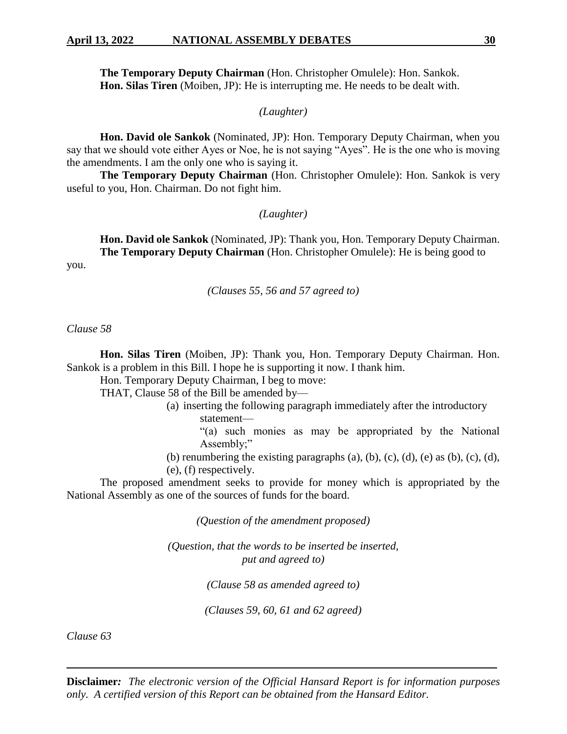**The Temporary Deputy Chairman** (Hon. Christopher Omulele): Hon. Sankok.

**Hon. Silas Tiren** (Moiben, JP): He is interrupting me. He needs to be dealt with.

*(Laughter)*

**Hon. David ole Sankok** (Nominated, JP): Hon. Temporary Deputy Chairman, when you say that we should vote either Ayes or Noe, he is not saying "Ayes". He is the one who is moving the amendments. I am the only one who is saying it.

**The Temporary Deputy Chairman** (Hon. Christopher Omulele): Hon. Sankok is very useful to you, Hon. Chairman. Do not fight him.

*(Laughter)*

**Hon. David ole Sankok** (Nominated, JP): Thank you, Hon. Temporary Deputy Chairman.

**The Temporary Deputy Chairman** (Hon. Christopher Omulele): He is being good to you.

*(Clauses 55, 56 and 57 agreed to)*

*Clause 58*

**Hon. Silas Tiren** (Moiben, JP): Thank you, Hon. Temporary Deputy Chairman. Hon. Sankok is a problem in this Bill. I hope he is supporting it now. I thank him.

Hon. Temporary Deputy Chairman, I beg to move:

THAT, Clause 58 of the Bill be amended by—

(a) inserting the following paragraph immediately after the introductory statement—

"(a) such monies as may be appropriated by the National Assembly;"

(b) renumbering the existing paragraphs (a), (b), (c), (d), (e) as (b), (c), (d), (e), (f) respectively.

The proposed amendment seeks to provide for money which is appropriated by the National Assembly as one of the sources of funds for the board.

*(Question of the amendment proposed)*

*(Question, that the words to be inserted be inserted, put and agreed to)*

*(Clause 58 as amended agreed to)*

*(Clauses 59, 60, 61 and 62 agreed)*

*Clause 63*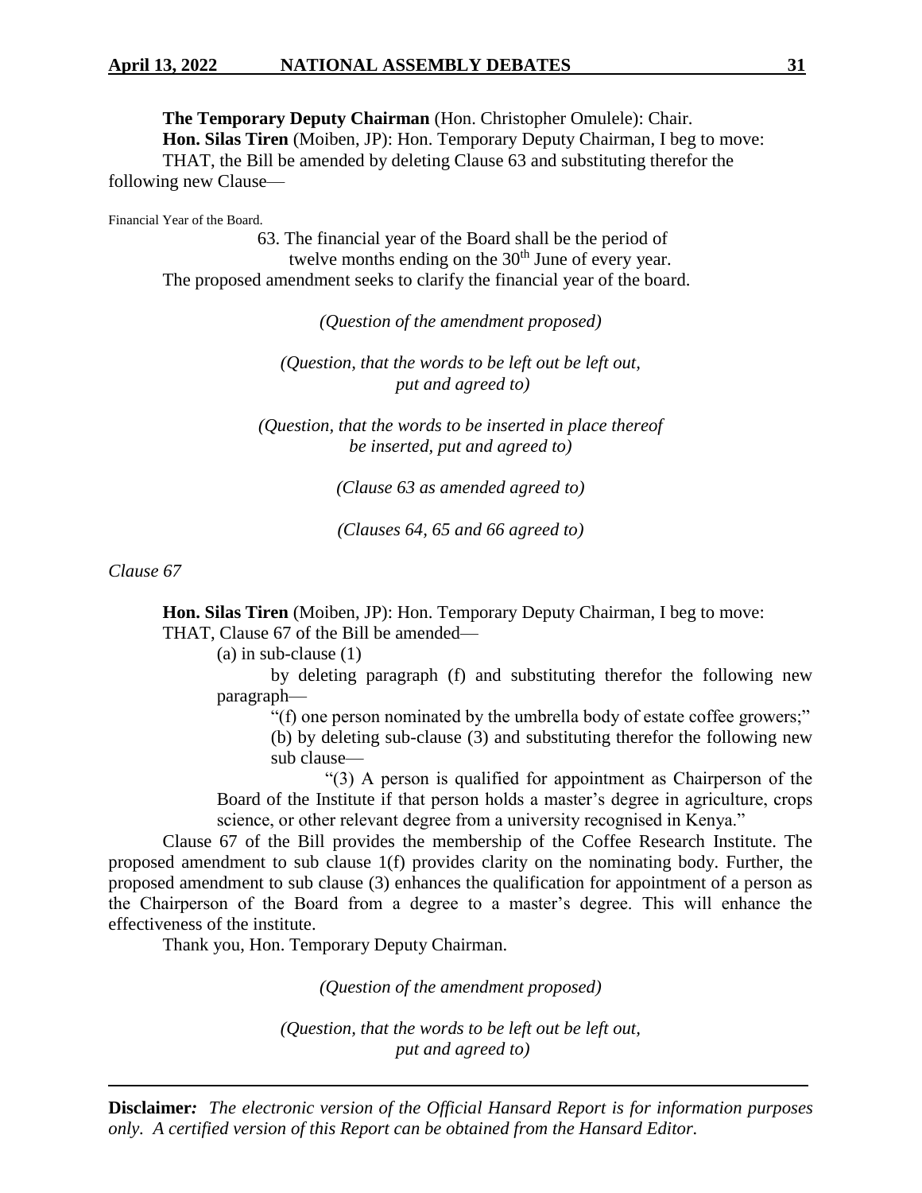**The Temporary Deputy Chairman** (Hon. Christopher Omulele): Chair.

**Hon. Silas Tiren** (Moiben, JP): Hon. Temporary Deputy Chairman, I beg to move:

THAT, the Bill be amended by deleting Clause 63 and substituting therefor the following new Clause—

Financial Year of the Board.

63. The financial year of the Board shall be the period of twelve months ending on the 30th June of every year.

The proposed amendment seeks to clarify the financial year of the board.

*(Question of the amendment proposed)*

*(Question, that the words to be left out be left out, put and agreed to)*

*(Question, that the words to be inserted in place thereof be inserted, put and agreed to)*

*(Clause 63 as amended agreed to)*

*(Clauses 64, 65 and 66 agreed to)*

*Clause 67*

**Hon. Silas Tiren** (Moiben, JP): Hon. Temporary Deputy Chairman, I beg to move:

THAT, Clause 67 of the Bill be amended—

(a) in sub-clause (1)

by deleting paragraph (f) and substituting therefor the following new paragraph—

"(f) one person nominated by the umbrella body of estate coffee growers;"

(b) by deleting sub-clause (3) and substituting therefor the following new sub clause—

"(3) A person is qualified for appointment as Chairperson of the Board of the Institute if that person holds a master's degree in agriculture, crops science, or other relevant degree from a university recognised in Kenya."

Clause 67 of the Bill provides the membership of the Coffee Research Institute. The proposed amendment to sub clause 1(f) provides clarity on the nominating body. Further, the proposed amendment to sub clause (3) enhances the qualification for appointment of a person as the Chairperson of the Board from a degree to a master's degree. This will enhance the effectiveness of the institute.

Thank you, Hon. Temporary Deputy Chairman.

*(Question of the amendment proposed)*

*(Question, that the words to be left out be left out, put and agreed to)*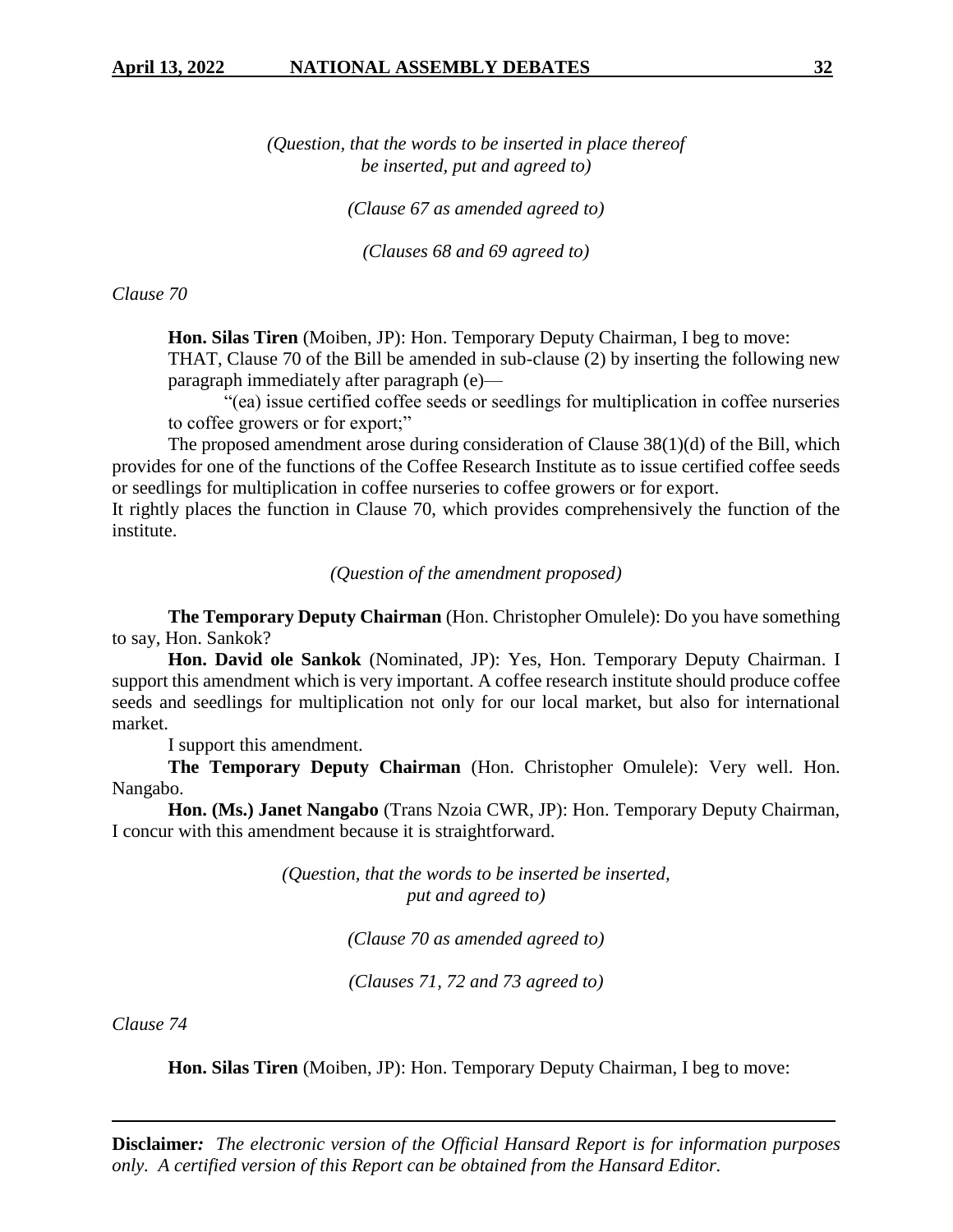*(Question, that the words to be inserted in place thereof be inserted, put and agreed to)*

*(Clause 67 as amended agreed to)*

*(Clauses 68 and 69 agreed to)*

*Clause 70*

**Hon. Silas Tiren** (Moiben, JP): Hon. Temporary Deputy Chairman, I beg to move:

THAT, Clause 70 of the Bill be amended in sub-clause (2) by inserting the following new paragraph immediately after paragraph (e)—

"(ea) issue certified coffee seeds or seedlings for multiplication in coffee nurseries to coffee growers or for export;"

The proposed amendment arose during consideration of Clause 38(1)(d) of the Bill, which provides for one of the functions of the Coffee Research Institute as to issue certified coffee seeds or seedlings for multiplication in coffee nurseries to coffee growers or for export.

It rightly places the function in Clause 70, which provides comprehensively the function of the institute.

*(Question of the amendment proposed)*

**The Temporary Deputy Chairman** (Hon. Christopher Omulele): Do you have something to say, Hon. Sankok?

**Hon. David ole Sankok** (Nominated, JP): Yes, Hon. Temporary Deputy Chairman. I support this amendment which is very important. A coffee research institute should produce coffee seeds and seedlings for multiplication not only for our local market, but also for international market.

I support this amendment.

**The Temporary Deputy Chairman** (Hon. Christopher Omulele): Very well. Hon. Nangabo.

**Hon. (Ms.) Janet Nangabo** (Trans Nzoia CWR, JP): Hon. Temporary Deputy Chairman, I concur with this amendment because it is straightforward.

*(Question, that the words to be inserted be inserted, put and agreed to)*

*(Clause 70 as amended agreed to)*

*(Clauses 71, 72 and 73 agreed to)*

*Clause 74*

**Hon. Silas Tiren** (Moiben, JP): Hon. Temporary Deputy Chairman, I beg to move: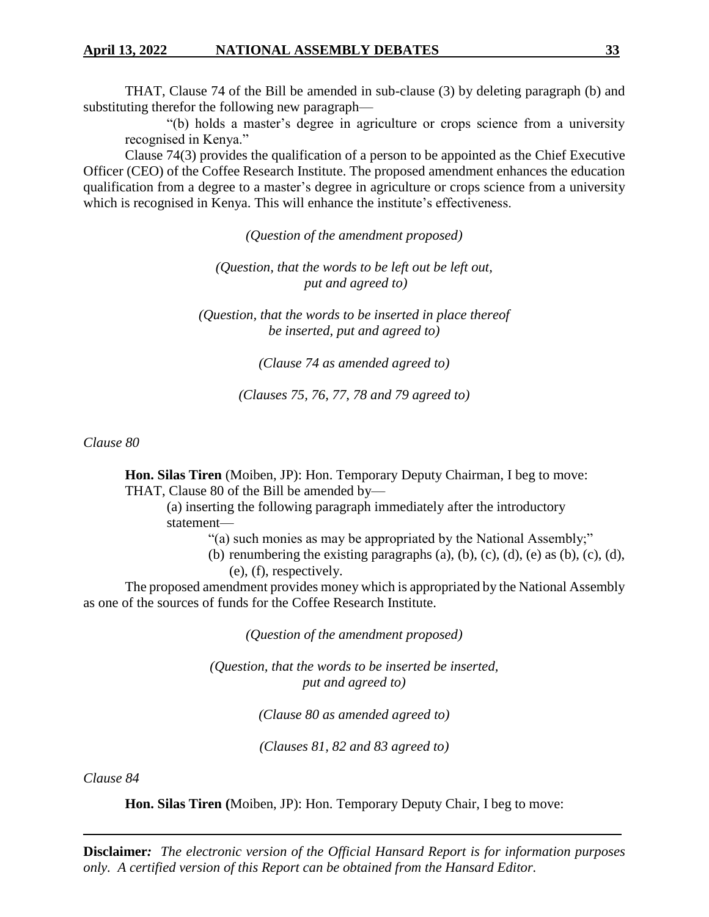THAT, Clause 74 of the Bill be amended in sub-clause (3) by deleting paragraph (b) and substituting therefor the following new paragraph—

"(b) holds a master's degree in agriculture or crops science from a university recognised in Kenya."

Clause 74(3) provides the qualification of a person to be appointed as the Chief Executive Officer (CEO) of the Coffee Research Institute. The proposed amendment enhances the education qualification from a degree to a master's degree in agriculture or crops science from a university which is recognised in Kenya. This will enhance the institute's effectiveness.

*(Question of the amendment proposed)*

*(Question, that the words to be left out be left out, put and agreed to)*

*(Question, that the words to be inserted in place thereof be inserted, put and agreed to)*

*(Clause 74 as amended agreed to)*

*(Clauses 75, 76, 77, 78 and 79 agreed to)*

*Clause 80*

**Hon. Silas Tiren** (Moiben, JP): Hon. Temporary Deputy Chairman, I beg to move:

THAT, Clause 80 of the Bill be amended by—

(a) inserting the following paragraph immediately after the introductory statement—

"(a) such monies as may be appropriated by the National Assembly;"

(b) renumbering the existing paragraphs (a), (b), (c), (d), (e) as (b), (c), (d), (e), (f), respectively.

The proposed amendment provides money which is appropriated by the National Assembly as one of the sources of funds for the Coffee Research Institute.

*(Question of the amendment proposed)*

*(Question, that the words to be inserted be inserted, put and agreed to)*

*(Clause 80 as amended agreed to)*

*(Clauses 81, 82 and 83 agreed to)*

*Clause 84*

**Hon. Silas Tiren (**Moiben, JP): Hon. Temporary Deputy Chair, I beg to move: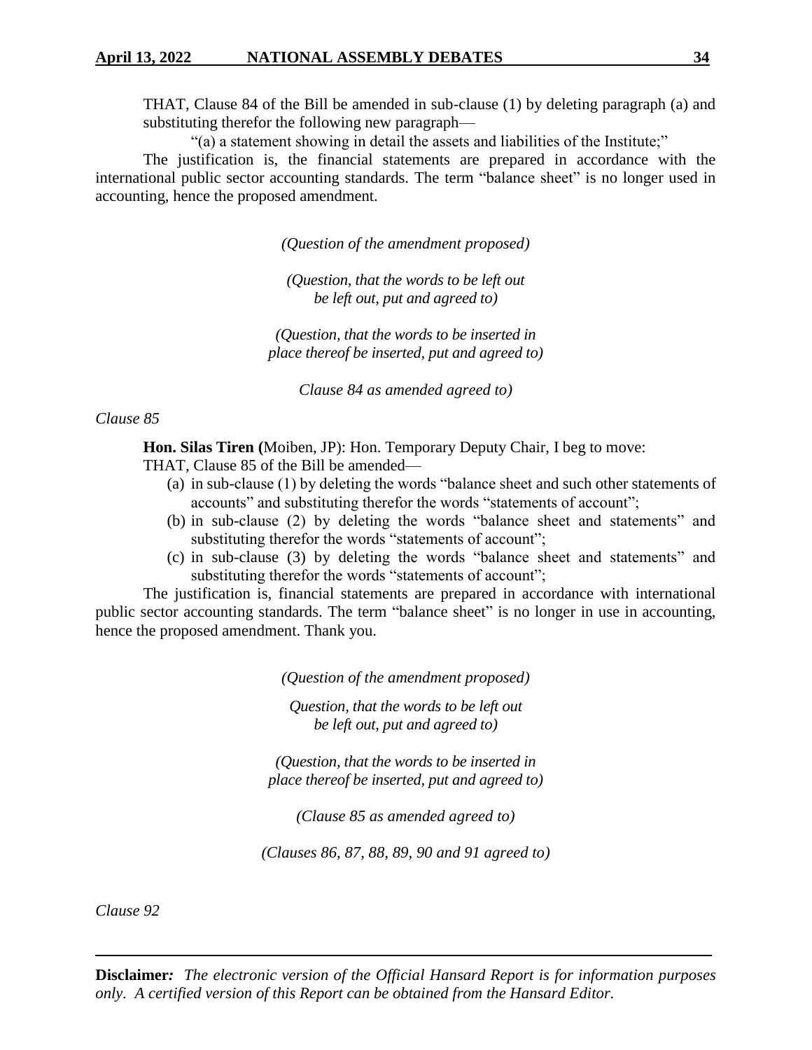THAT, Clause 84 of the Bill be amended in sub-clause (1) by deleting paragraph (a) and substituting therefor the following new paragraph—

"(a) a statement showing in detail the assets and liabilities of the Institute;"

The justification is, the financial statements are prepared in accordance with the international public sector accounting standards. The term "balance sheet" is no longer used in accounting, hence the proposed amendment.

*(Question of the amendment proposed)*

*(Question, that the words to be left out be left out, put and agreed to)*

*(Question, that the words to be inserted in place thereof be inserted, put and agreed to)*

*Clause 84 as amended agreed to)*

*Clause 85*

**Hon. Silas Tiren (**Moiben, JP): Hon. Temporary Deputy Chair, I beg to move:

THAT, Clause 85 of the Bill be amended—

(a) in sub-clause (1) by deleting the words "balance sheet and such other statements of accounts" and substituting therefor the words "statements of account";

(b) in sub-clause (2) by deleting the words "balance sheet and statements" and substituting therefor the words "statements of account";

(c) in sub-clause (3) by deleting the words "balance sheet and statements" and substituting therefor the words "statements of account";

The justification is, financial statements are prepared in accordance with international public sector accounting standards. The term "balance sheet" is no longer in use in accounting, hence the proposed amendment. Thank you.

*(Question of the amendment proposed)*

*Question, that the words to be left out be left out, put and agreed to)*

*(Question, that the words to be inserted in place thereof be inserted, put and agreed to)*

*(Clause 85 as amended agreed to)*

*(Clauses 86, 87, 88, 89, 90 and 91 agreed to)*

*Clause 92*

**Disclaimer***:* *The electronic version of the Official Hansard Report is for information purposes only. A certified version of this Report can be obtained from the Hansard Editor.*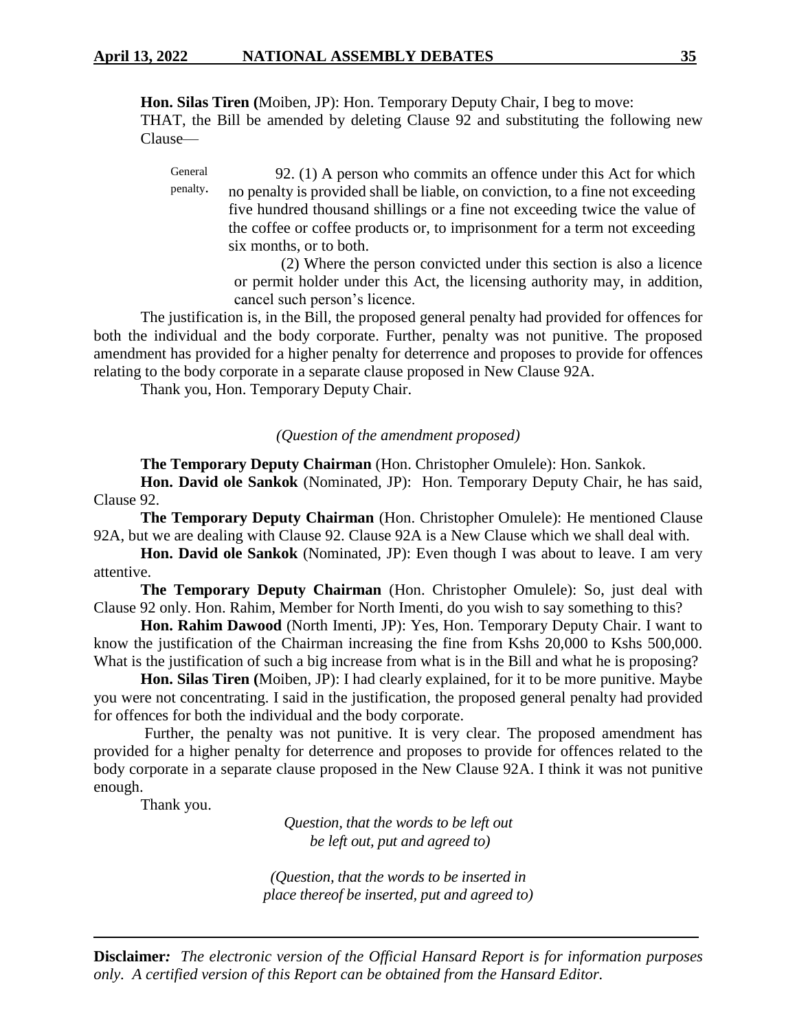**Hon. Silas Tiren (**Moiben, JP): Hon. Temporary Deputy Chair, I beg to move:

THAT, the Bill be amended by deleting Clause 92 and substituting the following new Clause—

General penalty.

92. (1) A person who commits an offence under this Act for which no penalty is provided shall be liable, on conviction, to a fine not exceeding five hundred thousand shillings or a fine not exceeding twice the value of the coffee or coffee products or, to imprisonment for a term not exceeding six months, or to both.

(2) Where the person convicted under this section is also a licence or permit holder under this Act, the licensing authority may, in addition, cancel such person's licence.

The justification is, in the Bill, the proposed general penalty had provided for offences for both the individual and the body corporate. Further, penalty was not punitive. The proposed amendment has provided for a higher penalty for deterrence and proposes to provide for offences relating to the body corporate in a separate clause proposed in New Clause 92A.

Thank you, Hon. Temporary Deputy Chair.

*(Question of the amendment proposed)*

**The Temporary Deputy Chairman** (Hon. Christopher Omulele): Hon. Sankok.

**Hon. David ole Sankok** (Nominated, JP): Hon. Temporary Deputy Chair, he has said, Clause 92.

**The Temporary Deputy Chairman** (Hon. Christopher Omulele): He mentioned Clause 92A, but we are dealing with Clause 92. Clause 92A is a New Clause which we shall deal with.

**Hon. David ole Sankok** (Nominated, JP): Even though I was about to leave. I am very attentive.

**The Temporary Deputy Chairman** (Hon. Christopher Omulele): So, just deal with Clause 92 only. Hon. Rahim, Member for North Imenti, do you wish to say something to this?

**Hon. Rahim Dawood** (North Imenti, JP): Yes, Hon. Temporary Deputy Chair. I want to know the justification of the Chairman increasing the fine from Kshs 20,000 to Kshs 500,000. What is the justification of such a big increase from what is in the Bill and what he is proposing?

**Hon. Silas Tiren (**Moiben, JP): I had clearly explained, for it to be more punitive. Maybe you were not concentrating. I said in the justification, the proposed general penalty had provided for offences for both the individual and the body corporate.

Further, the penalty was not punitive. It is very clear. The proposed amendment has provided for a higher penalty for deterrence and proposes to provide for offences related to the body corporate in a separate clause proposed in the New Clause 92A. I think it was not punitive enough.

Thank you.

*Question, that the words to be left out be left out, put and agreed to)*

*(Question, that the words to be inserted in place thereof be inserted, put and agreed to)*

**Disclaimer***: The electronic version of the Official Hansard Report is for information purposes only. A certified version of this Report can be obtained from the Hansard Editor.*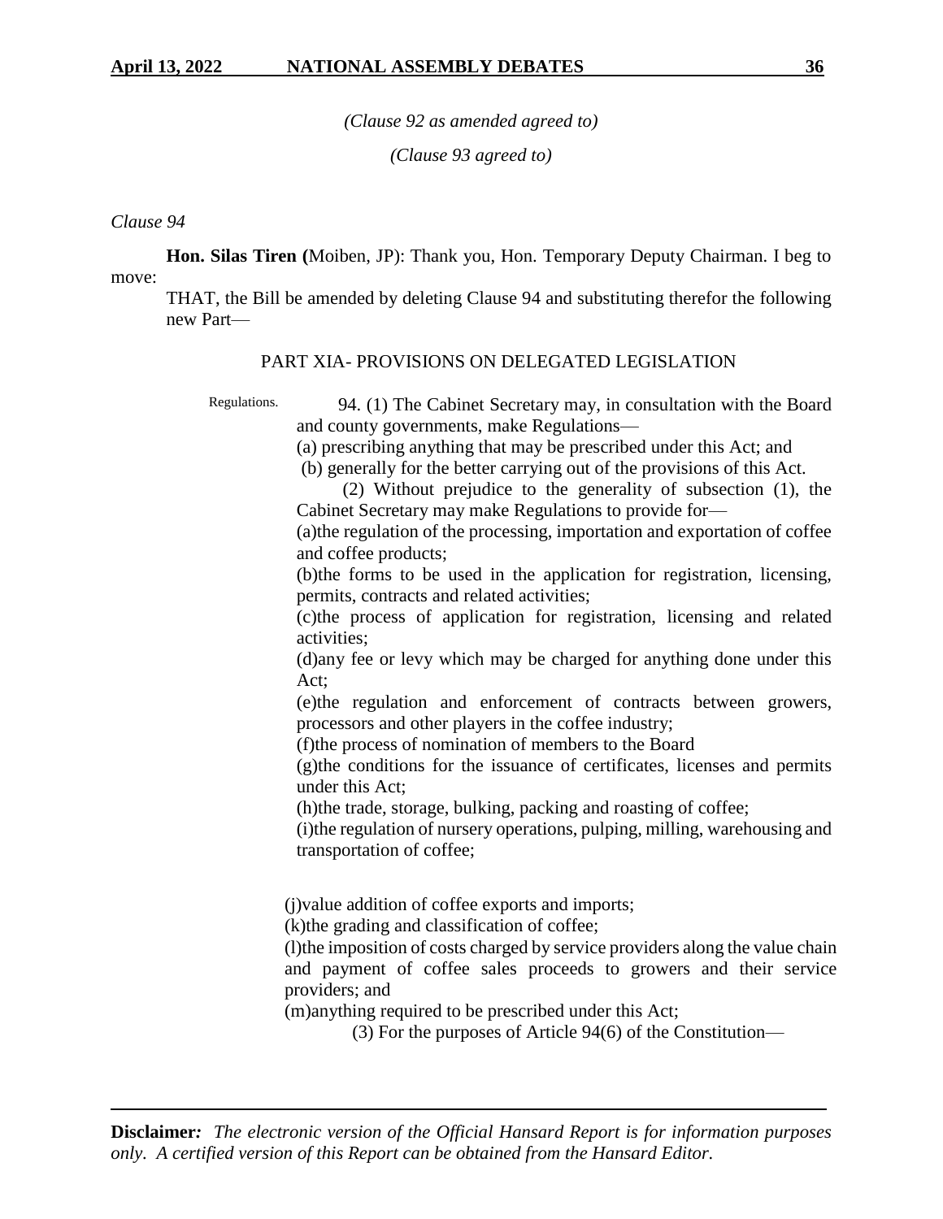*(Clause 92 as amended agreed to)*

*(Clause 93 agreed to)*

*Clause 94*

**Hon. Silas Tiren (**Moiben, JP): Thank you, Hon. Temporary Deputy Chairman. I beg to move:

THAT, the Bill be amended by deleting Clause 94 and substituting therefor the following new Part—

PART XIA- PROVISIONS ON DELEGATED LEGISLATION

Regulations.

94. (1) The Cabinet Secretary may, in consultation with the Board and county governments, make Regulations—

(a) prescribing anything that may be prescribed under this Act; and

(b) generally for the better carrying out of the provisions of this Act.

(2) Without prejudice to the generality of subsection (1), the Cabinet Secretary may make Regulations to provide for—

(a)the regulation of the processing, importation and exportation of coffee and coffee products;

(b)the forms to be used in the application for registration, licensing, permits, contracts and related activities;

(c)the process of application for registration, licensing and related activities;

(d)any fee or levy which may be charged for anything done under this Act;

(e)the regulation and enforcement of contracts between growers, processors and other players in the coffee industry;

(f)the process of nomination of members to the Board

(g)the conditions for the issuance of certificates, licenses and permits under this Act;

(h)the trade, storage, bulking, packing and roasting of coffee;

(i)the regulation of nursery operations, pulping, milling, warehousing and transportation of coffee;

(j)value addition of coffee exports and imports;

(k)the grading and classification of coffee;

(l)the imposition of costs charged by service providers along the value chain and payment of coffee sales proceeds to growers and their service providers; and

(m)anything required to be prescribed under this Act;

(3) For the purposes of Article 94(6) of the Constitution—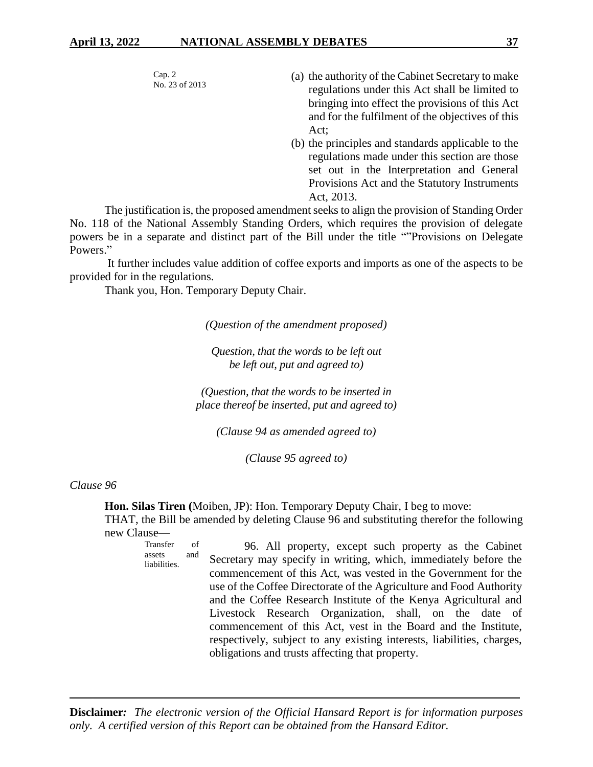Cap. 2
No. 23 of 2013

(a) the authority of the Cabinet Secretary to make regulations under this Act shall be limited to bringing into effect the provisions of this Act and for the fulfilment of the objectives of this Act;

(b) the principles and standards applicable to the regulations made under this section are those set out in the Interpretation and General Provisions Act and the Statutory Instruments Act, 2013.

The justification is, the proposed amendment seeks to align the provision of Standing Order No. 118 of the National Assembly Standing Orders, which requires the provision of delegate powers be in a separate and distinct part of the Bill under the title ""Provisions on Delegate Powers."

It further includes value addition of coffee exports and imports as one of the aspects to be provided for in the regulations.

Thank you, Hon. Temporary Deputy Chair.

*(Question of the amendment proposed)*

*Question, that the words to be left out be left out, put and agreed to)*

*(Question, that the words to be inserted in place thereof be inserted, put and agreed to)*

*(Clause 94 as amended agreed to)*

*(Clause 95 agreed to)*

*Clause 96*

**Hon. Silas Tiren (**Moiben, JP): Hon. Temporary Deputy Chair, I beg to move:

THAT, the Bill be amended by deleting Clause 96 and substituting therefor the following new Clause—

Transfer of assets and liabilities.

96. All property, except such property as the Cabinet Secretary may specify in writing, which, immediately before the commencement of this Act, was vested in the Government for the use of the Coffee Directorate of the Agriculture and Food Authority and the Coffee Research Institute of the Kenya Agricultural and Livestock Research Organization, shall, on the date of commencement of this Act, vest in the Board and the Institute, respectively, subject to any existing interests, liabilities, charges, obligations and trusts affecting that property.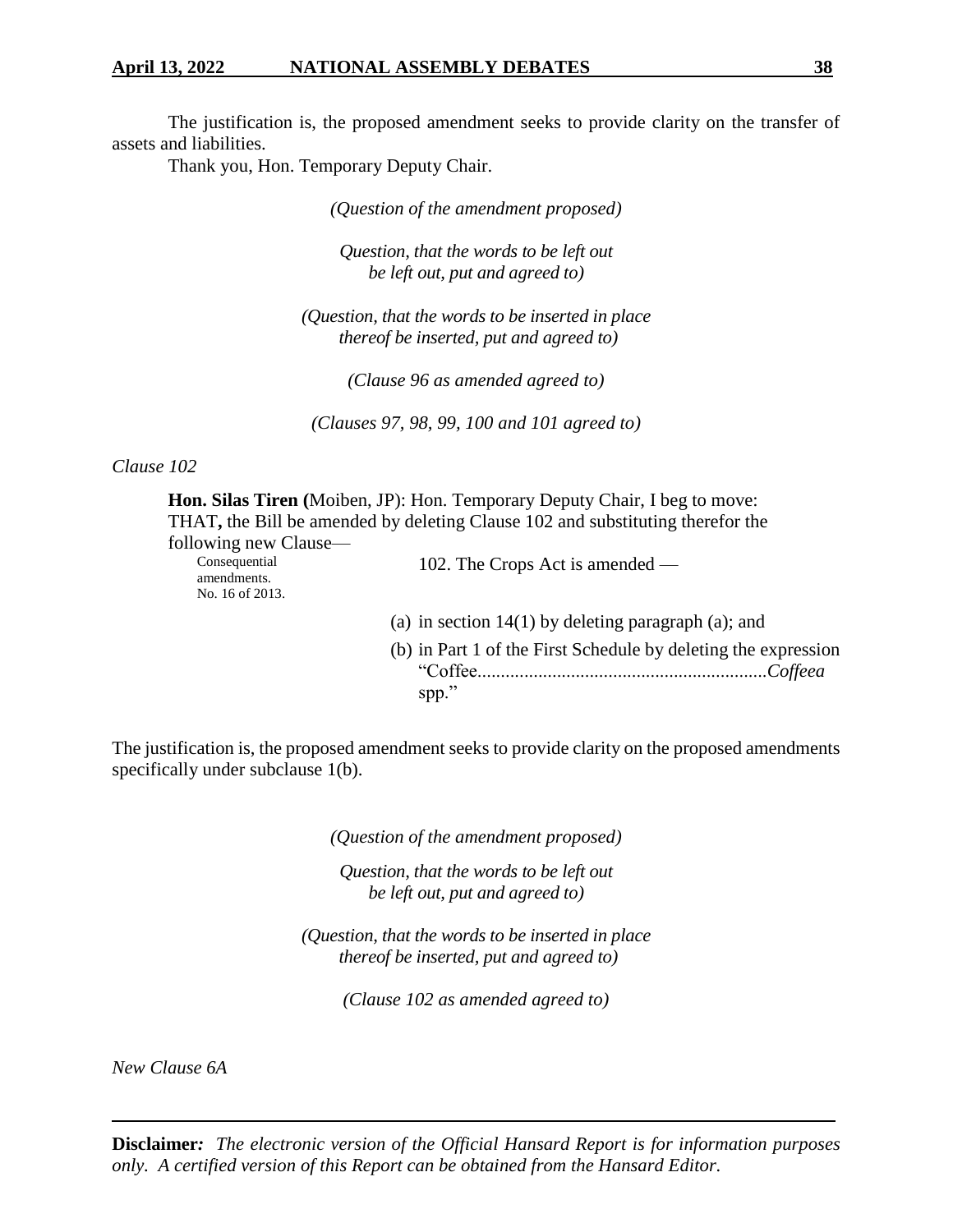The justification is, the proposed amendment seeks to provide clarity on the transfer of assets and liabilities.

Thank you, Hon. Temporary Deputy Chair.

*(Question of the amendment proposed)*

*Question, that the words to be left out be left out, put and agreed to)*

*(Question, that the words to be inserted in place thereof be inserted, put and agreed to)*

*(Clause 96 as amended agreed to)*

*(Clauses 97, 98, 99, 100 and 101 agreed to)*

*Clause 102*

**Hon. Silas Tiren (**Moiben, JP): Hon. Temporary Deputy Chair, I beg to move:

THAT**,** the Bill be amended by deleting Clause 102 and substituting therefor the following new Clause—

Consequential amendments.
No. 16 of 2013.

102. The Crops Act is amended —

(a) in section 14(1) by deleting paragraph (a); and

(b) in Part 1 of the First Schedule by deleting the expression "Coffee............................................................*Coffeea* spp."

The justification is, the proposed amendment seeks to provide clarity on the proposed amendments specifically under subclause 1(b).

*(Question of the amendment proposed)*

*Question, that the words to be left out be left out, put and agreed to)*

*(Question, that the words to be inserted in place thereof be inserted, put and agreed to)*

*(Clause 102 as amended agreed to)*

*New Clause 6A*

**Disclaimer***: The electronic version of the Official Hansard Report is for information purposes only. A certified version of this Report can be obtained from the Hansard Editor.*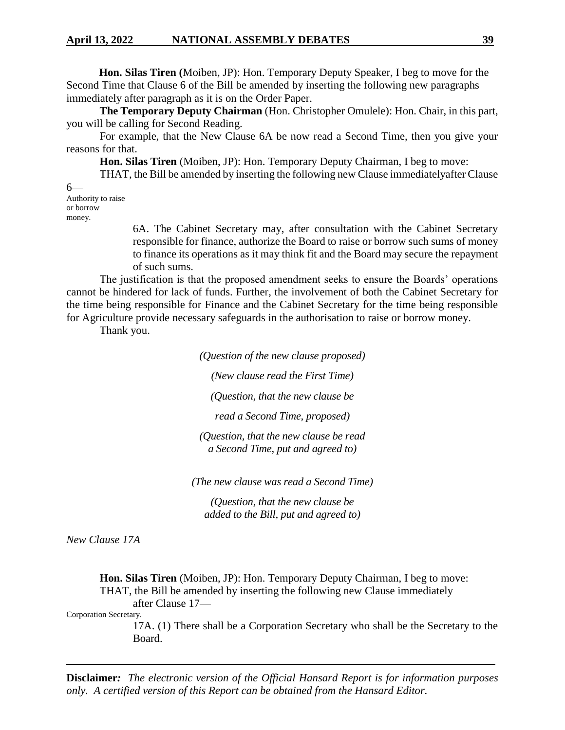**Hon. Silas Tiren (**Moiben, JP): Hon. Temporary Deputy Speaker, I beg to move for the Second Time that Clause 6 of the Bill be amended by inserting the following new paragraphs immediately after paragraph as it is on the Order Paper.

**The Temporary Deputy Chairman** (Hon. Christopher Omulele): Hon. Chair, in this part, you will be calling for Second Reading.

For example, that the New Clause 6A be now read a Second Time, then you give your reasons for that.

**Hon. Silas Tiren** (Moiben, JP): Hon. Temporary Deputy Chairman, I beg to move:

THAT, the Bill be amended by inserting the following new Clause immediatelyafter Clause 6—

Authority to raise or borrow money.

> 6A. The Cabinet Secretary may, after consultation with the Cabinet Secretary responsible for finance, authorize the Board to raise or borrow such sums of money to finance its operations as it may think fit and the Board may secure the repayment of such sums.

The justification is that the proposed amendment seeks to ensure the Boards' operations cannot be hindered for lack of funds. Further, the involvement of both the Cabinet Secretary for the time being responsible for Finance and the Cabinet Secretary for the time being responsible for Agriculture provide necessary safeguards in the authorisation to raise or borrow money.

Thank you.

*(Question of the new clause proposed)*

*(New clause read the First Time)*

*(Question, that the new clause be read a Second Time, proposed)*

*(Question, that the new clause be read a Second Time, put and agreed to)*

*(The new clause was read a Second Time)*

*(Question, that the new clause be added to the Bill, put and agreed to)*

*New Clause 17A*

**Hon. Silas Tiren** (Moiben, JP): Hon. Temporary Deputy Chairman, I beg to move:

THAT, the Bill be amended by inserting the following new Clause immediately after Clause 17—

Corporation Secretary.

> 17A. (1) There shall be a Corporation Secretary who shall be the Secretary to the Board.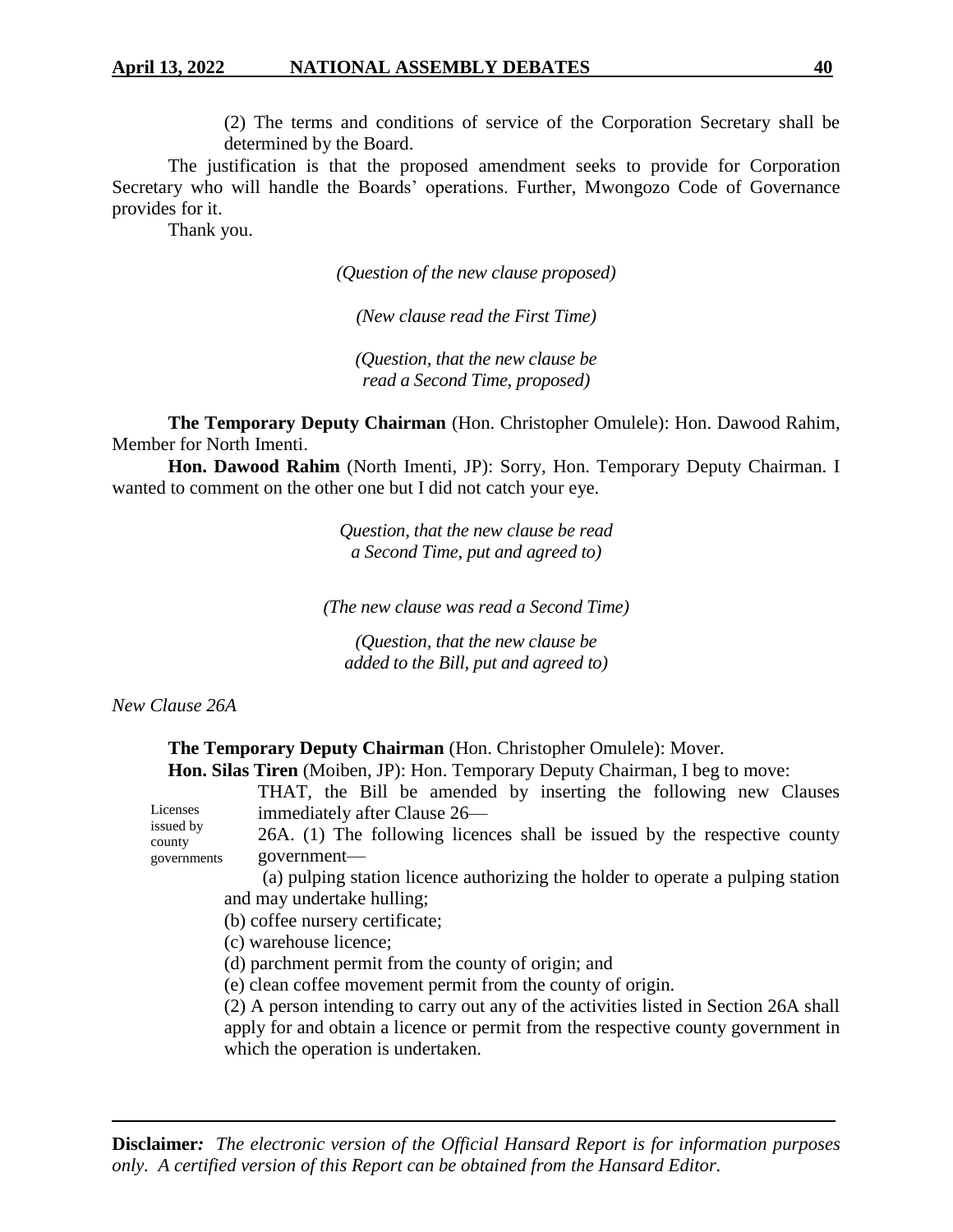(2) The terms and conditions of service of the Corporation Secretary shall be determined by the Board.

The justification is that the proposed amendment seeks to provide for Corporation Secretary who will handle the Boards' operations. Further, Mwongozo Code of Governance provides for it.

Thank you.

*(Question of the new clause proposed)*

*(New clause read the First Time)*

*(Question, that the new clause be read a Second Time, proposed)*

**The Temporary Deputy Chairman** (Hon. Christopher Omulele): Hon. Dawood Rahim, Member for North Imenti.

**Hon. Dawood Rahim** (North Imenti, JP): Sorry, Hon. Temporary Deputy Chairman. I wanted to comment on the other one but I did not catch your eye.

*Question, that the new clause be read a Second Time, put and agreed to)*

*(The new clause was read a Second Time)*

*(Question, that the new clause be added to the Bill, put and agreed to)*

*New Clause 26A*

**The Temporary Deputy Chairman** (Hon. Christopher Omulele): Mover.

**Hon. Silas Tiren** (Moiben, JP): Hon. Temporary Deputy Chairman, I beg to move:

THAT, the Bill be amended by inserting the following new Clauses immediately after Clause 26—

Licenses issued by county governments

26A. (1) The following licences shall be issued by the respective county government—

(a) pulping station licence authorizing the holder to operate a pulping station and may undertake hulling;

(b) coffee nursery certificate;

(c) warehouse licence;

(d) parchment permit from the county of origin; and

(e) clean coffee movement permit from the county of origin.

(2) A person intending to carry out any of the activities listed in Section 26A shall apply for and obtain a licence or permit from the respective county government in which the operation is undertaken.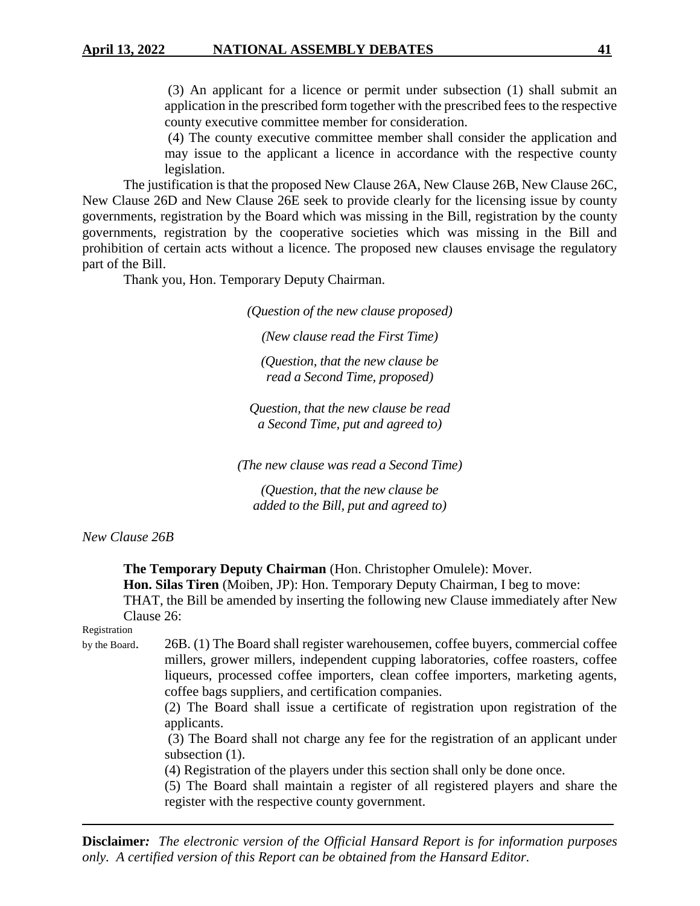(3) An applicant for a licence or permit under subsection (1) shall submit an application in the prescribed form together with the prescribed fees to the respective county executive committee member for consideration.

(4) The county executive committee member shall consider the application and may issue to the applicant a licence in accordance with the respective county legislation.

The justification is that the proposed New Clause 26A, New Clause 26B, New Clause 26C, New Clause 26D and New Clause 26E seek to provide clearly for the licensing issue by county governments, registration by the Board which was missing in the Bill, registration by the county governments, registration by the cooperative societies which was missing in the Bill and prohibition of certain acts without a licence. The proposed new clauses envisage the regulatory part of the Bill.

Thank you, Hon. Temporary Deputy Chairman.

*(Question of the new clause proposed)*

*(New clause read the First Time)*

*(Question, that the new clause be read a Second Time, proposed)*

*Question, that the new clause be read a Second Time, put and agreed to)*

*(The new clause was read a Second Time)*

*(Question, that the new clause be added to the Bill, put and agreed to)*

*New Clause 26B*

**The Temporary Deputy Chairman** (Hon. Christopher Omulele): Mover.

**Hon. Silas Tiren** (Moiben, JP): Hon. Temporary Deputy Chairman, I beg to move:

THAT, the Bill be amended by inserting the following new Clause immediately after New Clause 26:

Registration by the Board.

26B. (1) The Board shall register warehousemen, coffee buyers, commercial coffee millers, grower millers, independent cupping laboratories, coffee roasters, coffee liqueurs, processed coffee importers, clean coffee importers, marketing agents, coffee bags suppliers, and certification companies.

(2) The Board shall issue a certificate of registration upon registration of the applicants.

(3) The Board shall not charge any fee for the registration of an applicant under subsection (1).

(4) Registration of the players under this section shall only be done once.

(5) The Board shall maintain a register of all registered players and share the register with the respective county government.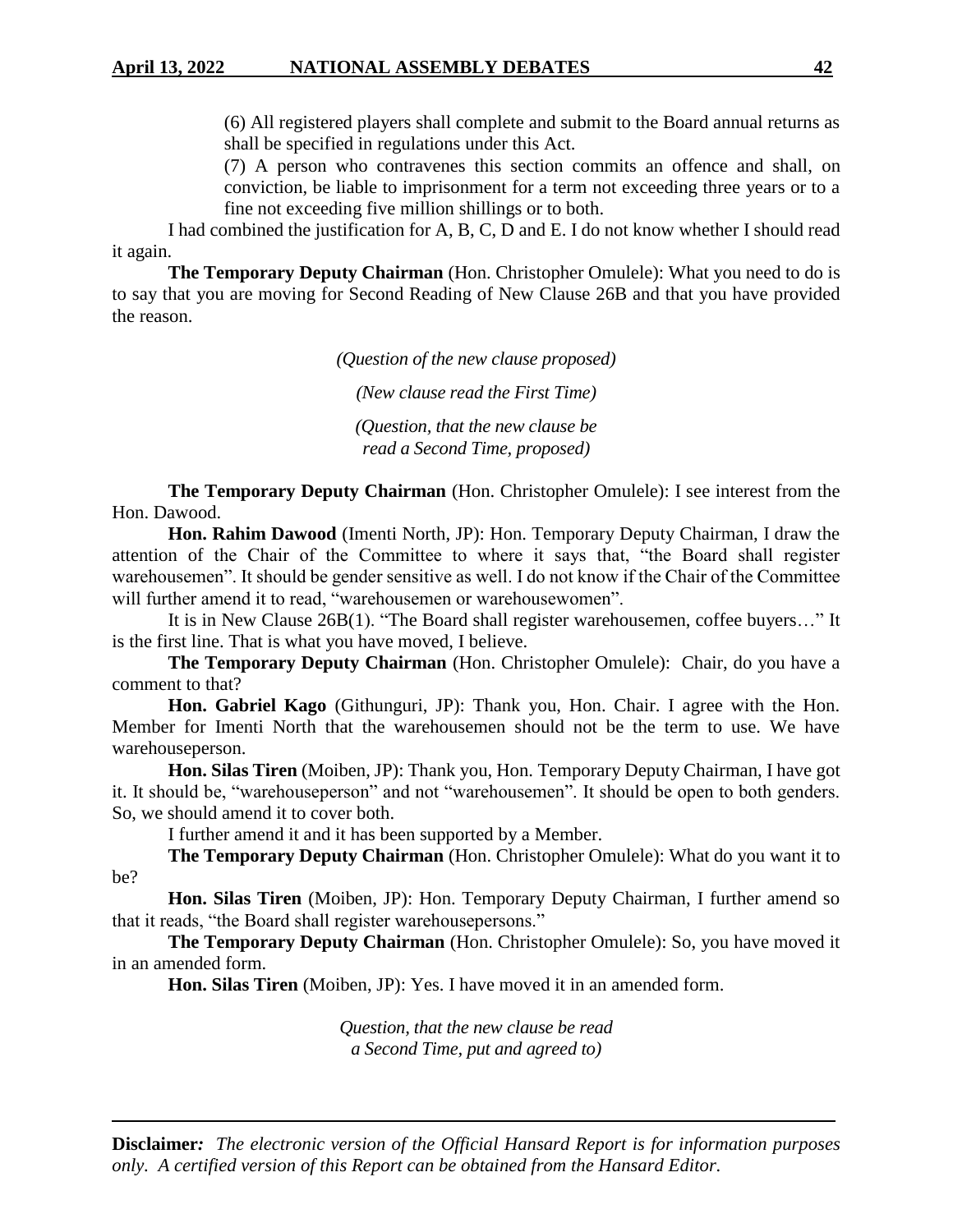(6) All registered players shall complete and submit to the Board annual returns as shall be specified in regulations under this Act.

(7) A person who contravenes this section commits an offence and shall, on conviction, be liable to imprisonment for a term not exceeding three years or to a fine not exceeding five million shillings or to both.

I had combined the justification for A, B, C, D and E. I do not know whether I should read it again.

**The Temporary Deputy Chairman** (Hon. Christopher Omulele): What you need to do is to say that you are moving for Second Reading of New Clause 26B and that you have provided the reason.

*(Question of the new clause proposed)*

*(New clause read the First Time)*

*(Question, that the new clause be read a Second Time, proposed)*

**The Temporary Deputy Chairman** (Hon. Christopher Omulele): I see interest from the Hon. Dawood.

**Hon. Rahim Dawood** (Imenti North, JP): Hon. Temporary Deputy Chairman, I draw the attention of the Chair of the Committee to where it says that, "the Board shall register warehousemen". It should be gender sensitive as well. I do not know if the Chair of the Committee will further amend it to read, "warehousemen or warehousewomen".

It is in New Clause 26B(1). "The Board shall register warehousemen, coffee buyers…" It is the first line. That is what you have moved, I believe.

**The Temporary Deputy Chairman** (Hon. Christopher Omulele): Chair, do you have a comment to that?

**Hon. Gabriel Kago** (Githunguri, JP): Thank you, Hon. Chair. I agree with the Hon. Member for Imenti North that the warehousemen should not be the term to use. We have warehouseperson.

**Hon. Silas Tiren** (Moiben, JP): Thank you, Hon. Temporary Deputy Chairman, I have got it. It should be, "warehouseperson" and not "warehousemen". It should be open to both genders. So, we should amend it to cover both.

I further amend it and it has been supported by a Member.

**The Temporary Deputy Chairman** (Hon. Christopher Omulele): What do you want it to be?

**Hon. Silas Tiren** (Moiben, JP): Hon. Temporary Deputy Chairman, I further amend so that it reads, "the Board shall register warehousepersons."

**The Temporary Deputy Chairman** (Hon. Christopher Omulele): So, you have moved it in an amended form.

**Hon. Silas Tiren** (Moiben, JP): Yes. I have moved it in an amended form.

*Question, that the new clause be read a Second Time, put and agreed to)*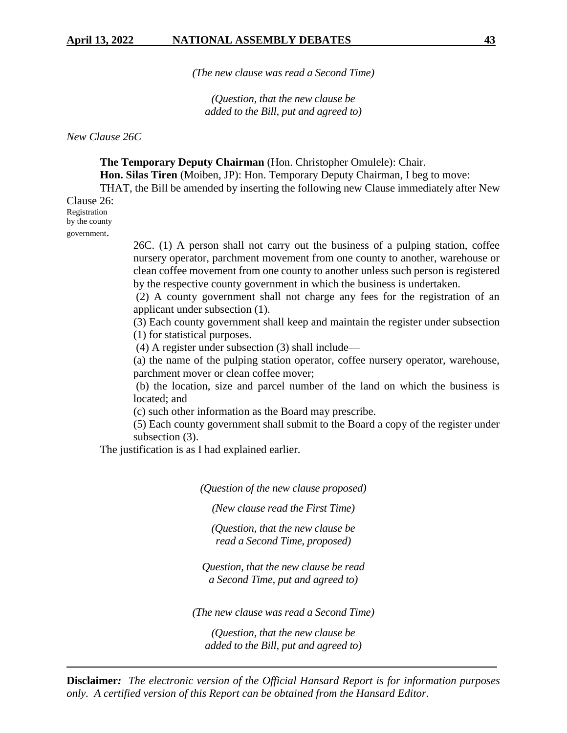*(The new clause was read a Second Time)*

*(Question, that the new clause be added to the Bill, put and agreed to)*

*New Clause 26C*

**The Temporary Deputy Chairman** (Hon. Christopher Omulele): Chair.

**Hon. Silas Tiren** (Moiben, JP): Hon. Temporary Deputy Chairman, I beg to move:

THAT, the Bill be amended by inserting the following new Clause immediately after New Clause 26:

Registration by the county government.

26C. (1) A person shall not carry out the business of a pulping station, coffee nursery operator, parchment movement from one county to another, warehouse or clean coffee movement from one county to another unless such person is registered by the respective county government in which the business is undertaken.

(2) A county government shall not charge any fees for the registration of an applicant under subsection (1).

(3) Each county government shall keep and maintain the register under subsection (1) for statistical purposes.

(4) A register under subsection (3) shall include—

(a) the name of the pulping station operator, coffee nursery operator, warehouse, parchment mover or clean coffee mover;

(b) the location, size and parcel number of the land on which the business is located; and

(c) such other information as the Board may prescribe.

(5) Each county government shall submit to the Board a copy of the register under subsection (3).

The justification is as I had explained earlier.

*(Question of the new clause proposed)*

*(New clause read the First Time)*

*(Question, that the new clause be read a Second Time, proposed)*

*Question, that the new clause be read a Second Time, put and agreed to)*

*(The new clause was read a Second Time)*

*(Question, that the new clause be added to the Bill, put and agreed to)*

**Disclaimer***:* *The electronic version of the Official Hansard Report is for information purposes only. A certified version of this Report can be obtained from the Hansard Editor.*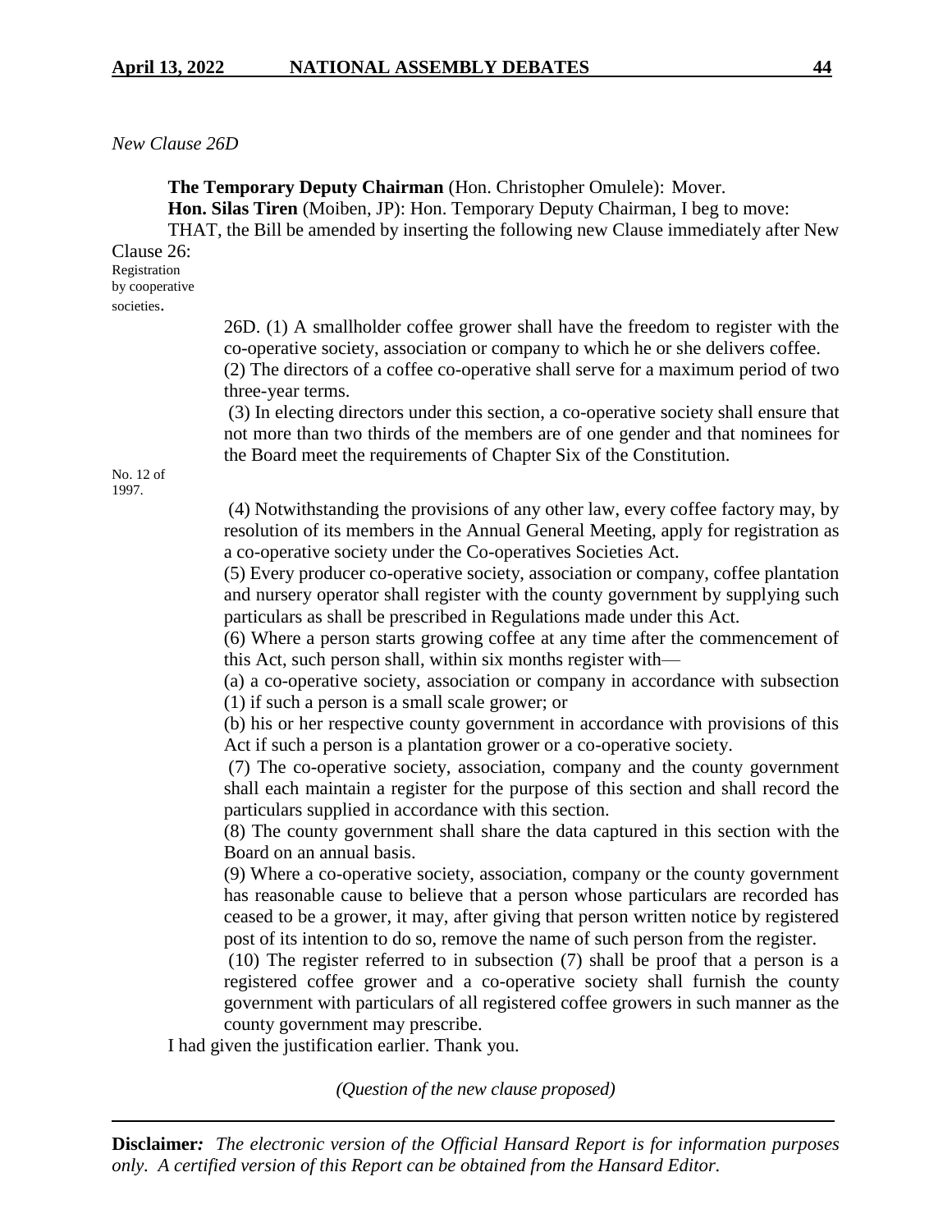*New Clause 26D*

**The Temporary Deputy Chairman** (Hon. Christopher Omulele): Mover.

**Hon. Silas Tiren** (Moiben, JP): Hon. Temporary Deputy Chairman, I beg to move:

THAT, the Bill be amended by inserting the following new Clause immediately after New Clause 26:

Registration by cooperative societies.

26D. (1) A smallholder coffee grower shall have the freedom to register with the co-operative society, association or company to which he or she delivers coffee.

(2) The directors of a coffee co-operative shall serve for a maximum period of two three-year terms.

(3) In electing directors under this section, a co-operative society shall ensure that not more than two thirds of the members are of one gender and that nominees for the Board meet the requirements of Chapter Six of the Constitution.

No. 12 of 1997.

(4) Notwithstanding the provisions of any other law, every coffee factory may, by resolution of its members in the Annual General Meeting, apply for registration as a co-operative society under the Co-operatives Societies Act.

(5) Every producer co-operative society, association or company, coffee plantation and nursery operator shall register with the county government by supplying such particulars as shall be prescribed in Regulations made under this Act.

(6) Where a person starts growing coffee at any time after the commencement of this Act, such person shall, within six months register with—

(a) a co-operative society, association or company in accordance with subsection (1) if such a person is a small scale grower; or

(b) his or her respective county government in accordance with provisions of this Act if such a person is a plantation grower or a co-operative society.

(7) The co-operative society, association, company and the county government shall each maintain a register for the purpose of this section and shall record the particulars supplied in accordance with this section.

(8) The county government shall share the data captured in this section with the Board on an annual basis.

(9) Where a co-operative society, association, company or the county government has reasonable cause to believe that a person whose particulars are recorded has ceased to be a grower, it may, after giving that person written notice by registered post of its intention to do so, remove the name of such person from the register.

(10) The register referred to in subsection (7) shall be proof that a person is a registered coffee grower and a co-operative society shall furnish the county government with particulars of all registered coffee growers in such manner as the county government may prescribe.

I had given the justification earlier. Thank you.

*(Question of the new clause proposed)*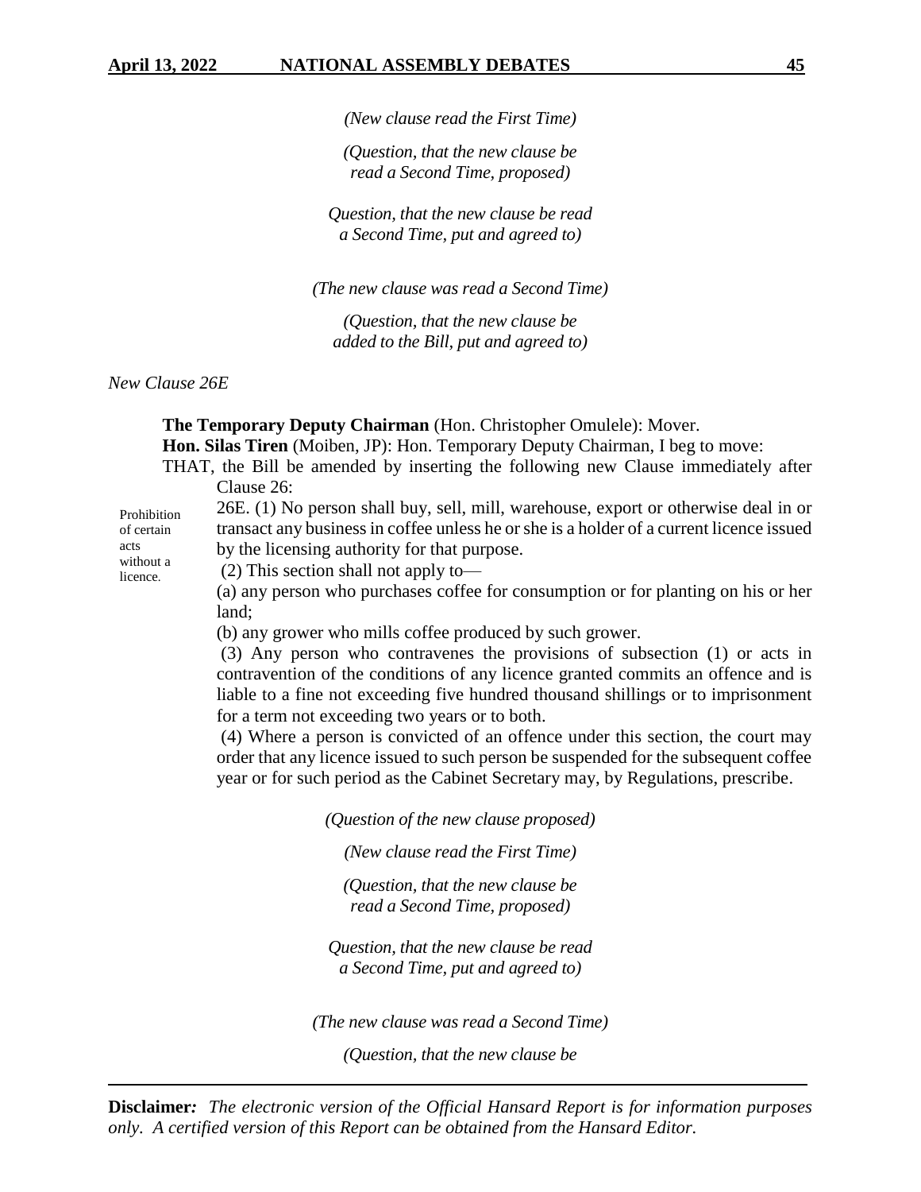*(New clause read the First Time)*

*(Question, that the new clause be read a Second Time, proposed)*

*Question, that the new clause be read a Second Time, put and agreed to)*

*(The new clause was read a Second Time)*

*(Question, that the new clause be added to the Bill, put and agreed to)*

*New Clause 26E*

**The Temporary Deputy Chairman** (Hon. Christopher Omulele): Mover.

**Hon. Silas Tiren** (Moiben, JP): Hon. Temporary Deputy Chairman, I beg to move:

THAT, the Bill be amended by inserting the following new Clause immediately after Clause 26:

Prohibition of certain acts without a licence.

26E. (1) No person shall buy, sell, mill, warehouse, export or otherwise deal in or transact any business in coffee unless he or she is a holder of a current licence issued by the licensing authority for that purpose.

(2) This section shall not apply to—

(a) any person who purchases coffee for consumption or for planting on his or her land;

(b) any grower who mills coffee produced by such grower.

(3) Any person who contravenes the provisions of subsection (1) or acts in contravention of the conditions of any licence granted commits an offence and is liable to a fine not exceeding five hundred thousand shillings or to imprisonment for a term not exceeding two years or to both.

(4) Where a person is convicted of an offence under this section, the court may order that any licence issued to such person be suspended for the subsequent coffee year or for such period as the Cabinet Secretary may, by Regulations, prescribe.

*(Question of the new clause proposed)*

*(New clause read the First Time)*

*(Question, that the new clause be read a Second Time, proposed)*

*Question, that the new clause be read a Second Time, put and agreed to)*

*(The new clause was read a Second Time)*

*(Question, that the new clause be*

**Disclaimer***: The electronic version of the Official Hansard Report is for information purposes only. A certified version of this Report can be obtained from the Hansard Editor.*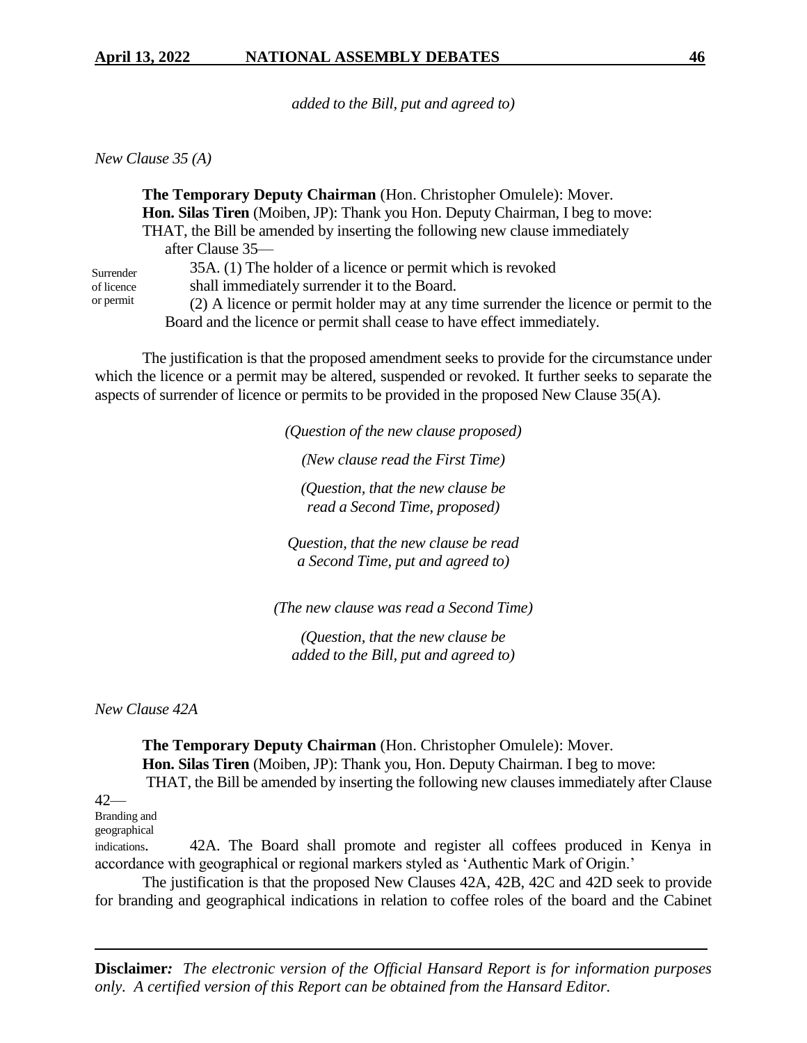*added to the Bill, put and agreed to)*

*New Clause 35 (A)*

**The Temporary Deputy Chairman** (Hon. Christopher Omulele): Mover.

**Hon. Silas Tiren** (Moiben, JP): Thank you Hon. Deputy Chairman, I beg to move:

THAT, the Bill be amended by inserting the following new clause immediately after Clause 35—

Surrender of licence or permit

35A. (1) The holder of a licence or permit which is revoked shall immediately surrender it to the Board.

(2) A licence or permit holder may at any time surrender the licence or permit to the Board and the licence or permit shall cease to have effect immediately.

The justification is that the proposed amendment seeks to provide for the circumstance under which the licence or a permit may be altered, suspended or revoked. It further seeks to separate the aspects of surrender of licence or permits to be provided in the proposed New Clause 35(A).

*(Question of the new clause proposed)*

*(New clause read the First Time)*

*(Question, that the new clause be read a Second Time, proposed)*

*Question, that the new clause be read a Second Time, put and agreed to)*

*(The new clause was read a Second Time)*

*(Question, that the new clause be added to the Bill, put and agreed to)*

*New Clause 42A*

**The Temporary Deputy Chairman** (Hon. Christopher Omulele): Mover.

**Hon. Silas Tiren** (Moiben, JP): Thank you, Hon. Deputy Chairman. I beg to move:

THAT, the Bill be amended by inserting the following new clauses immediately after Clause 42—

Branding and geographical indications.

42A. The Board shall promote and register all coffees produced in Kenya in accordance with geographical or regional markers styled as 'Authentic Mark of Origin.'

The justification is that the proposed New Clauses 42A, 42B, 42C and 42D seek to provide for branding and geographical indications in relation to coffee roles of the board and the Cabinet

**Disclaimer***:* *The electronic version of the Official Hansard Report is for information purposes only. A certified version of this Report can be obtained from the Hansard Editor.*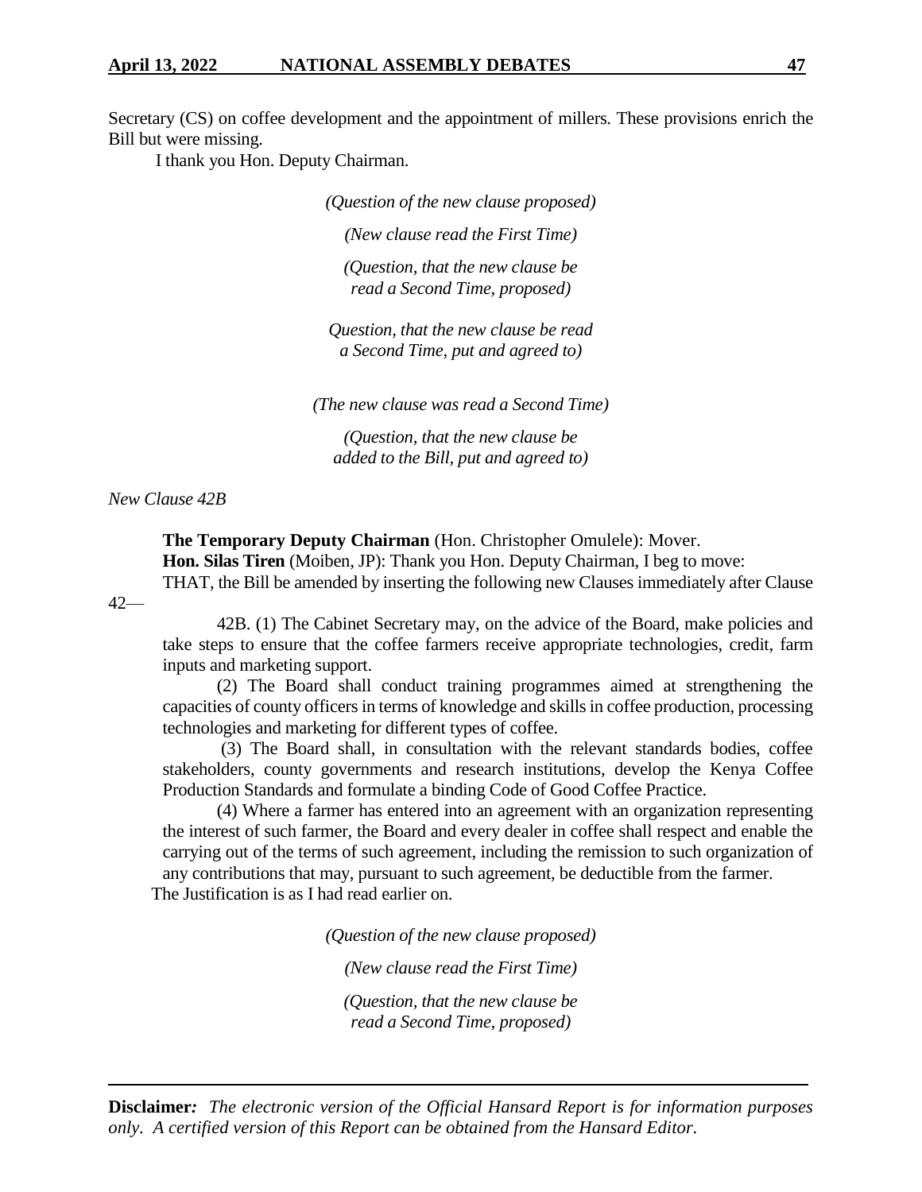Secretary (CS) on coffee development and the appointment of millers. These provisions enrich the Bill but were missing.

I thank you Hon. Deputy Chairman.

*(Question of the new clause proposed)*

*(New clause read the First Time)*

*(Question, that the new clause be read a Second Time, proposed)*

*Question, that the new clause be read a Second Time, put and agreed to)*

*(The new clause was read a Second Time)*

*(Question, that the new clause be added to the Bill, put and agreed to)*

*New Clause 42B*

**The Temporary Deputy Chairman** (Hon. Christopher Omulele): Mover.

**Hon. Silas Tiren** (Moiben, JP): Thank you Hon. Deputy Chairman, I beg to move:

THAT, the Bill be amended by inserting the following new Clauses immediately after Clause 42—

> 42B. (1) The Cabinet Secretary may, on the advice of the Board, make policies and take steps to ensure that the coffee farmers receive appropriate technologies, credit, farm inputs and marketing support.
>
> (2) The Board shall conduct training programmes aimed at strengthening the capacities of county officers in terms of knowledge and skills in coffee production, processing technologies and marketing for different types of coffee.
>
> (3) The Board shall, in consultation with the relevant standards bodies, coffee stakeholders, county governments and research institutions, develop the Kenya Coffee Production Standards and formulate a binding Code of Good Coffee Practice.
>
> (4) Where a farmer has entered into an agreement with an organization representing the interest of such farmer, the Board and every dealer in coffee shall respect and enable the carrying out of the terms of such agreement, including the remission to such organization of any contributions that may, pursuant to such agreement, be deductible from the farmer.

The Justification is as I had read earlier on.

*(Question of the new clause proposed)*

*(New clause read the First Time)*

*(Question, that the new clause be read a Second Time, proposed)*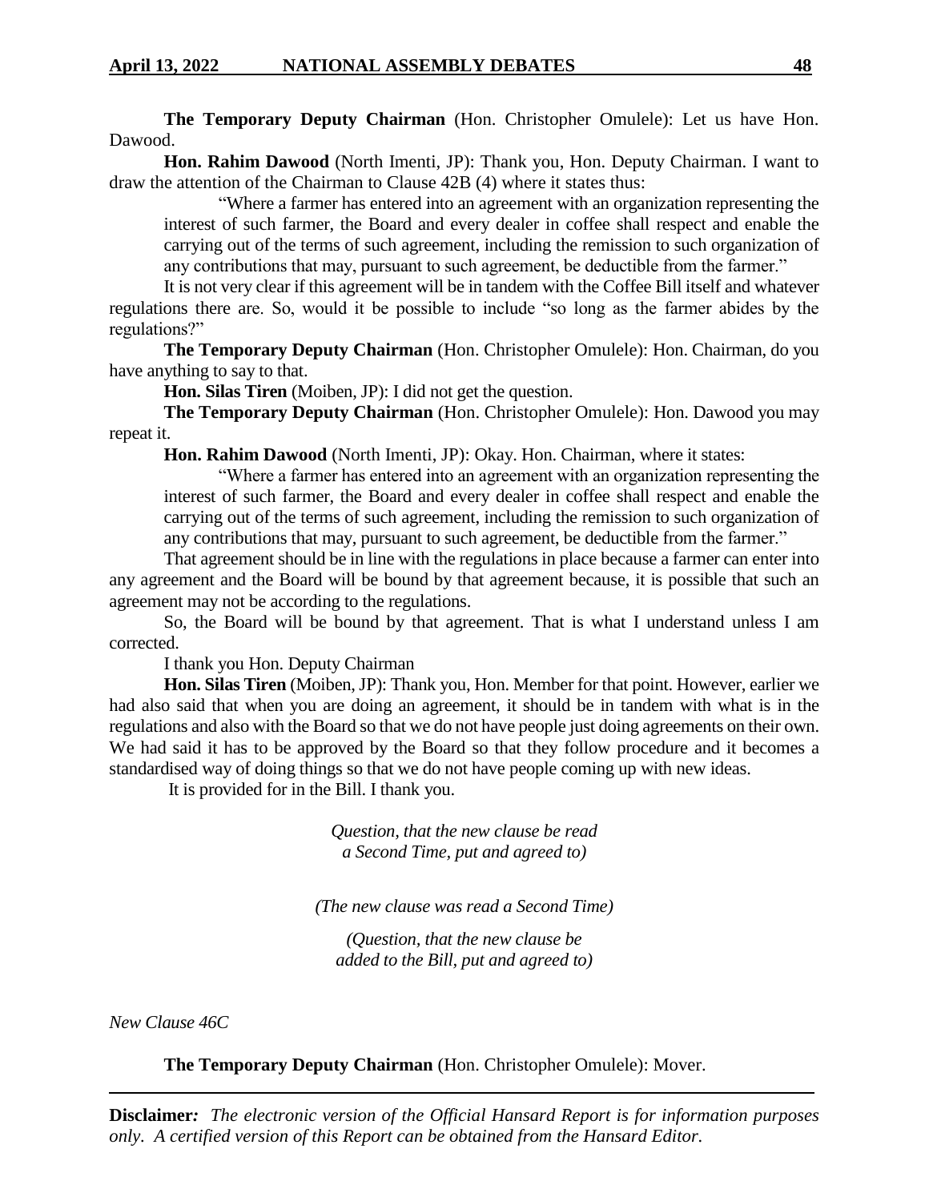**The Temporary Deputy Chairman** (Hon. Christopher Omulele): Let us have Hon. Dawood.

**Hon. Rahim Dawood** (North Imenti, JP): Thank you, Hon. Deputy Chairman. I want to draw the attention of the Chairman to Clause 42B (4) where it states thus:

> "Where a farmer has entered into an agreement with an organization representing the interest of such farmer, the Board and every dealer in coffee shall respect and enable the carrying out of the terms of such agreement, including the remission to such organization of any contributions that may, pursuant to such agreement, be deductible from the farmer."

It is not very clear if this agreement will be in tandem with the Coffee Bill itself and whatever regulations there are. So, would it be possible to include "so long as the farmer abides by the regulations?"

**The Temporary Deputy Chairman** (Hon. Christopher Omulele): Hon. Chairman, do you have anything to say to that.

**Hon. Silas Tiren** (Moiben, JP): I did not get the question.

**The Temporary Deputy Chairman** (Hon. Christopher Omulele): Hon. Dawood you may repeat it.

**Hon. Rahim Dawood** (North Imenti, JP): Okay. Hon. Chairman, where it states:

> "Where a farmer has entered into an agreement with an organization representing the interest of such farmer, the Board and every dealer in coffee shall respect and enable the carrying out of the terms of such agreement, including the remission to such organization of any contributions that may, pursuant to such agreement, be deductible from the farmer."

That agreement should be in line with the regulations in place because a farmer can enter into any agreement and the Board will be bound by that agreement because, it is possible that such an agreement may not be according to the regulations.

So, the Board will be bound by that agreement. That is what I understand unless I am corrected.

I thank you Hon. Deputy Chairman

**Hon. Silas Tiren** (Moiben, JP): Thank you, Hon. Member for that point. However, earlier we had also said that when you are doing an agreement, it should be in tandem with what is in the regulations and also with the Board so that we do not have people just doing agreements on their own. We had said it has to be approved by the Board so that they follow procedure and it becomes a standardised way of doing things so that we do not have people coming up with new ideas.

It is provided for in the Bill. I thank you.

*Question, that the new clause be read a Second Time, put and agreed to)*

*(The new clause was read a Second Time)*

*(Question, that the new clause be added to the Bill, put and agreed to)*

*New Clause 46C*

**The Temporary Deputy Chairman** (Hon. Christopher Omulele): Mover.

---

**Disclaimer***:* *The electronic version of the Official Hansard Report is for information purposes only. A certified version of this Report can be obtained from the Hansard Editor.*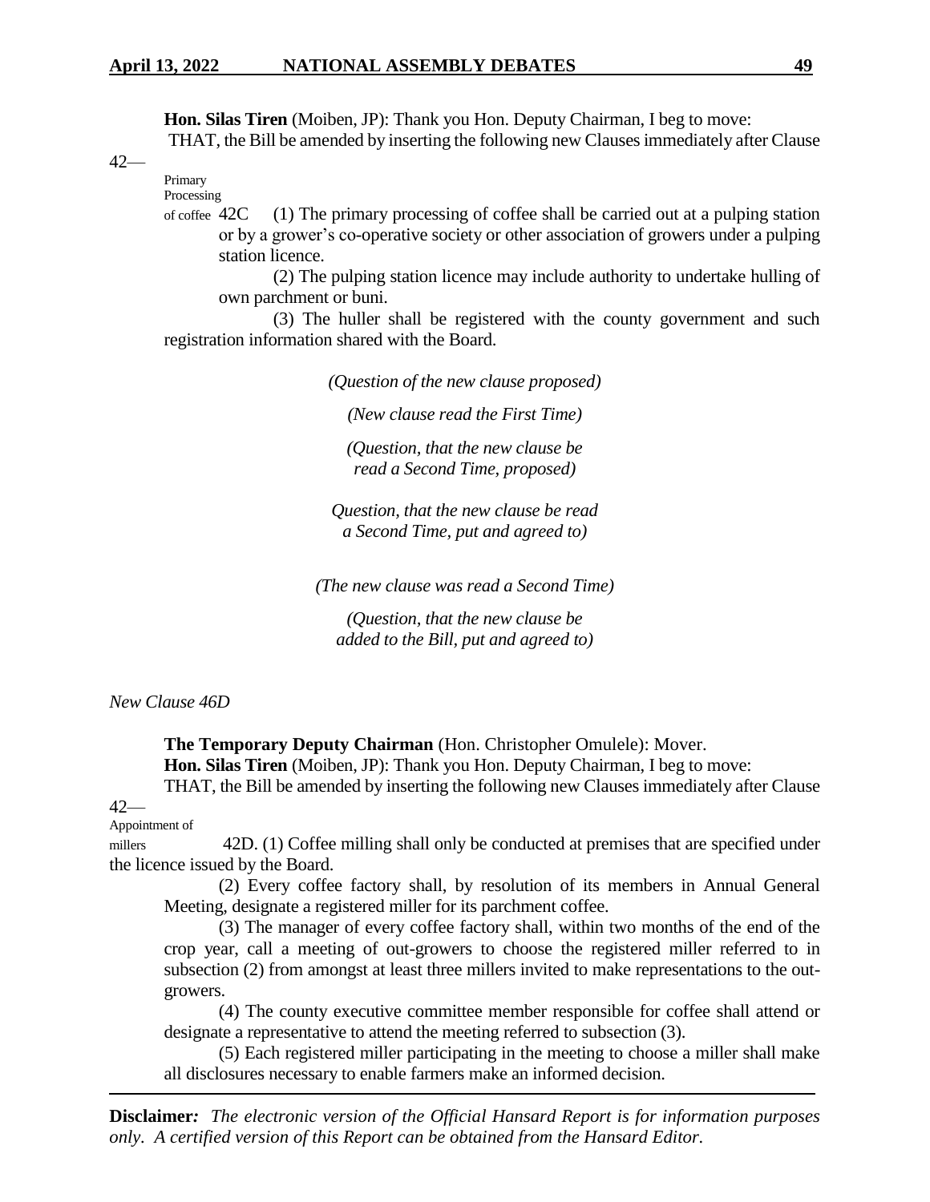**Hon. Silas Tiren** (Moiben, JP): Thank you Hon. Deputy Chairman, I beg to move:

THAT, the Bill be amended by inserting the following new Clauses immediately after Clause 42—

Primary Processing of coffee 42C (1) The primary processing of coffee shall be carried out at a pulping station or by a grower's co-operative society or other association of growers under a pulping station licence.

(2) The pulping station licence may include authority to undertake hulling of own parchment or buni.

(3) The huller shall be registered with the county government and such registration information shared with the Board.

*(Question of the new clause proposed)*

*(New clause read the First Time)*

*(Question, that the new clause be read a Second Time, proposed)*

*Question, that the new clause be read a Second Time, put and agreed to)*

*(The new clause was read a Second Time)*

*(Question, that the new clause be added to the Bill, put and agreed to)*

*New Clause 46D*

**The Temporary Deputy Chairman** (Hon. Christopher Omulele): Mover.

**Hon. Silas Tiren** (Moiben, JP): Thank you Hon. Deputy Chairman, I beg to move:

THAT, the Bill be amended by inserting the following new Clauses immediately after Clause 42—

Appointment of millers 42D. (1) Coffee milling shall only be conducted at premises that are specified under the licence issued by the Board.

(2) Every coffee factory shall, by resolution of its members in Annual General Meeting, designate a registered miller for its parchment coffee.

(3) The manager of every coffee factory shall, within two months of the end of the crop year, call a meeting of out-growers to choose the registered miller referred to in subsection (2) from amongst at least three millers invited to make representations to the out-growers.

(4) The county executive committee member responsible for coffee shall attend or designate a representative to attend the meeting referred to subsection (3).

(5) Each registered miller participating in the meeting to choose a miller shall make all disclosures necessary to enable farmers make an informed decision.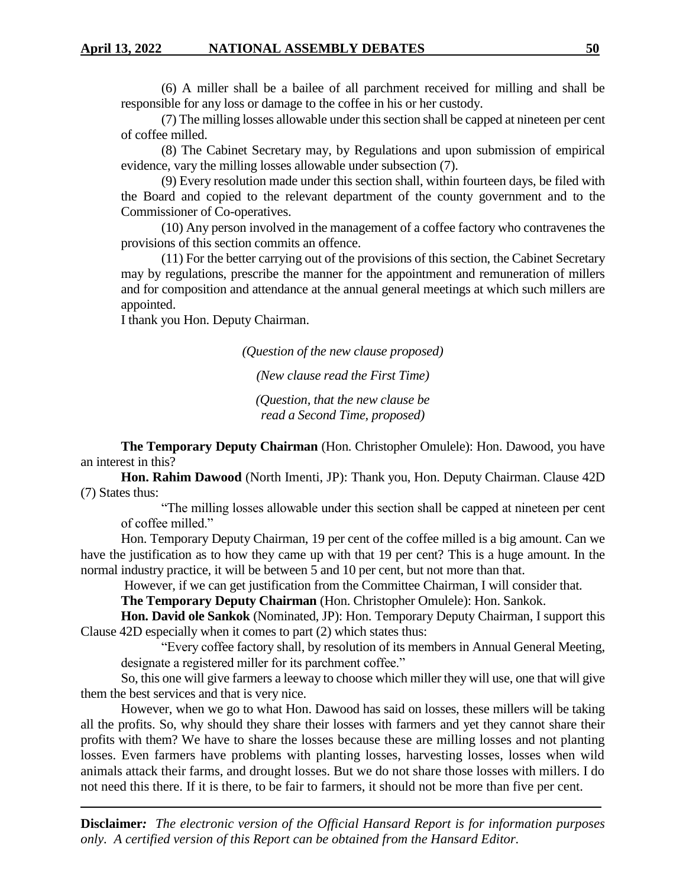(6) A miller shall be a bailee of all parchment received for milling and shall be responsible for any loss or damage to the coffee in his or her custody.

(7) The milling losses allowable under this section shall be capped at nineteen per cent of coffee milled.

(8) The Cabinet Secretary may, by Regulations and upon submission of empirical evidence, vary the milling losses allowable under subsection (7).

(9) Every resolution made under this section shall, within fourteen days, be filed with the Board and copied to the relevant department of the county government and to the Commissioner of Co-operatives.

(10) Any person involved in the management of a coffee factory who contravenes the provisions of this section commits an offence.

(11) For the better carrying out of the provisions of this section, the Cabinet Secretary may by regulations, prescribe the manner for the appointment and remuneration of millers and for composition and attendance at the annual general meetings at which such millers are appointed.

I thank you Hon. Deputy Chairman.

*(Question of the new clause proposed)*

*(New clause read the First Time)*

*(Question, that the new clause be read a Second Time, proposed)*

**The Temporary Deputy Chairman** (Hon. Christopher Omulele): Hon. Dawood, you have an interest in this?

**Hon. Rahim Dawood** (North Imenti, JP): Thank you, Hon. Deputy Chairman. Clause 42D (7) States thus:

> "The milling losses allowable under this section shall be capped at nineteen per cent of coffee milled."

Hon. Temporary Deputy Chairman, 19 per cent of the coffee milled is a big amount. Can we have the justification as to how they came up with that 19 per cent? This is a huge amount. In the normal industry practice, it will be between 5 and 10 per cent, but not more than that.

However, if we can get justification from the Committee Chairman, I will consider that.

**The Temporary Deputy Chairman** (Hon. Christopher Omulele): Hon. Sankok.

**Hon. David ole Sankok** (Nominated, JP): Hon. Temporary Deputy Chairman, I support this Clause 42D especially when it comes to part (2) which states thus:

> "Every coffee factory shall, by resolution of its members in Annual General Meeting, designate a registered miller for its parchment coffee."

So, this one will give farmers a leeway to choose which miller they will use, one that will give them the best services and that is very nice.

However, when we go to what Hon. Dawood has said on losses, these millers will be taking all the profits. So, why should they share their losses with farmers and yet they cannot share their profits with them? We have to share the losses because these are milling losses and not planting losses. Even farmers have problems with planting losses, harvesting losses, losses when wild animals attack their farms, and drought losses. But we do not share those losses with millers. I do not need this there. If it is there, to be fair to farmers, it should not be more than five per cent.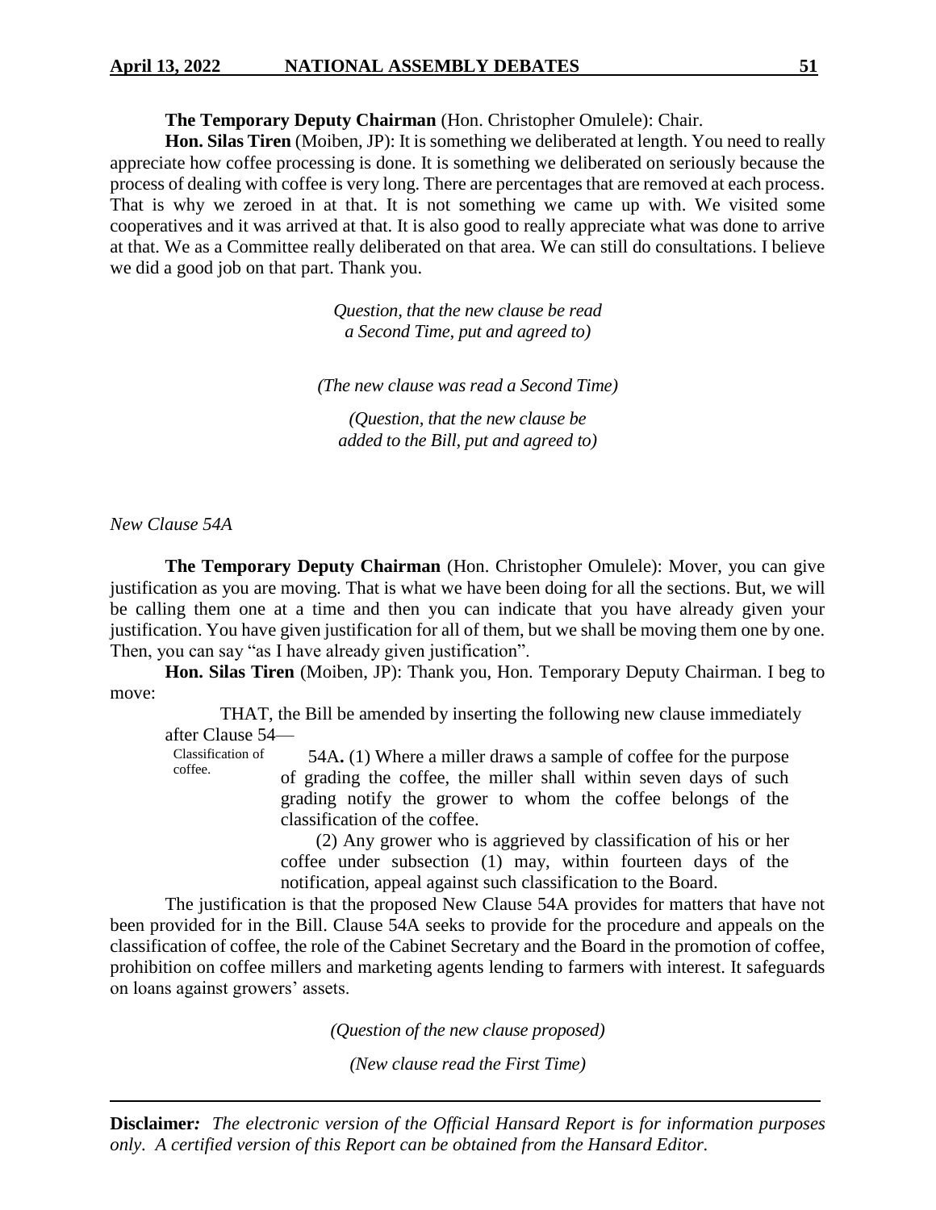**The Temporary Deputy Chairman** (Hon. Christopher Omulele): Chair.

**Hon. Silas Tiren** (Moiben, JP): It is something we deliberated at length. You need to really appreciate how coffee processing is done. It is something we deliberated on seriously because the process of dealing with coffee is very long. There are percentages that are removed at each process. That is why we zeroed in at that. It is not something we came up with. We visited some cooperatives and it was arrived at that. It is also good to really appreciate what was done to arrive at that. We as a Committee really deliberated on that area. We can still do consultations. I believe we did a good job on that part. Thank you.

*Question, that the new clause be read a Second Time, put and agreed to)*

*(The new clause was read a Second Time)*

*(Question, that the new clause be added to the Bill, put and agreed to)*

*New Clause 54A*

**The Temporary Deputy Chairman** (Hon. Christopher Omulele): Mover, you can give justification as you are moving. That is what we have been doing for all the sections. But, we will be calling them one at a time and then you can indicate that you have already given your justification. You have given justification for all of them, but we shall be moving them one by one. Then, you can say "as I have already given justification".

**Hon. Silas Tiren** (Moiben, JP): Thank you, Hon. Temporary Deputy Chairman. I beg to move:

> THAT, the Bill be amended by inserting the following new clause immediately after Clause 54—
>
> Classification of coffee.
>
> 54A**.** (1) Where a miller draws a sample of coffee for the purpose of grading the coffee, the miller shall within seven days of such grading notify the grower to whom the coffee belongs of the classification of the coffee.
>
> (2) Any grower who is aggrieved by classification of his or her coffee under subsection (1) may, within fourteen days of the notification, appeal against such classification to the Board.

The justification is that the proposed New Clause 54A provides for matters that have not been provided for in the Bill. Clause 54A seeks to provide for the procedure and appeals on the classification of coffee, the role of the Cabinet Secretary and the Board in the promotion of coffee, prohibition on coffee millers and marketing agents lending to farmers with interest. It safeguards on loans against growers' assets.

*(Question of the new clause proposed)*

*(New clause read the First Time)*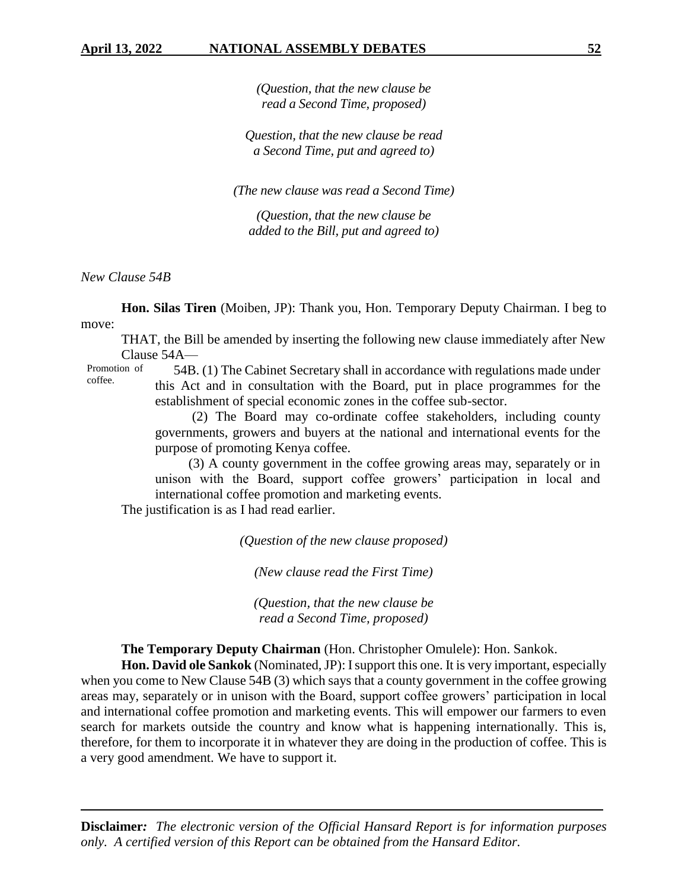*(Question, that the new clause be read a Second Time, proposed)*

*Question, that the new clause be read a Second Time, put and agreed to)*

*(The new clause was read a Second Time)*

*(Question, that the new clause be added to the Bill, put and agreed to)*

*New Clause 54B*

**Hon. Silas Tiren** (Moiben, JP): Thank you, Hon. Temporary Deputy Chairman. I beg to move:

THAT, the Bill be amended by inserting the following new clause immediately after New Clause 54A—

Promotion of coffee.

54B. (1) The Cabinet Secretary shall in accordance with regulations made under this Act and in consultation with the Board, put in place programmes for the establishment of special economic zones in the coffee sub-sector.

(2) The Board may co-ordinate coffee stakeholders, including county governments, growers and buyers at the national and international events for the purpose of promoting Kenya coffee.

(3) A county government in the coffee growing areas may, separately or in unison with the Board, support coffee growers' participation in local and international coffee promotion and marketing events.

The justification is as I had read earlier.

*(Question of the new clause proposed)*

*(New clause read the First Time)*

*(Question, that the new clause be read a Second Time, proposed)*

**The Temporary Deputy Chairman** (Hon. Christopher Omulele): Hon. Sankok.

**Hon. David ole Sankok** (Nominated, JP): I support this one. It is very important, especially when you come to New Clause 54B (3) which says that a county government in the coffee growing areas may, separately or in unison with the Board, support coffee growers' participation in local and international coffee promotion and marketing events. This will empower our farmers to even search for markets outside the country and know what is happening internationally. This is, therefore, for them to incorporate it in whatever they are doing in the production of coffee. This is a very good amendment. We have to support it.

**Disclaimer***: The electronic version of the Official Hansard Report is for information purposes only. A certified version of this Report can be obtained from the Hansard Editor.*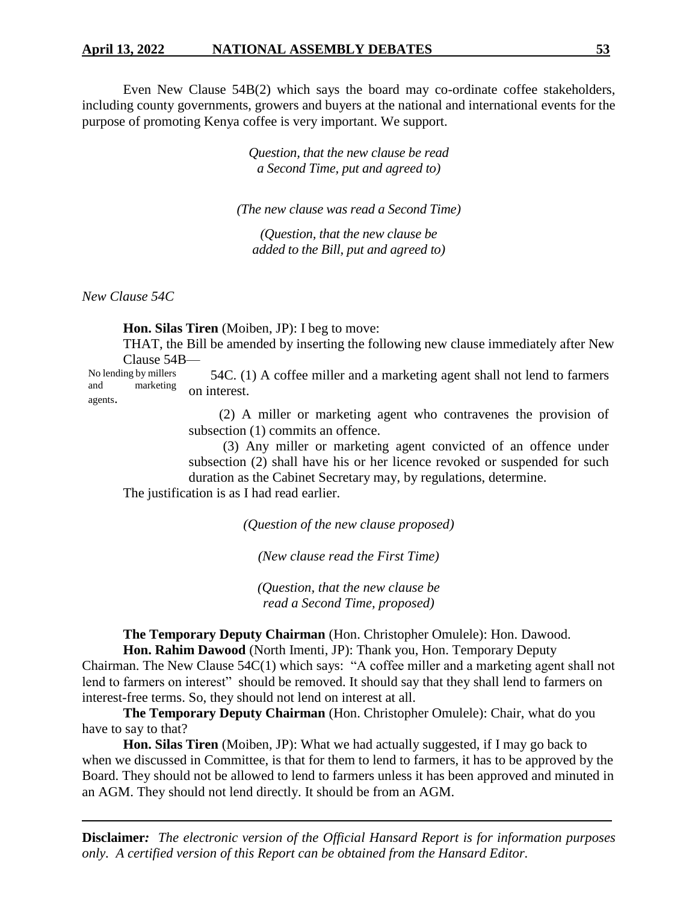Even New Clause 54B(2) which says the board may co-ordinate coffee stakeholders, including county governments, growers and buyers at the national and international events for the purpose of promoting Kenya coffee is very important. We support.

*Question, that the new clause be read a Second Time, put and agreed to)*

*(The new clause was read a Second Time)*

*(Question, that the new clause be added to the Bill, put and agreed to)*

*New Clause 54C*

**Hon. Silas Tiren** (Moiben, JP): I beg to move:

THAT, the Bill be amended by inserting the following new clause immediately after New Clause 54B—

No lending by millers and marketing agents.

54C. (1) A coffee miller and a marketing agent shall not lend to farmers on interest.

(2) A miller or marketing agent who contravenes the provision of subsection (1) commits an offence.

(3) Any miller or marketing agent convicted of an offence under subsection (2) shall have his or her licence revoked or suspended for such duration as the Cabinet Secretary may, by regulations, determine.

The justification is as I had read earlier.

*(Question of the new clause proposed)*

*(New clause read the First Time)*

*(Question, that the new clause be read a Second Time, proposed)*

**The Temporary Deputy Chairman** (Hon. Christopher Omulele): Hon. Dawood.

**Hon. Rahim Dawood** (North Imenti, JP): Thank you, Hon. Temporary Deputy Chairman. The New Clause 54C(1) which says: "A coffee miller and a marketing agent shall not lend to farmers on interest" should be removed. It should say that they shall lend to farmers on interest-free terms. So, they should not lend on interest at all.

**The Temporary Deputy Chairman** (Hon. Christopher Omulele): Chair, what do you have to say to that?

**Hon. Silas Tiren** (Moiben, JP): What we had actually suggested, if I may go back to when we discussed in Committee, is that for them to lend to farmers, it has to be approved by the Board. They should not be allowed to lend to farmers unless it has been approved and minuted in an AGM. They should not lend directly. It should be from an AGM.

**Disclaimer***: The electronic version of the Official Hansard Report is for information purposes only. A certified version of this Report can be obtained from the Hansard Editor.*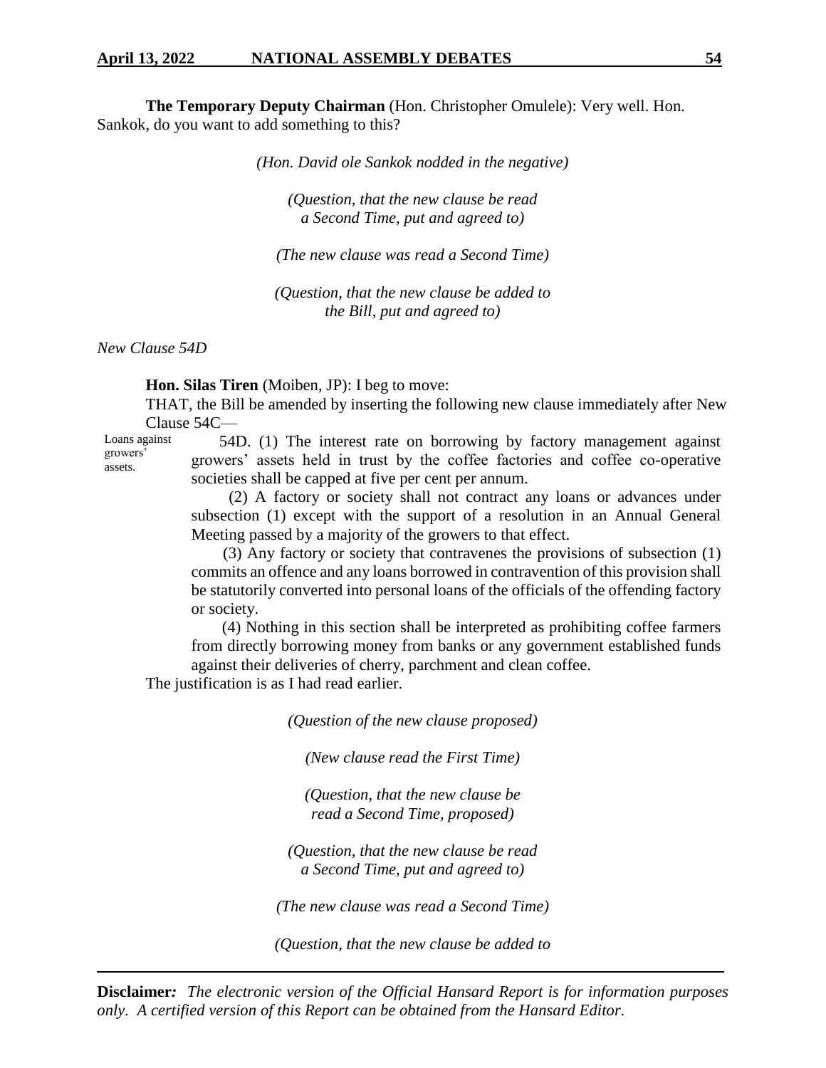**The Temporary Deputy Chairman** (Hon. Christopher Omulele): Very well. Hon. Sankok, do you want to add something to this?

*(Hon. David ole Sankok nodded in the negative)*

*(Question, that the new clause be read a Second Time, put and agreed to)*

*(The new clause was read a Second Time)*

*(Question, that the new clause be added to the Bill, put and agreed to)*

*New Clause 54D*

**Hon. Silas Tiren** (Moiben, JP): I beg to move:

THAT, the Bill be amended by inserting the following new clause immediately after New Clause 54C—

Loans against growers' assets.

54D. (1) The interest rate on borrowing by factory management against growers' assets held in trust by the coffee factories and coffee co-operative societies shall be capped at five per cent per annum.

(2) A factory or society shall not contract any loans or advances under subsection (1) except with the support of a resolution in an Annual General Meeting passed by a majority of the growers to that effect.

(3) Any factory or society that contravenes the provisions of subsection (1) commits an offence and any loans borrowed in contravention of this provision shall be statutorily converted into personal loans of the officials of the offending factory or society.

(4) Nothing in this section shall be interpreted as prohibiting coffee farmers from directly borrowing money from banks or any government established funds against their deliveries of cherry, parchment and clean coffee.

The justification is as I had read earlier.

*(Question of the new clause proposed)*

*(New clause read the First Time)*

*(Question, that the new clause be read a Second Time, proposed)*

*(Question, that the new clause be read a Second Time, put and agreed to)*

*(The new clause was read a Second Time)*

*(Question, that the new clause be added to*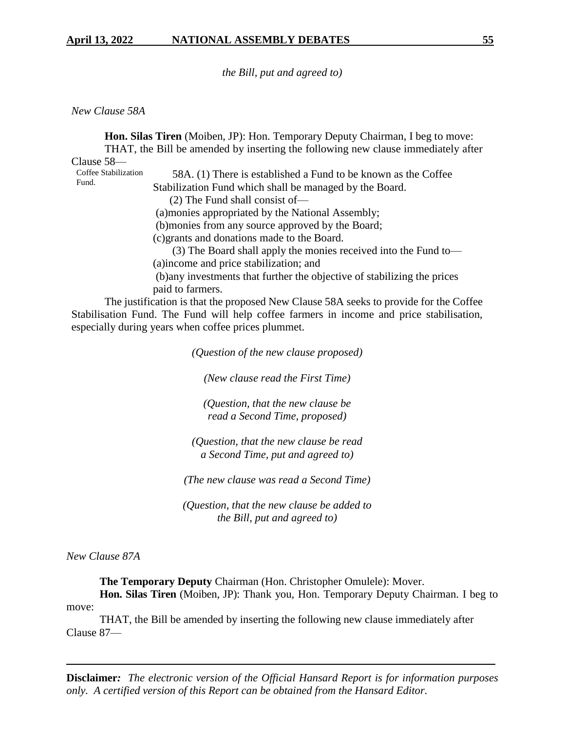*the Bill, put and agreed to)*

*New Clause 58A*

**Hon. Silas Tiren** (Moiben, JP): Hon. Temporary Deputy Chairman, I beg to move:

THAT, the Bill be amended by inserting the following new clause immediately after Clause 58—

Coffee Stabilization Fund.

58A. (1) There is established a Fund to be known as the Coffee Stabilization Fund which shall be managed by the Board.

(2) The Fund shall consist of—

(a)monies appropriated by the National Assembly;

(b)monies from any source approved by the Board;

(c)grants and donations made to the Board.

(3) The Board shall apply the monies received into the Fund to—

(a)income and price stabilization; and

(b)any investments that further the objective of stabilizing the prices paid to farmers.

The justification is that the proposed New Clause 58A seeks to provide for the Coffee Stabilisation Fund. The Fund will help coffee farmers in income and price stabilisation, especially during years when coffee prices plummet.

*(Question of the new clause proposed)*

*(New clause read the First Time)*

*(Question, that the new clause be read a Second Time, proposed)*

*(Question, that the new clause be read a Second Time, put and agreed to)*

*(The new clause was read a Second Time)*

*(Question, that the new clause be added to the Bill, put and agreed to)*

*New Clause 87A*

**The Temporary Deputy** Chairman (Hon. Christopher Omulele): Mover.

**Hon. Silas Tiren** (Moiben, JP): Thank you, Hon. Temporary Deputy Chairman. I beg to move:

THAT, the Bill be amended by inserting the following new clause immediately after Clause 87—

**Disclaimer***:* *The electronic version of the Official Hansard Report is for information purposes only. A certified version of this Report can be obtained from the Hansard Editor.*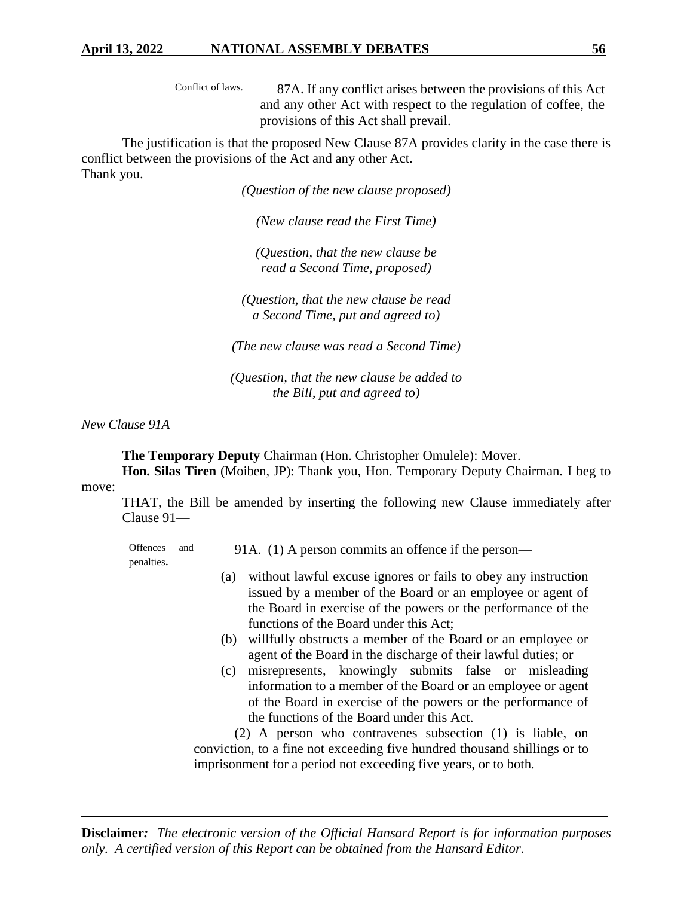Conflict of laws. 87A. If any conflict arises between the provisions of this Act and any other Act with respect to the regulation of coffee, the provisions of this Act shall prevail.

The justification is that the proposed New Clause 87A provides clarity in the case there is conflict between the provisions of the Act and any other Act.
Thank you.

*(Question of the new clause proposed)*

*(New clause read the First Time)*

*(Question, that the new clause be read a Second Time, proposed)*

*(Question, that the new clause be read a Second Time, put and agreed to)*

*(The new clause was read a Second Time)*

*(Question, that the new clause be added to the Bill, put and agreed to)*

*New Clause 91A*

**The Temporary Deputy** Chairman (Hon. Christopher Omulele): Mover.

**Hon. Silas Tiren** (Moiben, JP): Thank you, Hon. Temporary Deputy Chairman. I beg to move:

THAT, the Bill be amended by inserting the following new Clause immediately after Clause 91—

Offences and penalties. 91A. (1) A person commits an offence if the person—

(a) without lawful excuse ignores or fails to obey any instruction issued by a member of the Board or an employee or agent of the Board in exercise of the powers or the performance of the functions of the Board under this Act;

(b) willfully obstructs a member of the Board or an employee or agent of the Board in the discharge of their lawful duties; or

(c) misrepresents, knowingly submits false or misleading information to a member of the Board or an employee or agent of the Board in exercise of the powers or the performance of the functions of the Board under this Act.

(2) A person who contravenes subsection (1) is liable, on conviction, to a fine not exceeding five hundred thousand shillings or to imprisonment for a period not exceeding five years, or to both.

**Disclaimer***:* *The electronic version of the Official Hansard Report is for information purposes only. A certified version of this Report can be obtained from the Hansard Editor.*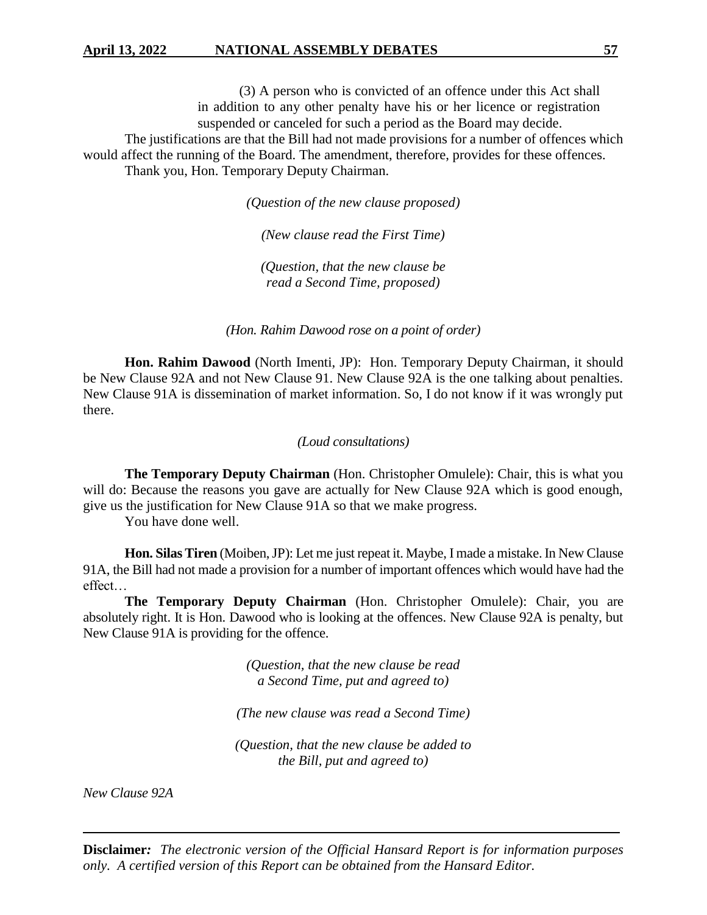(3) A person who is convicted of an offence under this Act shall in addition to any other penalty have his or her licence or registration suspended or canceled for such a period as the Board may decide.

The justifications are that the Bill had not made provisions for a number of offences which would affect the running of the Board. The amendment, therefore, provides for these offences.

Thank you, Hon. Temporary Deputy Chairman.

*(Question of the new clause proposed)*

*(New clause read the First Time)*

*(Question, that the new clause be read a Second Time, proposed)*

*(Hon. Rahim Dawood rose on a point of order)*

**Hon. Rahim Dawood** (North Imenti, JP): Hon. Temporary Deputy Chairman, it should be New Clause 92A and not New Clause 91. New Clause 92A is the one talking about penalties. New Clause 91A is dissemination of market information. So, I do not know if it was wrongly put there.

*(Loud consultations)*

**The Temporary Deputy Chairman** (Hon. Christopher Omulele): Chair, this is what you will do: Because the reasons you gave are actually for New Clause 92A which is good enough, give us the justification for New Clause 91A so that we make progress.

You have done well.

**Hon. Silas Tiren** (Moiben, JP): Let me just repeat it. Maybe, I made a mistake. In New Clause 91A, the Bill had not made a provision for a number of important offences which would have had the effect…

**The Temporary Deputy Chairman** (Hon. Christopher Omulele): Chair, you are absolutely right. It is Hon. Dawood who is looking at the offences. New Clause 92A is penalty, but New Clause 91A is providing for the offence.

*(Question, that the new clause be read a Second Time, put and agreed to)*

*(The new clause was read a Second Time)*

*(Question, that the new clause be added to the Bill, put and agreed to)*

*New Clause 92A*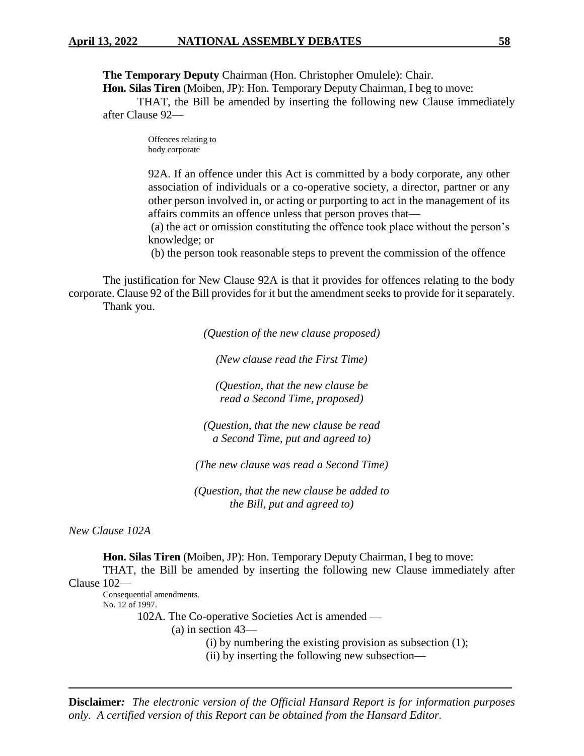**The Temporary Deputy** Chairman (Hon. Christopher Omulele): Chair.

**Hon. Silas Tiren** (Moiben, JP): Hon. Temporary Deputy Chairman, I beg to move:

THAT, the Bill be amended by inserting the following new Clause immediately after Clause 92—

Offences relating to body corporate

92A. If an offence under this Act is committed by a body corporate, any other association of individuals or a co-operative society, a director, partner or any other person involved in, or acting or purporting to act in the management of its affairs commits an offence unless that person proves that—

(a) the act or omission constituting the offence took place without the person's knowledge; or

(b) the person took reasonable steps to prevent the commission of the offence

The justification for New Clause 92A is that it provides for offences relating to the body corporate. Clause 92 of the Bill provides for it but the amendment seeks to provide for it separately.

Thank you.

*(Question of the new clause proposed)*

*(New clause read the First Time)*

*(Question, that the new clause be read a Second Time, proposed)*

*(Question, that the new clause be read a Second Time, put and agreed to)*

*(The new clause was read a Second Time)*

*(Question, that the new clause be added to the Bill, put and agreed to)*

*New Clause 102A*

**Hon. Silas Tiren** (Moiben, JP): Hon. Temporary Deputy Chairman, I beg to move:

THAT, the Bill be amended by inserting the following new Clause immediately after Clause 102—

Consequential amendments.
No. 12 of 1997.

102A. The Co-operative Societies Act is amended —

(a) in section 43—

(i) by numbering the existing provision as subsection (1);

(ii) by inserting the following new subsection—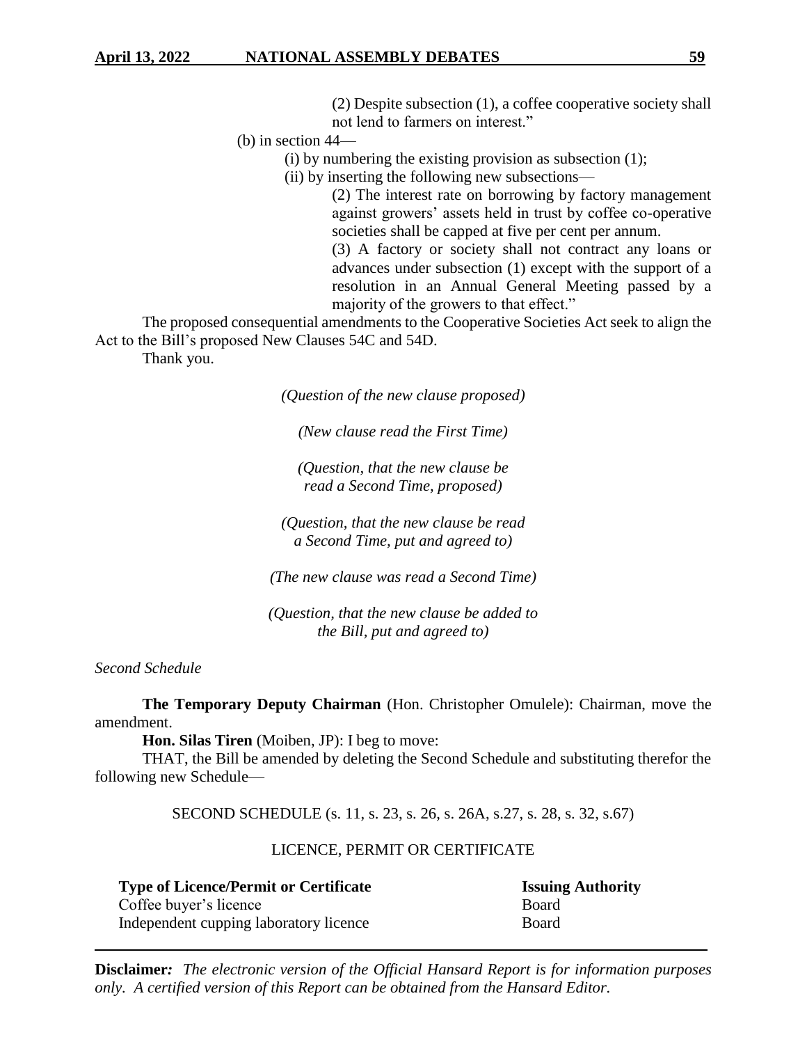(2) Despite subsection (1), a coffee cooperative society shall not lend to farmers on interest."

(b) in section 44—

(i) by numbering the existing provision as subsection (1);

(ii) by inserting the following new subsections—

(2) The interest rate on borrowing by factory management against growers' assets held in trust by coffee co-operative societies shall be capped at five per cent per annum.

(3) A factory or society shall not contract any loans or advances under subsection (1) except with the support of a resolution in an Annual General Meeting passed by a majority of the growers to that effect."

The proposed consequential amendments to the Cooperative Societies Act seek to align the Act to the Bill's proposed New Clauses 54C and 54D.

Thank you.

*(Question of the new clause proposed)*

*(New clause read the First Time)*

*(Question, that the new clause be read a Second Time, proposed)*

*(Question, that the new clause be read a Second Time, put and agreed to)*

*(The new clause was read a Second Time)*

*(Question, that the new clause be added to the Bill, put and agreed to)*

*Second Schedule*

**The Temporary Deputy Chairman** (Hon. Christopher Omulele): Chairman, move the amendment.

**Hon. Silas Tiren** (Moiben, JP): I beg to move:

THAT, the Bill be amended by deleting the Second Schedule and substituting therefor the following new Schedule—

SECOND SCHEDULE (s. 11, s. 23, s. 26, s. 26A, s.27, s. 28, s. 32, s.67)

LICENCE, PERMIT OR CERTIFICATE

| Type of Licence/Permit or Certificate | Issuing Authority |
|---|---|
| Coffee buyer's licence | Board |
| Independent cupping laboratory licence | Board |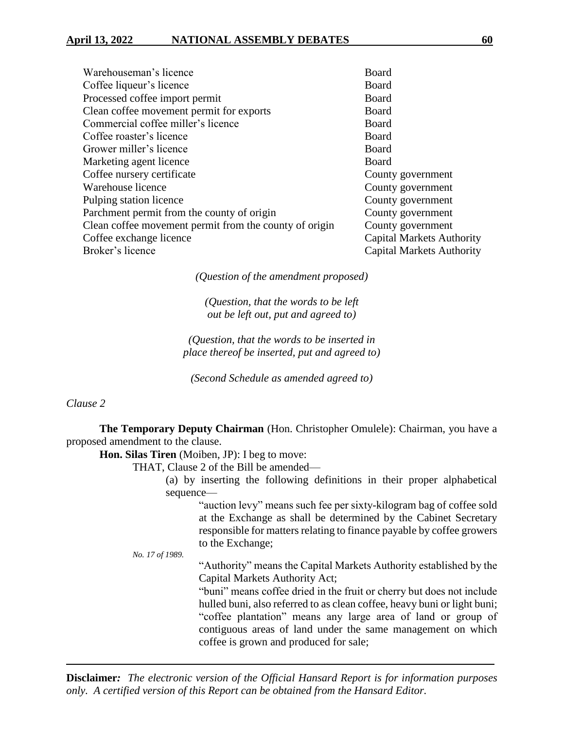| | |
|---|---|
| Warehouseman's licence | Board |
| Coffee liqueur's licence | Board |
| Processed coffee import permit | Board |
| Clean coffee movement permit for exports | Board |
| Commercial coffee miller's licence | Board |
| Coffee roaster's licence | Board |
| Grower miller's licence | Board |
| Marketing agent licence | Board |
| Coffee nursery certificate | County government |
| Warehouse licence | County government |
| Pulping station licence | County government |
| Parchment permit from the county of origin | County government |
| Clean coffee movement permit from the county of origin | County government |
| Coffee exchange licence | Capital Markets Authority |
| Broker's licence | Capital Markets Authority |

*(Question of the amendment proposed)*

*(Question, that the words to be left out be left out, put and agreed to)*

*(Question, that the words to be inserted in place thereof be inserted, put and agreed to)*

*(Second Schedule as amended agreed to)*

*Clause 2*

**The Temporary Deputy Chairman** (Hon. Christopher Omulele): Chairman, you have a proposed amendment to the clause.

**Hon. Silas Tiren** (Moiben, JP): I beg to move:

THAT, Clause 2 of the Bill be amended—

(a) by inserting the following definitions in their proper alphabetical sequence—

"auction levy" means such fee per sixty-kilogram bag of coffee sold at the Exchange as shall be determined by the Cabinet Secretary responsible for matters relating to finance payable by coffee growers to the Exchange;

*No. 17 of 1989.*

"Authority" means the Capital Markets Authority established by the Capital Markets Authority Act;

"buni" means coffee dried in the fruit or cherry but does not include hulled buni, also referred to as clean coffee, heavy buni or light buni;

"coffee plantation" means any large area of land or group of contiguous areas of land under the same management on which coffee is grown and produced for sale;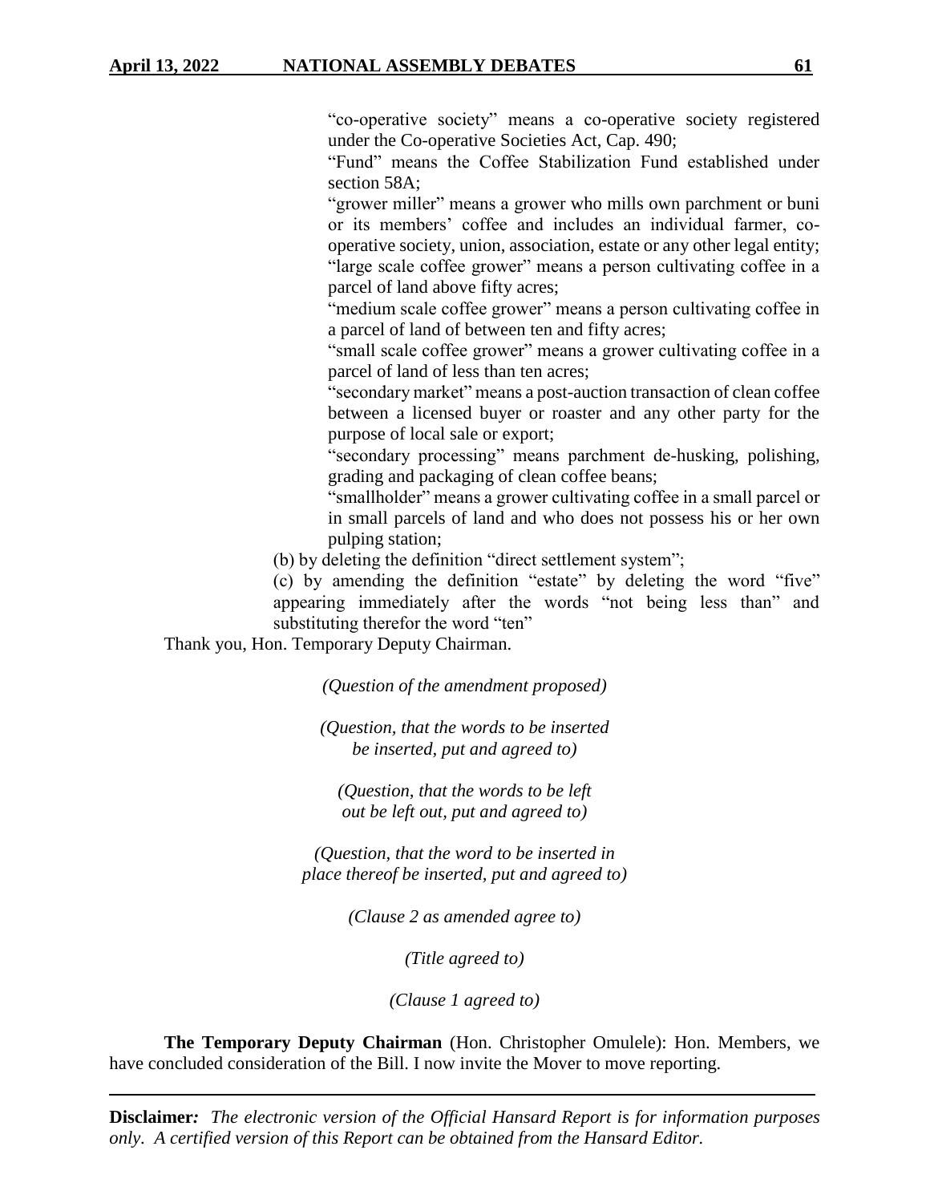"co-operative society" means a co-operative society registered under the Co-operative Societies Act, Cap. 490;

"Fund" means the Coffee Stabilization Fund established under section 58A;

"grower miller" means a grower who mills own parchment or buni or its members' coffee and includes an individual farmer, co-operative society, union, association, estate or any other legal entity;

"large scale coffee grower" means a person cultivating coffee in a parcel of land above fifty acres;

"medium scale coffee grower" means a person cultivating coffee in a parcel of land of between ten and fifty acres;

"small scale coffee grower" means a grower cultivating coffee in a parcel of land of less than ten acres;

"secondary market" means a post-auction transaction of clean coffee between a licensed buyer or roaster and any other party for the purpose of local sale or export;

"secondary processing" means parchment de-husking, polishing, grading and packaging of clean coffee beans;

"smallholder" means a grower cultivating coffee in a small parcel or in small parcels of land and who does not possess his or her own pulping station;

(b) by deleting the definition "direct settlement system";

(c) by amending the definition "estate" by deleting the word "five" appearing immediately after the words "not being less than" and substituting therefor the word "ten"

Thank you, Hon. Temporary Deputy Chairman.

*(Question of the amendment proposed)*

*(Question, that the words to be inserted be inserted, put and agreed to)*

*(Question, that the words to be left out be left out, put and agreed to)*

*(Question, that the word to be inserted in place thereof be inserted, put and agreed to)*

*(Clause 2 as amended agree to)*

*(Title agreed to)*

*(Clause 1 agreed to)*

**The Temporary Deputy Chairman** (Hon. Christopher Omulele): Hon. Members, we have concluded consideration of the Bill. I now invite the Mover to move reporting.

**Disclaimer:** *The electronic version of the Official Hansard Report is for information purposes only. A certified version of this Report can be obtained from the Hansard Editor.*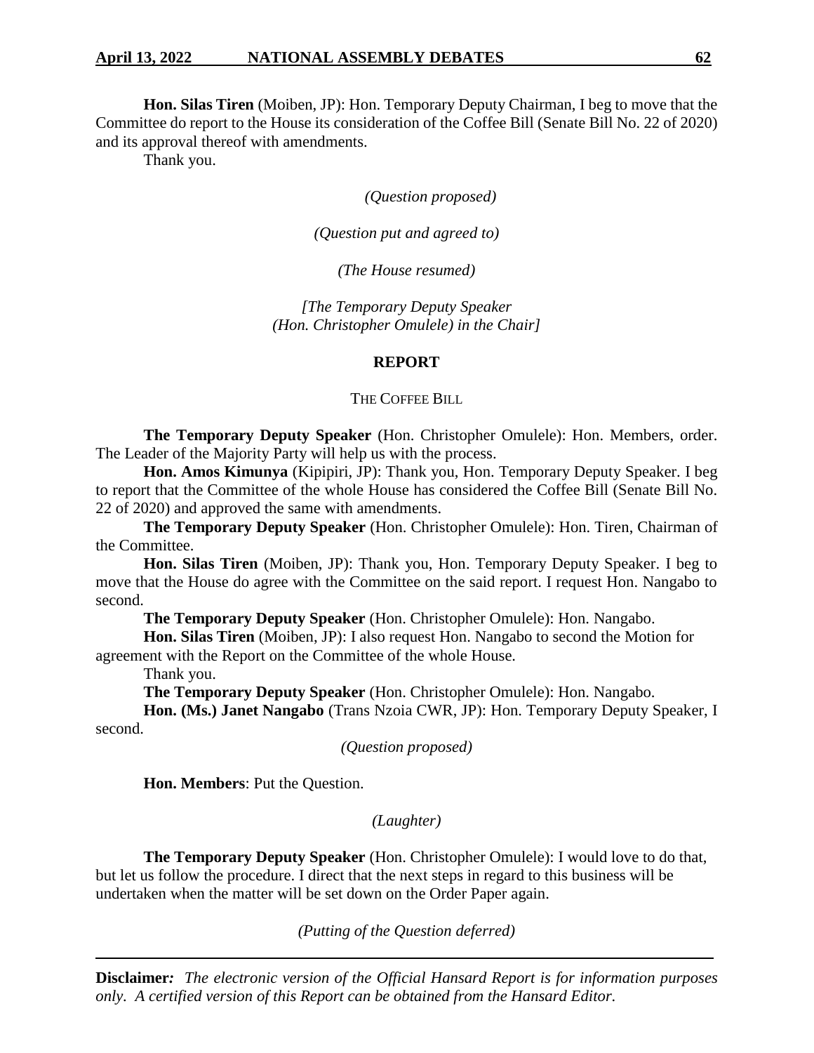**Hon. Silas Tiren** (Moiben, JP): Hon. Temporary Deputy Chairman, I beg to move that the Committee do report to the House its consideration of the Coffee Bill (Senate Bill No. 22 of 2020) and its approval thereof with amendments.

Thank you.

*(Question proposed)*

*(Question put and agreed to)*

*(The House resumed)*

*[The Temporary Deputy Speaker (Hon. Christopher Omulele) in the Chair]*

## REPORT

### THE COFFEE BILL

**The Temporary Deputy Speaker** (Hon. Christopher Omulele): Hon. Members, order. The Leader of the Majority Party will help us with the process.

**Hon. Amos Kimunya** (Kipipiri, JP): Thank you, Hon. Temporary Deputy Speaker. I beg to report that the Committee of the whole House has considered the Coffee Bill (Senate Bill No. 22 of 2020) and approved the same with amendments.

**The Temporary Deputy Speaker** (Hon. Christopher Omulele): Hon. Tiren, Chairman of the Committee.

**Hon. Silas Tiren** (Moiben, JP): Thank you, Hon. Temporary Deputy Speaker. I beg to move that the House do agree with the Committee on the said report. I request Hon. Nangabo to second.

**The Temporary Deputy Speaker** (Hon. Christopher Omulele): Hon. Nangabo.

**Hon. Silas Tiren** (Moiben, JP): I also request Hon. Nangabo to second the Motion for agreement with the Report on the Committee of the whole House.

Thank you.

**The Temporary Deputy Speaker** (Hon. Christopher Omulele): Hon. Nangabo.

**Hon. (Ms.) Janet Nangabo** (Trans Nzoia CWR, JP): Hon. Temporary Deputy Speaker, I second.

*(Question proposed)*

**Hon. Members**: Put the Question.

*(Laughter)*

**The Temporary Deputy Speaker** (Hon. Christopher Omulele): I would love to do that, but let us follow the procedure. I direct that the next steps in regard to this business will be undertaken when the matter will be set down on the Order Paper again.

*(Putting of the Question deferred)*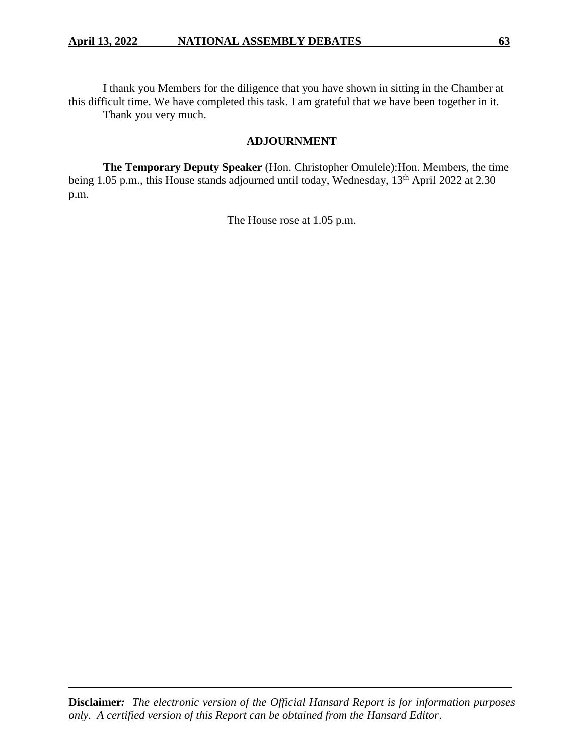I thank you Members for the diligence that you have shown in sitting in the Chamber at this difficult time. We have completed this task. I am grateful that we have been together in it.

Thank you very much.

## ADJOURNMENT

**The Temporary Deputy Speaker** (Hon. Christopher Omulele):Hon. Members, the time being 1.05 p.m., this House stands adjourned until today, Wednesday, 13th April 2022 at 2.30 p.m.

The House rose at 1.05 p.m.

**Disclaimer***:* *The electronic version of the Official Hansard Report is for information purposes only. A certified version of this Report can be obtained from the Hansard Editor.*